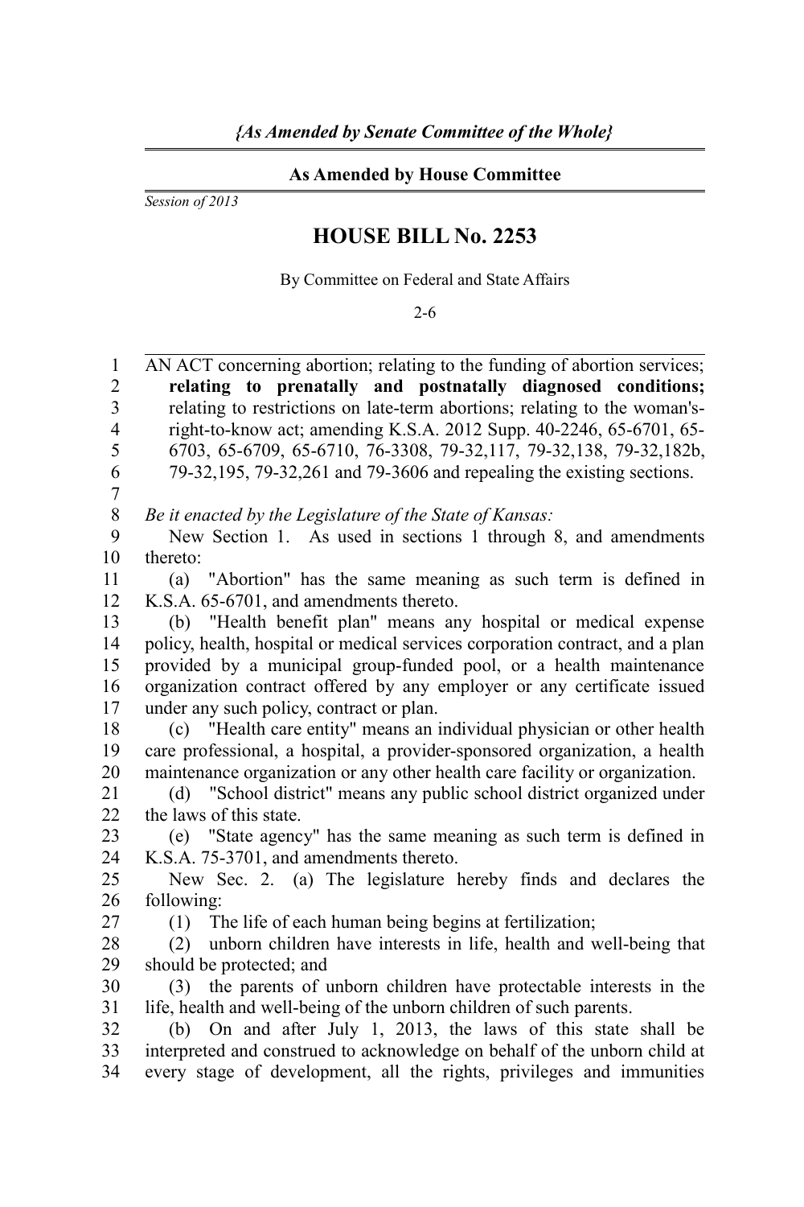*{As Amended by Senate Committee of the Whole}*

**As Amended by House Committee**

*Session of 2013*

# HOUSE BILL No. 2253

By Committee on Federal and State Affairs

2-6

AN ACT concerning abortion; relating to the funding of abortion services; **relating to prenatally and postnatally diagnosed conditions;** relating to restrictions on late-term abortions; relating to the woman's-right-to-know act; amending K.S.A. 2012 Supp. 40-2246, 65-6701, 65-6703, 65-6709, 65-6710, 76-3308, 79-32,117, 79-32,138, 79-32,182b, 79-32,195, 79-32,261 and 79-3606 and repealing the existing sections.

*Be it enacted by the Legislature of the State of Kansas:*

New Section 1. As used in sections 1 through 8, and amendments thereto:

(a) "Abortion" has the same meaning as such term is defined in K.S.A. 65-6701, and amendments thereto.

(b) "Health benefit plan" means any hospital or medical expense policy, health, hospital or medical services corporation contract, and a plan provided by a municipal group-funded pool, or a health maintenance organization contract offered by any employer or any certificate issued under any such policy, contract or plan.

(c) "Health care entity" means an individual physician or other health care professional, a hospital, a provider-sponsored organization, a health maintenance organization or any other health care facility or organization.

(d) "School district" means any public school district organized under the laws of this state.

(e) "State agency" has the same meaning as such term is defined in K.S.A. 75-3701, and amendments thereto.

New Sec. 2. (a) The legislature hereby finds and declares the following:

(1) The life of each human being begins at fertilization;

(2) unborn children have interests in life, health and well-being that should be protected; and

(3) the parents of unborn children have protectable interests in the life, health and well-being of the unborn children of such parents.

(b) On and after July 1, 2013, the laws of this state shall be interpreted and construed to acknowledge on behalf of the unborn child at every stage of development, all the rights, privileges and immunities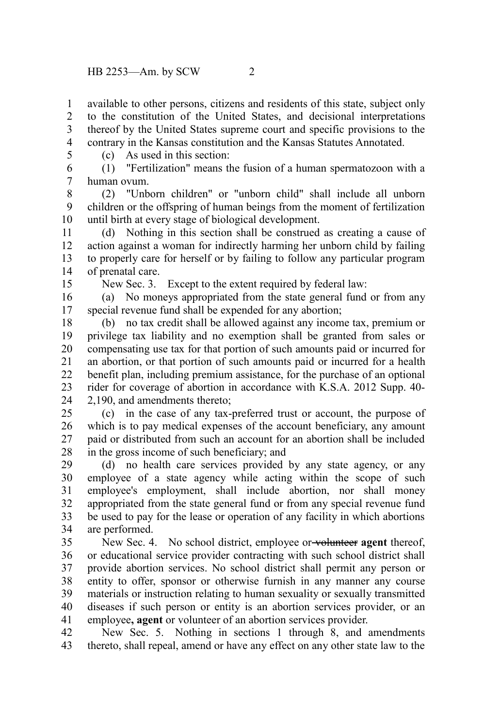available to other persons, citizens and residents of this state, subject only to the constitution of the United States, and decisional interpretations thereof by the United States supreme court and specific provisions to the contrary in the Kansas constitution and the Kansas Statutes Annotated.

(c) As used in this section:

(1) "Fertilization" means the fusion of a human spermatozoon with a human ovum.

(2) "Unborn children" or "unborn child" shall include all unborn children or the offspring of human beings from the moment of fertilization until birth at every stage of biological development.

(d) Nothing in this section shall be construed as creating a cause of action against a woman for indirectly harming her unborn child by failing to properly care for herself or by failing to follow any particular program of prenatal care.

New Sec. 3. Except to the extent required by federal law:

(a) No moneys appropriated from the state general fund or from any special revenue fund shall be expended for any abortion;

(b) no tax credit shall be allowed against any income tax, premium or privilege tax liability and no exemption shall be granted from sales or compensating use tax for that portion of such amounts paid or incurred for an abortion, or that portion of such amounts paid or incurred for a health benefit plan, including premium assistance, for the purchase of an optional rider for coverage of abortion in accordance with K.S.A. 2012 Supp. 40-2,190, and amendments thereto;

(c) in the case of any tax-preferred trust or account, the purpose of which is to pay medical expenses of the account beneficiary, any amount paid or distributed from such an account for an abortion shall be included in the gross income of such beneficiary; and

(d) no health care services provided by any state agency, or any employee of a state agency while acting within the scope of such employee's employment, shall include abortion, nor shall money appropriated from the state general fund or from any special revenue fund be used to pay for the lease or operation of any facility in which abortions are performed.

New Sec. 4. No school district, employee or ~~volunteer~~ **agent** thereof, or educational service provider contracting with such school district shall provide abortion services. No school district shall permit any person or entity to offer, sponsor or otherwise furnish in any manner any course materials or instruction relating to human sexuality or sexually transmitted diseases if such person or entity is an abortion services provider, or an employee**, agent** or volunteer of an abortion services provider.

New Sec. 5. Nothing in sections 1 through 8, and amendments thereto, shall repeal, amend or have any effect on any other state law to the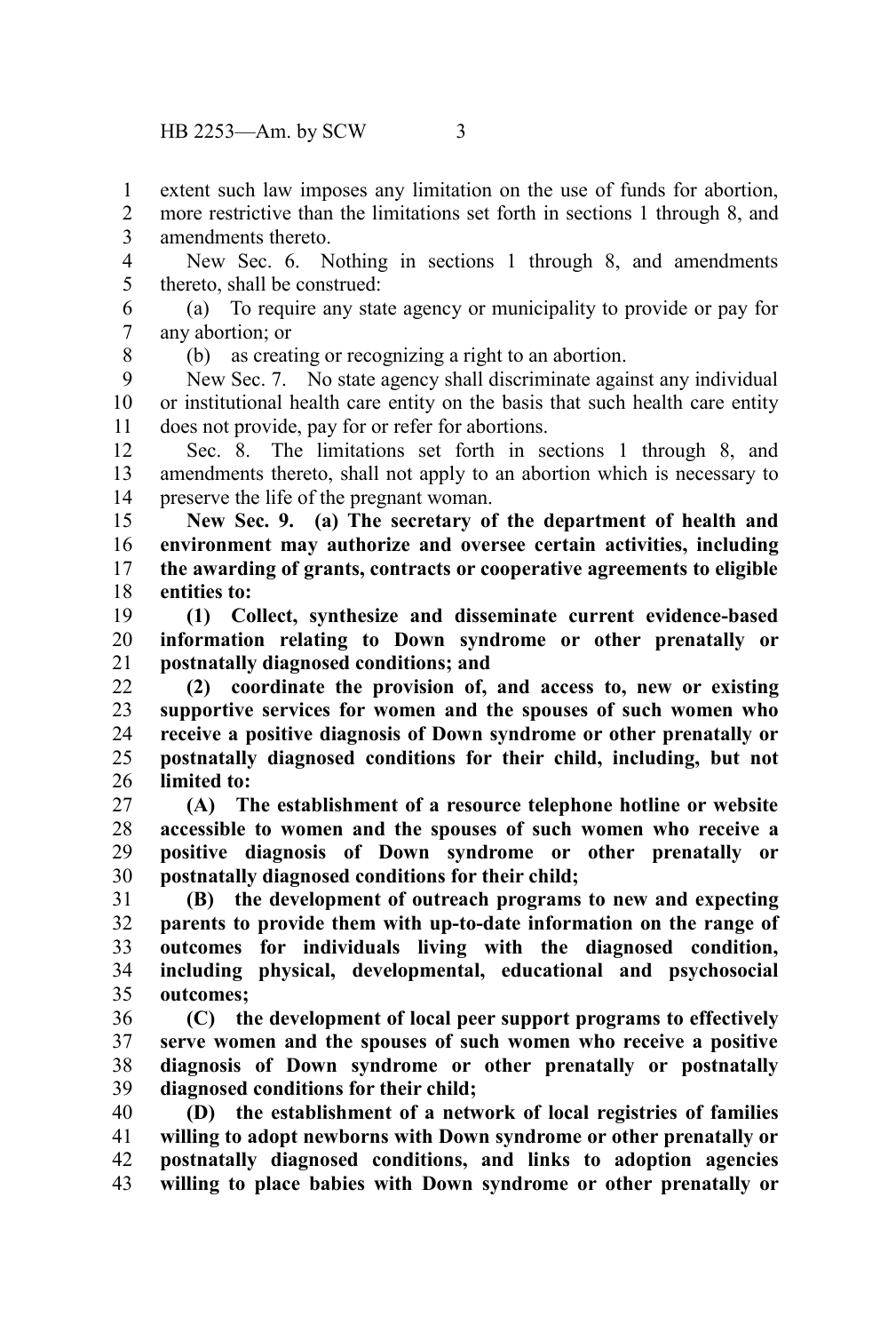extent such law imposes any limitation on the use of funds for abortion, more restrictive than the limitations set forth in sections 1 through 8, and amendments thereto.

New Sec. 6. Nothing in sections 1 through 8, and amendments thereto, shall be construed:

(a) To require any state agency or municipality to provide or pay for any abortion; or

(b) as creating or recognizing a right to an abortion.

New Sec. 7. No state agency shall discriminate against any individual or institutional health care entity on the basis that such health care entity does not provide, pay for or refer for abortions.

Sec. 8. The limitations set forth in sections 1 through 8, and amendments thereto, shall not apply to an abortion which is necessary to preserve the life of the pregnant woman.

**New Sec. 9. (a) The secretary of the department of health and environment may authorize and oversee certain activities, including the awarding of grants, contracts or cooperative agreements to eligible entities to:**

**(1) Collect, synthesize and disseminate current evidence-based information relating to Down syndrome or other prenatally or postnatally diagnosed conditions; and**

**(2) coordinate the provision of, and access to, new or existing supportive services for women and the spouses of such women who receive a positive diagnosis of Down syndrome or other prenatally or postnatally diagnosed conditions for their child, including, but not limited to:**

**(A) The establishment of a resource telephone hotline or website accessible to women and the spouses of such women who receive a positive diagnosis of Down syndrome or other prenatally or postnatally diagnosed conditions for their child;**

**(B) the development of outreach programs to new and expecting parents to provide them with up-to-date information on the range of outcomes for individuals living with the diagnosed condition, including physical, developmental, educational and psychosocial outcomes;**

**(C) the development of local peer support programs to effectively serve women and the spouses of such women who receive a positive diagnosis of Down syndrome or other prenatally or postnatally diagnosed conditions for their child;**

**(D) the establishment of a network of local registries of families willing to adopt newborns with Down syndrome or other prenatally or postnatally diagnosed conditions, and links to adoption agencies willing to place babies with Down syndrome or other prenatally or**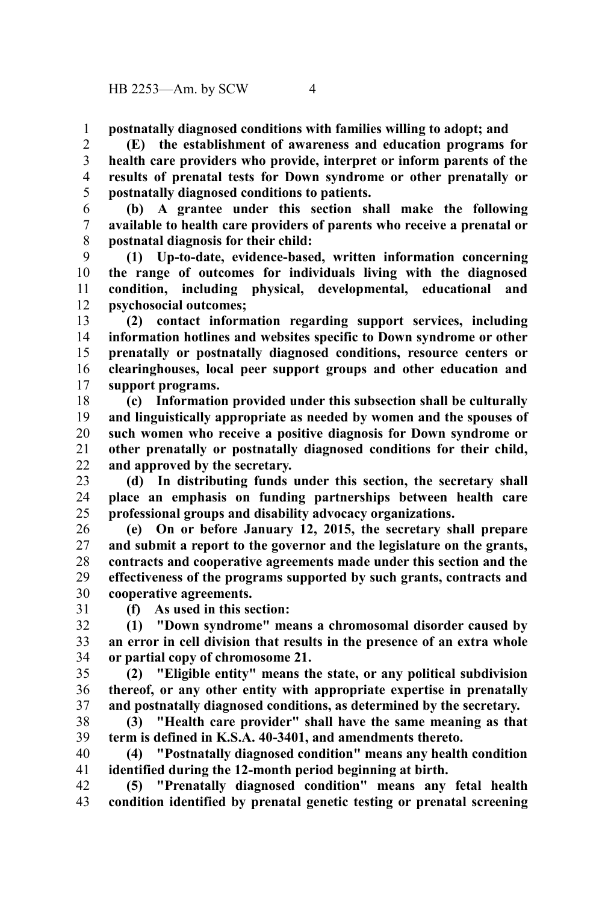**postnatally diagnosed conditions with families willing to adopt; and**

**(E) the establishment of awareness and education programs for health care providers who provide, interpret or inform parents of the results of prenatal tests for Down syndrome or other prenatally or postnatally diagnosed conditions to patients.**

**(b) A grantee under this section shall make the following available to health care providers of parents who receive a prenatal or postnatal diagnosis for their child:**

**(1) Up-to-date, evidence-based, written information concerning the range of outcomes for individuals living with the diagnosed condition, including physical, developmental, educational and psychosocial outcomes;**

**(2) contact information regarding support services, including information hotlines and websites specific to Down syndrome or other prenatally or postnatally diagnosed conditions, resource centers or clearinghouses, local peer support groups and other education and support programs.**

**(c) Information provided under this subsection shall be culturally and linguistically appropriate as needed by women and the spouses of such women who receive a positive diagnosis for Down syndrome or other prenatally or postnatally diagnosed conditions for their child, and approved by the secretary.**

**(d) In distributing funds under this section, the secretary shall place an emphasis on funding partnerships between health care professional groups and disability advocacy organizations.**

**(e) On or before January 12, 2015, the secretary shall prepare and submit a report to the governor and the legislature on the grants, contracts and cooperative agreements made under this section and the effectiveness of the programs supported by such grants, contracts and cooperative agreements.**

**(f) As used in this section:**

**(1) "Down syndrome" means a chromosomal disorder caused by an error in cell division that results in the presence of an extra whole or partial copy of chromosome 21.**

**(2) "Eligible entity" means the state, or any political subdivision thereof, or any other entity with appropriate expertise in prenatally and postnatally diagnosed conditions, as determined by the secretary.**

**(3) "Health care provider" shall have the same meaning as that term is defined in K.S.A. 40-3401, and amendments thereto.**

**(4) "Postnatally diagnosed condition" means any health condition identified during the 12-month period beginning at birth.**

**(5) "Prenatally diagnosed condition" means any fetal health condition identified by prenatal genetic testing or prenatal screening**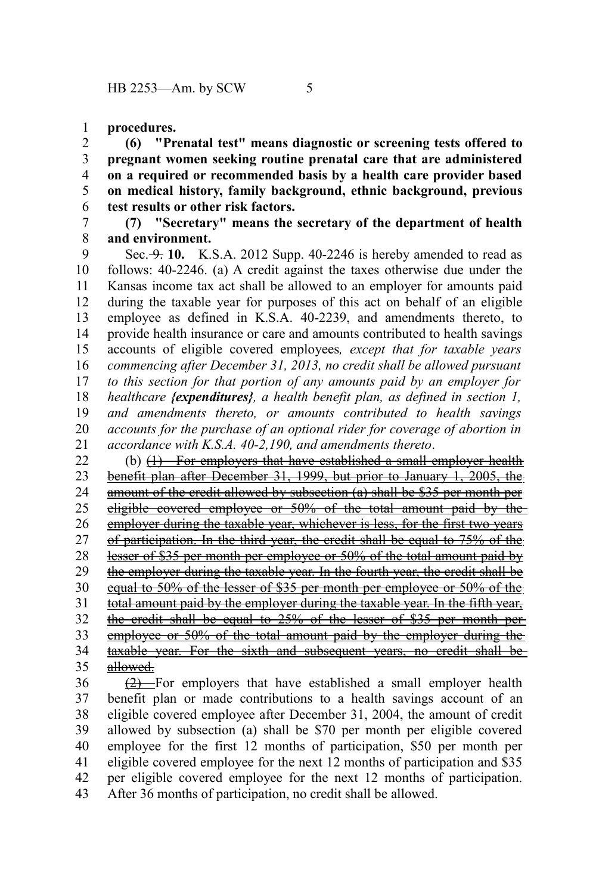**procedures.**

**(6) "Prenatal test" means diagnostic or screening tests offered to pregnant women seeking routine prenatal care that are administered on a required or recommended basis by a health care provider based on medical history, family background, ethnic background, previous test results or other risk factors.**

**(7) "Secretary" means the secretary of the department of health and environment.**

Sec. ~~9.~~ **10.** K.S.A. 2012 Supp. 40-2246 is hereby amended to read as follows: 40-2246. (a) A credit against the taxes otherwise due under the Kansas income tax act shall be allowed to an employer for amounts paid during the taxable year for purposes of this act on behalf of an eligible employee as defined in K.S.A. 40-2239, and amendments thereto, to provide health insurance or care and amounts contributed to health savings accounts of eligible covered employees*, except that for taxable years commencing after December 31, 2013, no credit shall be allowed pursuant to this section for that portion of any amounts paid by an employer for healthcare* ***{expenditures}****, a health benefit plan, as defined in section 1, and amendments thereto, or amounts contributed to health savings accounts for the purchase of an optional rider for coverage of abortion in accordance with K.S.A. 40-2,190, and amendments thereto*.

(b) ~~(1) For employers that have established a small employer health benefit plan after December 31, 1999, but prior to January 1, 2005, the amount of the credit allowed by subsection (a) shall be $35 per month per eligible covered employee or 50% of the total amount paid by the employer during the taxable year, whichever is less, for the first two years of participation. In the third year, the credit shall be equal to 75% of the lesser of $35 per month per employee or 50% of the total amount paid by the employer during the taxable year. In the fourth year, the credit shall be equal to 50% of the lesser of $35 per month per employee or 50% of the total amount paid by the employer during the taxable year. In the fifth year, the credit shall be equal to 25% of the lesser of $35 per month per employee or 50% of the total amount paid by the employer during the taxable year. For the sixth and subsequent years, no credit shall be allowed.~~

~~(2)~~ For employers that have established a small employer health benefit plan or made contributions to a health savings account of an eligible covered employee after December 31, 2004, the amount of credit allowed by subsection (a) shall be $70 per month per eligible covered employee for the first 12 months of participation, $50 per month per eligible covered employee for the next 12 months of participation and $35 per eligible covered employee for the next 12 months of participation. After 36 months of participation, no credit shall be allowed.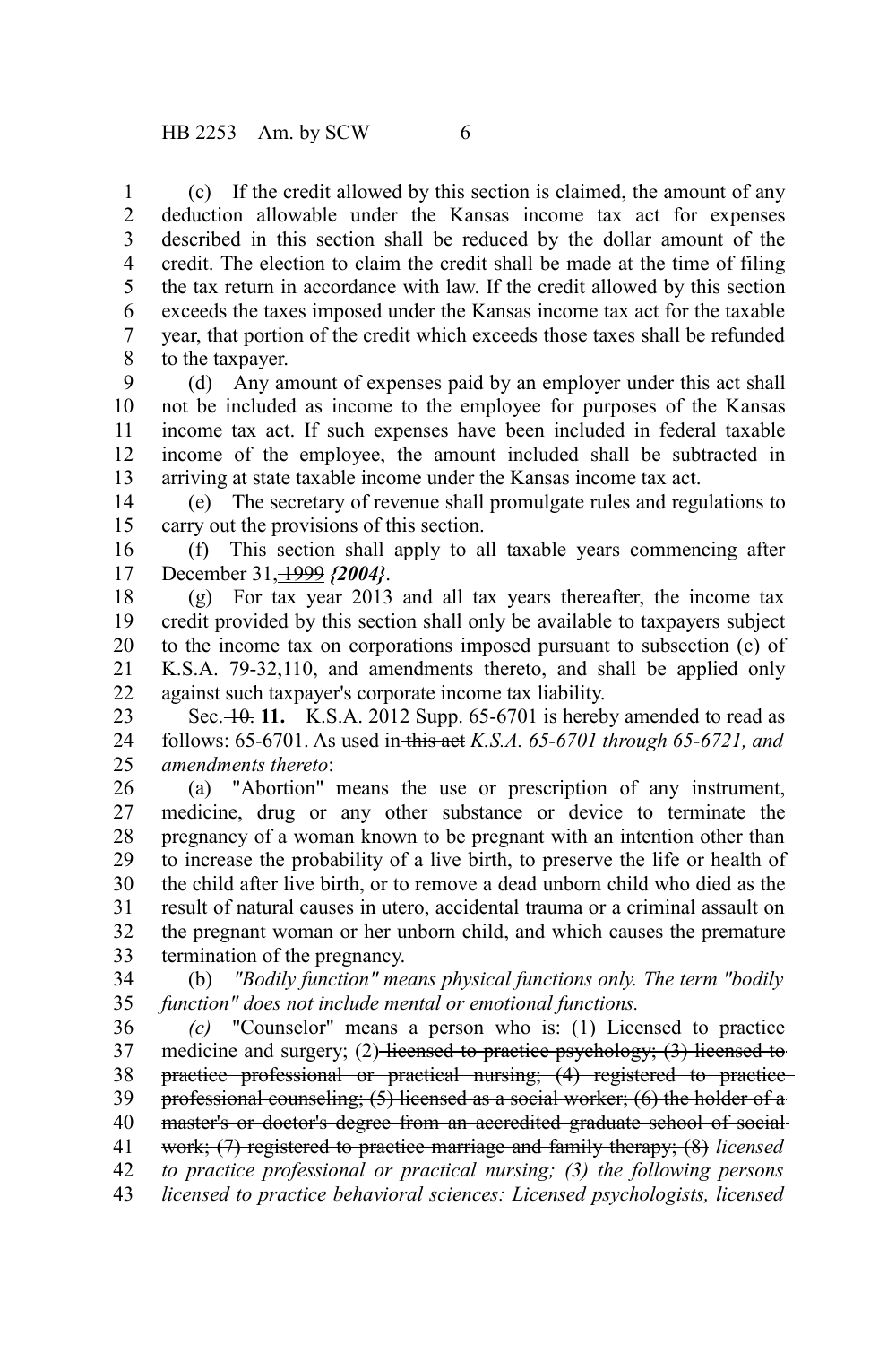(c) If the credit allowed by this section is claimed, the amount of any deduction allowable under the Kansas income tax act for expenses described in this section shall be reduced by the dollar amount of the credit. The election to claim the credit shall be made at the time of filing the tax return in accordance with law. If the credit allowed by this section exceeds the taxes imposed under the Kansas income tax act for the taxable year, that portion of the credit which exceeds those taxes shall be refunded to the taxpayer.

(d) Any amount of expenses paid by an employer under this act shall not be included as income to the employee for purposes of the Kansas income tax act. If such expenses have been included in federal taxable income of the employee, the amount included shall be subtracted in arriving at state taxable income under the Kansas income tax act.

(e) The secretary of revenue shall promulgate rules and regulations to carry out the provisions of this section.

(f) This section shall apply to all taxable years commencing after December 31, ~~1999~~ ***{2004}***.

(g) For tax year 2013 and all tax years thereafter, the income tax credit provided by this section shall only be available to taxpayers subject to the income tax on corporations imposed pursuant to subsection (c) of K.S.A. 79-32,110, and amendments thereto, and shall be applied only against such taxpayer's corporate income tax liability.

Sec. ~~10.~~ **11.** K.S.A. 2012 Supp. 65-6701 is hereby amended to read as follows: 65-6701. As used in ~~this act~~ *K.S.A. 65-6701 through 65-6721, and amendments thereto*:

(a) "Abortion" means the use or prescription of any instrument, medicine, drug or any other substance or device to terminate the pregnancy of a woman known to be pregnant with an intention other than to increase the probability of a live birth, to preserve the life or health of the child after live birth, or to remove a dead unborn child who died as the result of natural causes in utero, accidental trauma or a criminal assault on the pregnant woman or her unborn child, and which causes the premature termination of the pregnancy.

(b) *"Bodily function" means physical functions only. The term "bodily function" does not include mental or emotional functions.*

*(c)* "Counselor" means a person who is: (1) Licensed to practice medicine and surgery; (2) ~~licensed to practice psychology; (3) licensed to practice professional or practical nursing; (4) registered to practice professional counseling; (5) licensed as a social worker; (6) the holder of a master's or doctor's degree from an accredited graduate school of social work; (7) registered to practice marriage and family therapy; (8)~~ *licensed to practice professional or practical nursing; (3) the following persons licensed to practice behavioral sciences: Licensed psychologists, licensed*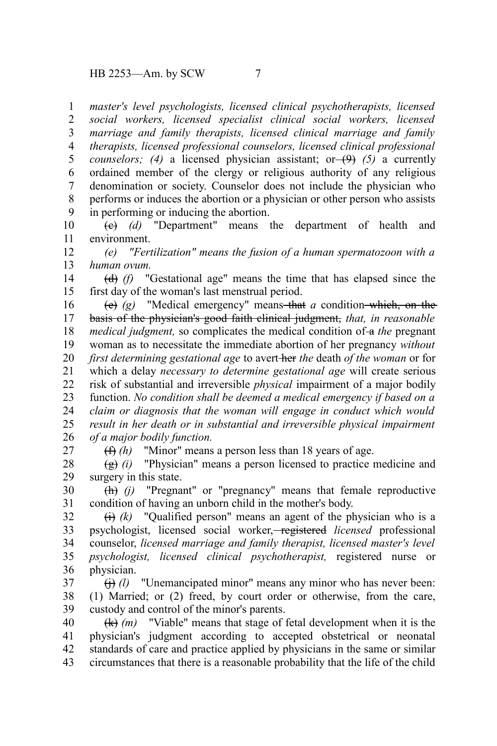*master's level psychologists, licensed clinical psychotherapists, licensed social workers, licensed specialist clinical social workers, licensed marriage and family therapists, licensed clinical marriage and family therapists, licensed professional counselors, licensed clinical professional counselors; (4)* a licensed physician assistant; or ~~(9)~~ *(5)* a currently ordained member of the clergy or religious authority of any religious denomination or society. Counselor does not include the physician who performs or induces the abortion or a physician or other person who assists in performing or inducing the abortion.

~~(c)~~ *(d)* "Department" means the department of health and environment.

*(e) "Fertilization" means the fusion of a human spermatozoon with a human ovum.*

~~(d)~~ *(f)* "Gestational age" means the time that has elapsed since the first day of the woman's last menstrual period.

~~(e)~~ *(g)* "Medical emergency" means ~~that~~ *a* condition ~~which, on the basis of the physician's good faith clinical judgment,~~ *that, in reasonable medical judgment,* so complicates the medical condition of ~~a~~ *the* pregnant woman as to necessitate the immediate abortion of her pregnancy *without first determining gestational age* to avert ~~her~~ *the* death *of the woman* or for which a delay *necessary to determine gestational age* will create serious risk of substantial and irreversible *physical* impairment of a major bodily function. *No condition shall be deemed a medical emergency if based on a claim or diagnosis that the woman will engage in conduct which would result in her death or in substantial and irreversible physical impairment of a major bodily function.*

~~(f)~~ *(h)* "Minor" means a person less than 18 years of age.

~~(g)~~ *(i)* "Physician" means a person licensed to practice medicine and surgery in this state.

~~(h)~~ *(j)* "Pregnant" or "pregnancy" means that female reproductive condition of having an unborn child in the mother's body.

~~(i)~~ *(k)* "Qualified person" means an agent of the physician who is a psychologist, licensed social worker, ~~registered~~ *licensed* professional counselor, *licensed marriage and family therapist, licensed master's level psychologist, licensed clinical psychotherapist,* registered nurse or physician.

~~(j)~~ *(l)* "Unemancipated minor" means any minor who has never been: (1) Married; or (2) freed, by court order or otherwise, from the care, custody and control of the minor's parents.

~~(k)~~ *(m)* "Viable" means that stage of fetal development when it is the physician's judgment according to accepted obstetrical or neonatal standards of care and practice applied by physicians in the same or similar circumstances that there is a reasonable probability that the life of the child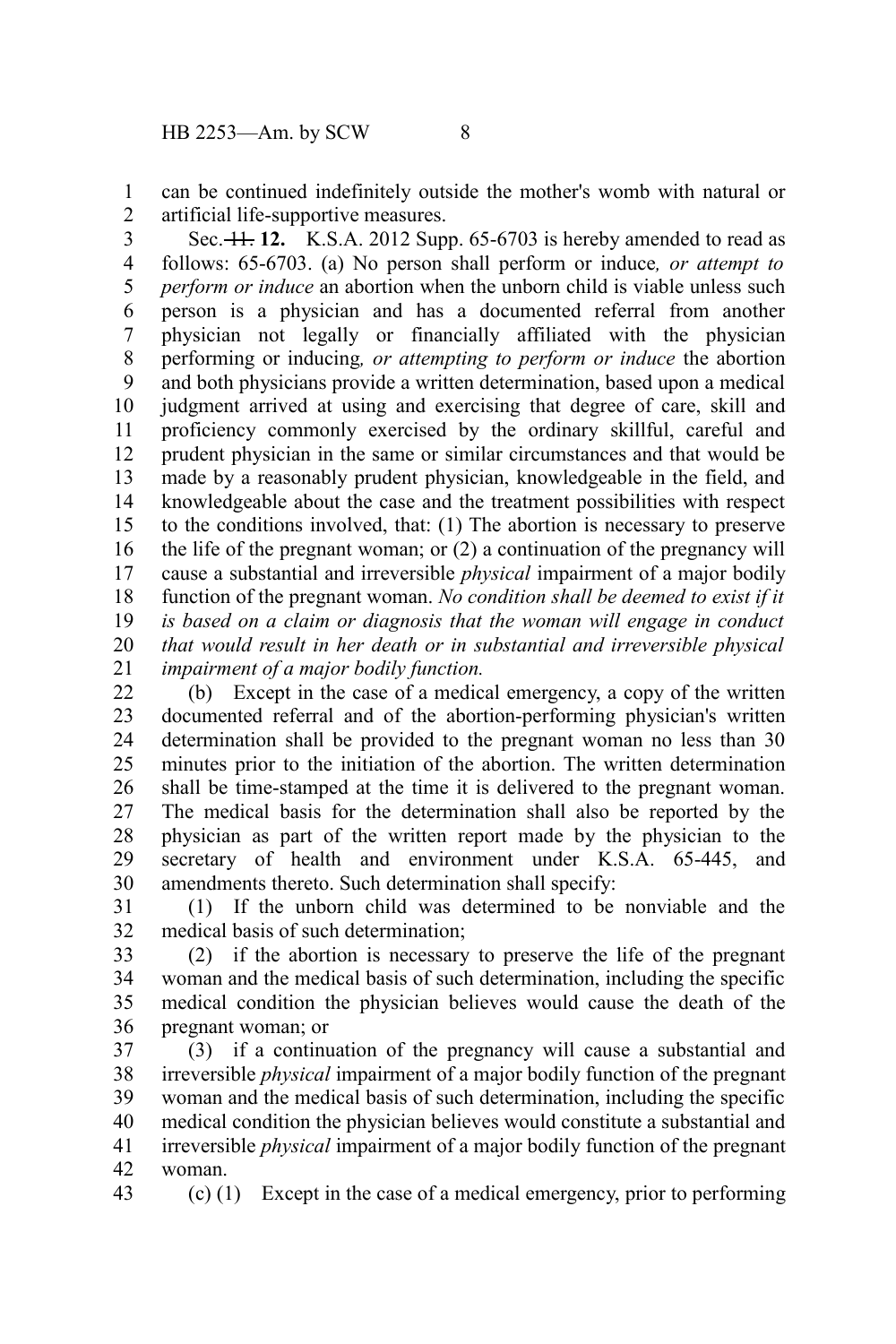can be continued indefinitely outside the mother's womb with natural or artificial life-supportive measures.

Sec. ~~11.~~ **12.** K.S.A. 2012 Supp. 65-6703 is hereby amended to read as follows: 65-6703. (a) No person shall perform or induce*, or attempt to perform or induce* an abortion when the unborn child is viable unless such person is a physician and has a documented referral from another physician not legally or financially affiliated with the physician performing or inducing*, or attempting to perform or induce* the abortion and both physicians provide a written determination, based upon a medical judgment arrived at using and exercising that degree of care, skill and proficiency commonly exercised by the ordinary skillful, careful and prudent physician in the same or similar circumstances and that would be made by a reasonably prudent physician, knowledgeable in the field, and knowledgeable about the case and the treatment possibilities with respect to the conditions involved, that: (1) The abortion is necessary to preserve the life of the pregnant woman; or (2) a continuation of the pregnancy will cause a substantial and irreversible *physical* impairment of a major bodily function of the pregnant woman. *No condition shall be deemed to exist if it is based on a claim or diagnosis that the woman will engage in conduct that would result in her death or in substantial and irreversible physical impairment of a major bodily function.*

(b) Except in the case of a medical emergency, a copy of the written documented referral and of the abortion-performing physician's written determination shall be provided to the pregnant woman no less than 30 minutes prior to the initiation of the abortion. The written determination shall be time-stamped at the time it is delivered to the pregnant woman. The medical basis for the determination shall also be reported by the physician as part of the written report made by the physician to the secretary of health and environment under K.S.A. 65-445, and amendments thereto. Such determination shall specify:

(1) If the unborn child was determined to be nonviable and the medical basis of such determination;

(2) if the abortion is necessary to preserve the life of the pregnant woman and the medical basis of such determination, including the specific medical condition the physician believes would cause the death of the pregnant woman; or

(3) if a continuation of the pregnancy will cause a substantial and irreversible *physical* impairment of a major bodily function of the pregnant woman and the medical basis of such determination, including the specific medical condition the physician believes would constitute a substantial and irreversible *physical* impairment of a major bodily function of the pregnant woman.

(c) (1) Except in the case of a medical emergency, prior to performing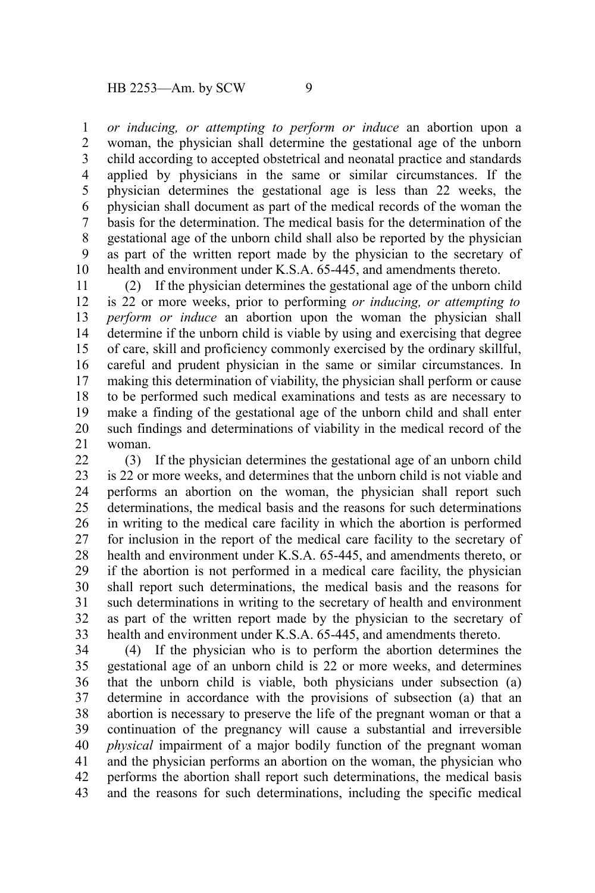*or inducing, or attempting to perform or induce* an abortion upon a woman, the physician shall determine the gestational age of the unborn child according to accepted obstetrical and neonatal practice and standards applied by physicians in the same or similar circumstances. If the physician determines the gestational age is less than 22 weeks, the physician shall document as part of the medical records of the woman the basis for the determination. The medical basis for the determination of the gestational age of the unborn child shall also be reported by the physician as part of the written report made by the physician to the secretary of health and environment under K.S.A. 65-445, and amendments thereto.

(2) If the physician determines the gestational age of the unborn child is 22 or more weeks, prior to performing *or inducing, or attempting to perform or induce* an abortion upon the woman the physician shall determine if the unborn child is viable by using and exercising that degree of care, skill and proficiency commonly exercised by the ordinary skillful, careful and prudent physician in the same or similar circumstances. In making this determination of viability, the physician shall perform or cause to be performed such medical examinations and tests as are necessary to make a finding of the gestational age of the unborn child and shall enter such findings and determinations of viability in the medical record of the woman.

(3) If the physician determines the gestational age of an unborn child is 22 or more weeks, and determines that the unborn child is not viable and performs an abortion on the woman, the physician shall report such determinations, the medical basis and the reasons for such determinations in writing to the medical care facility in which the abortion is performed for inclusion in the report of the medical care facility to the secretary of health and environment under K.S.A. 65-445, and amendments thereto, or if the abortion is not performed in a medical care facility, the physician shall report such determinations, the medical basis and the reasons for such determinations in writing to the secretary of health and environment as part of the written report made by the physician to the secretary of health and environment under K.S.A. 65-445, and amendments thereto.

(4) If the physician who is to perform the abortion determines the gestational age of an unborn child is 22 or more weeks, and determines that the unborn child is viable, both physicians under subsection (a) determine in accordance with the provisions of subsection (a) that an abortion is necessary to preserve the life of the pregnant woman or that a continuation of the pregnancy will cause a substantial and irreversible *physical* impairment of a major bodily function of the pregnant woman and the physician performs an abortion on the woman, the physician who performs the abortion shall report such determinations, the medical basis and the reasons for such determinations, including the specific medical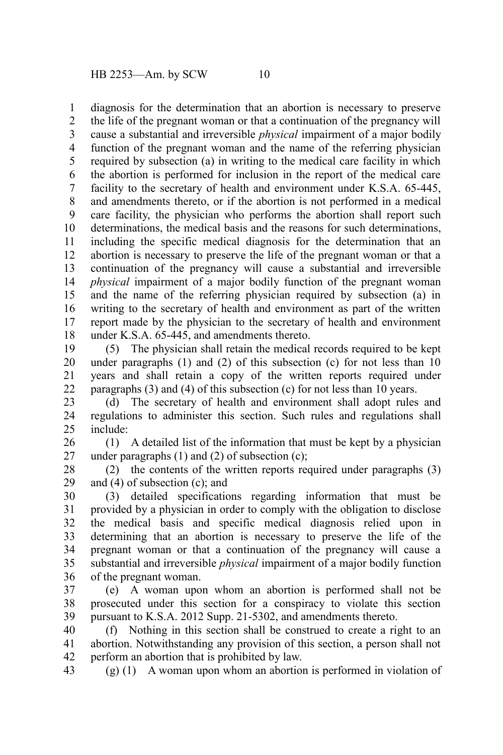diagnosis for the determination that an abortion is necessary to preserve the life of the pregnant woman or that a continuation of the pregnancy will cause a substantial and irreversible *physical* impairment of a major bodily function of the pregnant woman and the name of the referring physician required by subsection (a) in writing to the medical care facility in which the abortion is performed for inclusion in the report of the medical care facility to the secretary of health and environment under K.S.A. 65-445, and amendments thereto, or if the abortion is not performed in a medical care facility, the physician who performs the abortion shall report such determinations, the medical basis and the reasons for such determinations, including the specific medical diagnosis for the determination that an abortion is necessary to preserve the life of the pregnant woman or that a continuation of the pregnancy will cause a substantial and irreversible *physical* impairment of a major bodily function of the pregnant woman and the name of the referring physician required by subsection (a) in writing to the secretary of health and environment as part of the written report made by the physician to the secretary of health and environment under K.S.A. 65-445, and amendments thereto.

(5) The physician shall retain the medical records required to be kept under paragraphs (1) and (2) of this subsection (c) for not less than 10 years and shall retain a copy of the written reports required under paragraphs (3) and (4) of this subsection (c) for not less than 10 years.

(d) The secretary of health and environment shall adopt rules and regulations to administer this section. Such rules and regulations shall include:

(1) A detailed list of the information that must be kept by a physician under paragraphs (1) and (2) of subsection (c);

(2) the contents of the written reports required under paragraphs (3) and (4) of subsection (c); and

(3) detailed specifications regarding information that must be provided by a physician in order to comply with the obligation to disclose the medical basis and specific medical diagnosis relied upon in determining that an abortion is necessary to preserve the life of the pregnant woman or that a continuation of the pregnancy will cause a substantial and irreversible *physical* impairment of a major bodily function of the pregnant woman.

(e) A woman upon whom an abortion is performed shall not be prosecuted under this section for a conspiracy to violate this section pursuant to K.S.A. 2012 Supp. 21-5302, and amendments thereto.

(f) Nothing in this section shall be construed to create a right to an abortion. Notwithstanding any provision of this section, a person shall not perform an abortion that is prohibited by law.

(g) (1) A woman upon whom an abortion is performed in violation of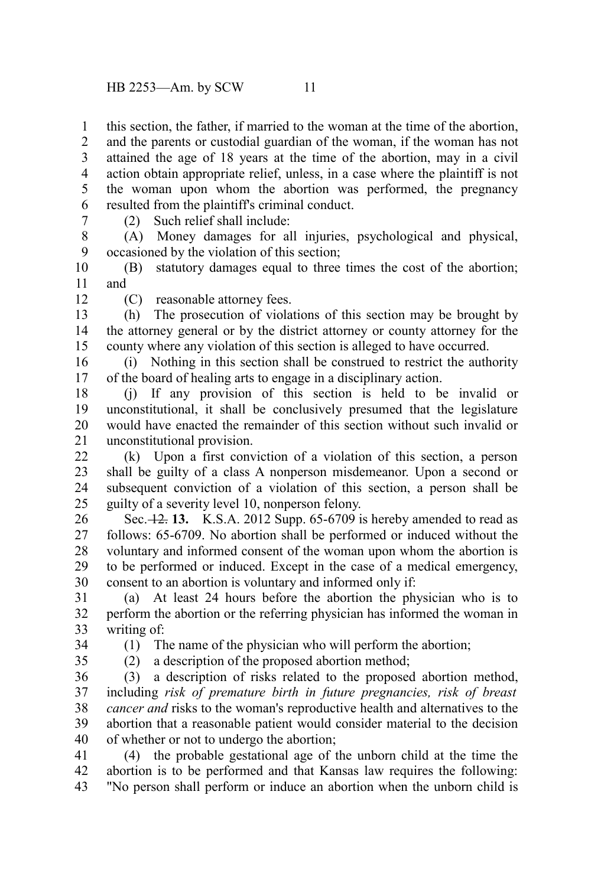this section, the father, if married to the woman at the time of the abortion, and the parents or custodial guardian of the woman, if the woman has not attained the age of 18 years at the time of the abortion, may in a civil action obtain appropriate relief, unless, in a case where the plaintiff is not the woman upon whom the abortion was performed, the pregnancy resulted from the plaintiff's criminal conduct.

(2) Such relief shall include:

(A) Money damages for all injuries, psychological and physical, occasioned by the violation of this section;

(B) statutory damages equal to three times the cost of the abortion; and

(C) reasonable attorney fees.

(h) The prosecution of violations of this section may be brought by the attorney general or by the district attorney or county attorney for the county where any violation of this section is alleged to have occurred.

(i) Nothing in this section shall be construed to restrict the authority of the board of healing arts to engage in a disciplinary action.

(j) If any provision of this section is held to be invalid or unconstitutional, it shall be conclusively presumed that the legislature would have enacted the remainder of this section without such invalid or unconstitutional provision.

(k) Upon a first conviction of a violation of this section, a person shall be guilty of a class A nonperson misdemeanor. Upon a second or subsequent conviction of a violation of this section, a person shall be guilty of a severity level 10, nonperson felony.

Sec. ~~12.~~ **13.** K.S.A. 2012 Supp. 65-6709 is hereby amended to read as follows: 65-6709. No abortion shall be performed or induced without the voluntary and informed consent of the woman upon whom the abortion is to be performed or induced. Except in the case of a medical emergency, consent to an abortion is voluntary and informed only if:

(a) At least 24 hours before the abortion the physician who is to perform the abortion or the referring physician has informed the woman in writing of:

(1) The name of the physician who will perform the abortion;

(2) a description of the proposed abortion method;

(3) a description of risks related to the proposed abortion method, including *risk of premature birth in future pregnancies, risk of breast cancer and* risks to the woman's reproductive health and alternatives to the abortion that a reasonable patient would consider material to the decision of whether or not to undergo the abortion;

(4) the probable gestational age of the unborn child at the time the abortion is to be performed and that Kansas law requires the following: "No person shall perform or induce an abortion when the unborn child is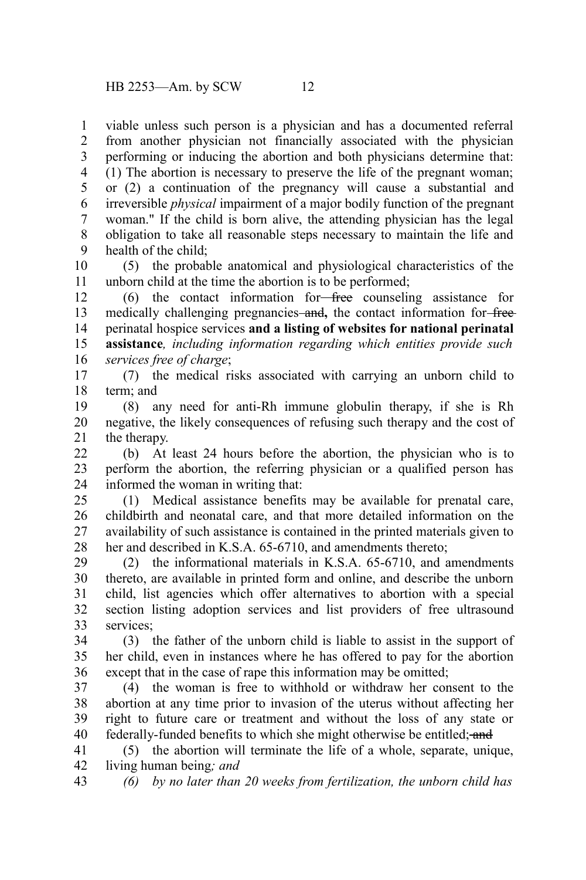viable unless such person is a physician and has a documented referral from another physician not financially associated with the physician performing or inducing the abortion and both physicians determine that: (1) The abortion is necessary to preserve the life of the pregnant woman; or (2) a continuation of the pregnancy will cause a substantial and irreversible *physical* impairment of a major bodily function of the pregnant woman." If the child is born alive, the attending physician has the legal obligation to take all reasonable steps necessary to maintain the life and health of the child;

(5) the probable anatomical and physiological characteristics of the unborn child at the time the abortion is to be performed;

(6) the contact information for ~~free~~ counseling assistance for medically challenging pregnancies ~~and~~**,** the contact information for ~~free~~ perinatal hospice services **and a listing of websites for national perinatal assistance***, including information regarding which entities provide such services free of charge*;

(7) the medical risks associated with carrying an unborn child to term; and

(8) any need for anti-Rh immune globulin therapy, if she is Rh negative, the likely consequences of refusing such therapy and the cost of the therapy.

(b) At least 24 hours before the abortion, the physician who is to perform the abortion, the referring physician or a qualified person has informed the woman in writing that:

(1) Medical assistance benefits may be available for prenatal care, childbirth and neonatal care, and that more detailed information on the availability of such assistance is contained in the printed materials given to her and described in K.S.A. 65-6710, and amendments thereto;

(2) the informational materials in K.S.A. 65-6710, and amendments thereto, are available in printed form and online, and describe the unborn child, list agencies which offer alternatives to abortion with a special section listing adoption services and list providers of free ultrasound services;

(3) the father of the unborn child is liable to assist in the support of her child, even in instances where he has offered to pay for the abortion except that in the case of rape this information may be omitted;

(4) the woman is free to withhold or withdraw her consent to the abortion at any time prior to invasion of the uterus without affecting her right to future care or treatment and without the loss of any state or federally-funded benefits to which she might otherwise be entitled; ~~and~~

(5) the abortion will terminate the life of a whole, separate, unique, living human being*; and*

*(6) by no later than 20 weeks from fertilization, the unborn child has*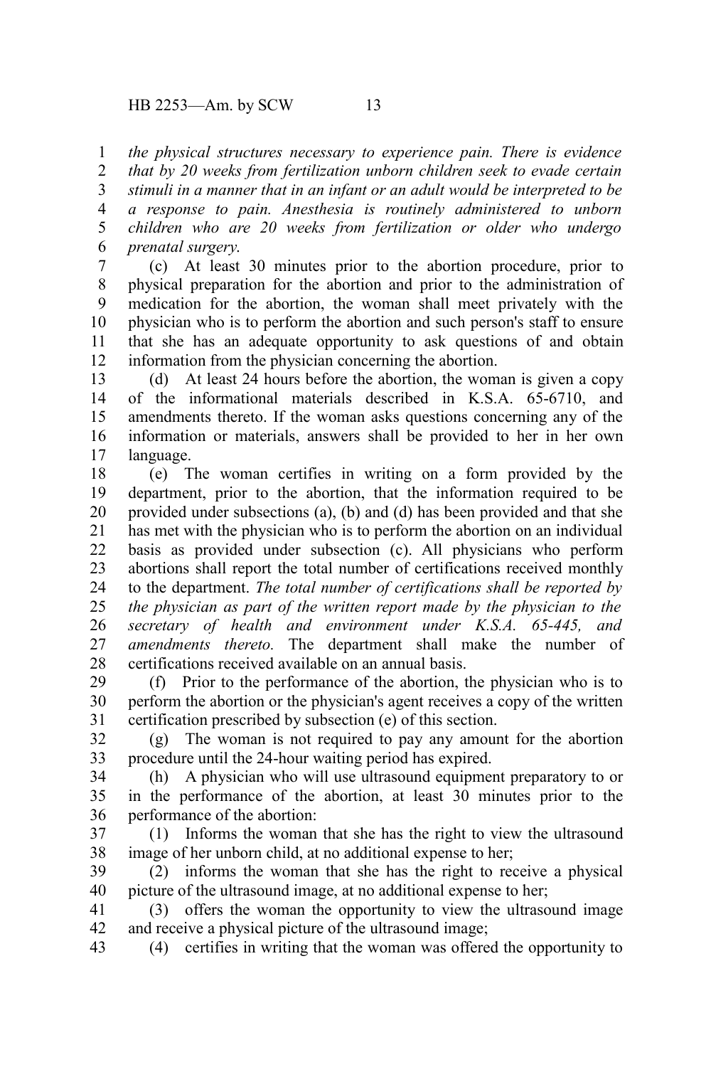*the physical structures necessary to experience pain. There is evidence that by 20 weeks from fertilization unborn children seek to evade certain stimuli in a manner that in an infant or an adult would be interpreted to be a response to pain. Anesthesia is routinely administered to unborn children who are 20 weeks from fertilization or older who undergo prenatal surgery.*

(c) At least 30 minutes prior to the abortion procedure, prior to physical preparation for the abortion and prior to the administration of medication for the abortion, the woman shall meet privately with the physician who is to perform the abortion and such person's staff to ensure that she has an adequate opportunity to ask questions of and obtain information from the physician concerning the abortion.

(d) At least 24 hours before the abortion, the woman is given a copy of the informational materials described in K.S.A. 65-6710, and amendments thereto. If the woman asks questions concerning any of the information or materials, answers shall be provided to her in her own language.

(e) The woman certifies in writing on a form provided by the department, prior to the abortion, that the information required to be provided under subsections (a), (b) and (d) has been provided and that she has met with the physician who is to perform the abortion on an individual basis as provided under subsection (c). All physicians who perform abortions shall report the total number of certifications received monthly to the department. *The total number of certifications shall be reported by the physician as part of the written report made by the physician to the secretary of health and environment under K.S.A. 65-445, and amendments thereto.* The department shall make the number of certifications received available on an annual basis.

(f) Prior to the performance of the abortion, the physician who is to perform the abortion or the physician's agent receives a copy of the written certification prescribed by subsection (e) of this section.

(g) The woman is not required to pay any amount for the abortion procedure until the 24-hour waiting period has expired.

(h) A physician who will use ultrasound equipment preparatory to or in the performance of the abortion, at least 30 minutes prior to the performance of the abortion:

(1) Informs the woman that she has the right to view the ultrasound image of her unborn child, at no additional expense to her;

(2) informs the woman that she has the right to receive a physical picture of the ultrasound image, at no additional expense to her;

(3) offers the woman the opportunity to view the ultrasound image and receive a physical picture of the ultrasound image;

(4) certifies in writing that the woman was offered the opportunity to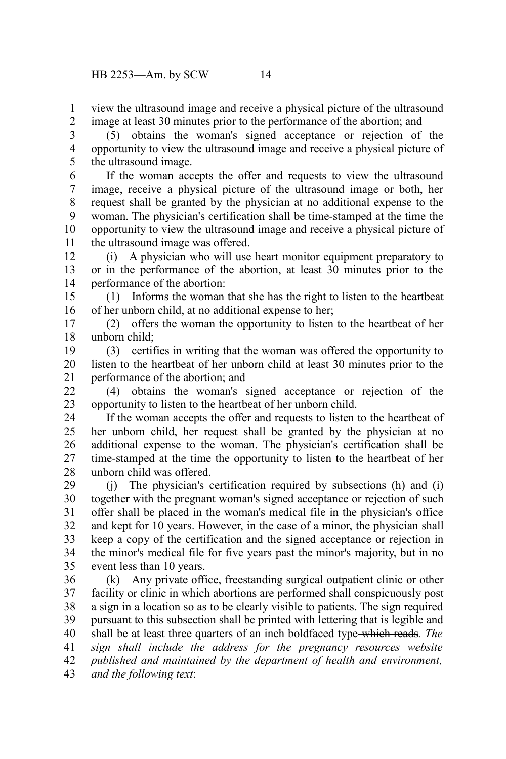view the ultrasound image and receive a physical picture of the ultrasound image at least 30 minutes prior to the performance of the abortion; and

(5) obtains the woman's signed acceptance or rejection of the opportunity to view the ultrasound image and receive a physical picture of the ultrasound image.

If the woman accepts the offer and requests to view the ultrasound image, receive a physical picture of the ultrasound image or both, her request shall be granted by the physician at no additional expense to the woman. The physician's certification shall be time-stamped at the time the opportunity to view the ultrasound image and receive a physical picture of the ultrasound image was offered.

(i) A physician who will use heart monitor equipment preparatory to or in the performance of the abortion, at least 30 minutes prior to the performance of the abortion:

(1) Informs the woman that she has the right to listen to the heartbeat of her unborn child, at no additional expense to her;

(2) offers the woman the opportunity to listen to the heartbeat of her unborn child;

(3) certifies in writing that the woman was offered the opportunity to listen to the heartbeat of her unborn child at least 30 minutes prior to the performance of the abortion; and

(4) obtains the woman's signed acceptance or rejection of the opportunity to listen to the heartbeat of her unborn child.

If the woman accepts the offer and requests to listen to the heartbeat of her unborn child, her request shall be granted by the physician at no additional expense to the woman. The physician's certification shall be time-stamped at the time the opportunity to listen to the heartbeat of her unborn child was offered.

(j) The physician's certification required by subsections (h) and (i) together with the pregnant woman's signed acceptance or rejection of such offer shall be placed in the woman's medical file in the physician's office and kept for 10 years. However, in the case of a minor, the physician shall keep a copy of the certification and the signed acceptance or rejection in the minor's medical file for five years past the minor's majority, but in no event less than 10 years.

(k) Any private office, freestanding surgical outpatient clinic or other facility or clinic in which abortions are performed shall conspicuously post a sign in a location so as to be clearly visible to patients. The sign required pursuant to this subsection shall be printed with lettering that is legible and shall be at least three quarters of an inch boldfaced type ~~which reads~~*. The sign shall include the address for the pregnancy resources website published and maintained by the department of health and environment, and the following text*: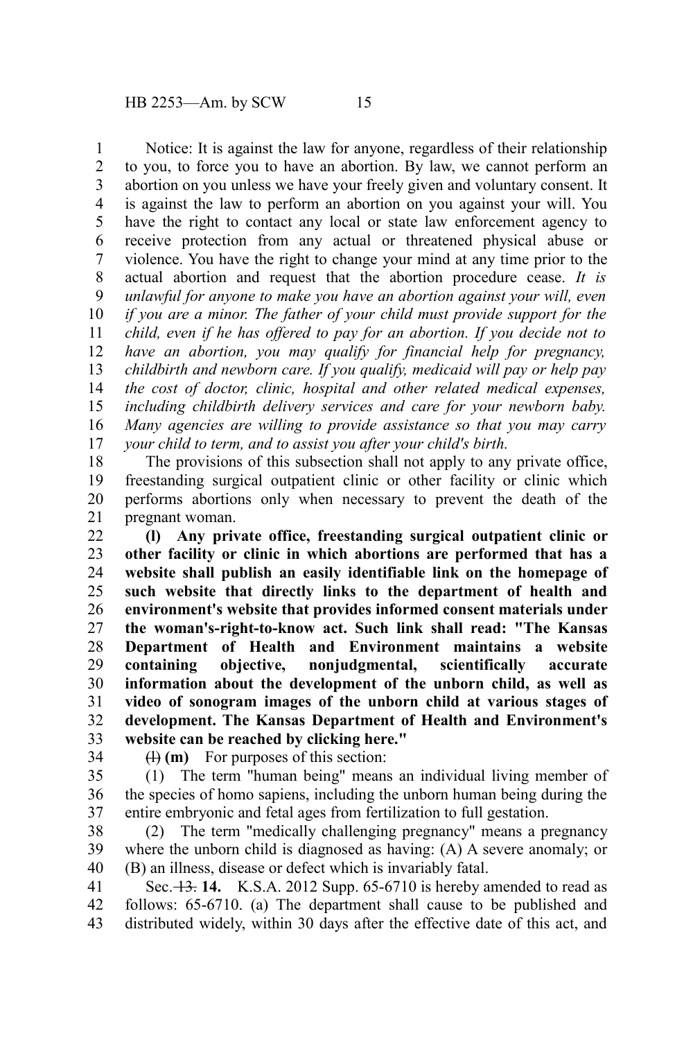Notice: It is against the law for anyone, regardless of their relationship to you, to force you to have an abortion. By law, we cannot perform an abortion on you unless we have your freely given and voluntary consent. It is against the law to perform an abortion on you against your will. You have the right to contact any local or state law enforcement agency to receive protection from any actual or threatened physical abuse or violence. You have the right to change your mind at any time prior to the actual abortion and request that the abortion procedure cease. *It is unlawful for anyone to make you have an abortion against your will, even if you are a minor. The father of your child must provide support for the child, even if he has offered to pay for an abortion. If you decide not to have an abortion, you may qualify for financial help for pregnancy, childbirth and newborn care. If you qualify, medicaid will pay or help pay the cost of doctor, clinic, hospital and other related medical expenses, including childbirth delivery services and care for your newborn baby. Many agencies are willing to provide assistance so that you may carry your child to term, and to assist you after your child's birth.*

The provisions of this subsection shall not apply to any private office, freestanding surgical outpatient clinic or other facility or clinic which performs abortions only when necessary to prevent the death of the pregnant woman.

**(l) Any private office, freestanding surgical outpatient clinic or other facility or clinic in which abortions are performed that has a website shall publish an easily identifiable link on the homepage of such website that directly links to the department of health and environment's website that provides informed consent materials under the woman's-right-to-know act. Such link shall read: "The Kansas Department of Health and Environment maintains a website containing objective, nonjudgmental, scientifically accurate information about the development of the unborn child, as well as video of sonogram images of the unborn child at various stages of development. The Kansas Department of Health and Environment's website can be reached by clicking here."**

~~(l)~~ **(m)** For purposes of this section:

(1) The term "human being" means an individual living member of the species of homo sapiens, including the unborn human being during the entire embryonic and fetal ages from fertilization to full gestation.

(2) The term "medically challenging pregnancy" means a pregnancy where the unborn child is diagnosed as having: (A) A severe anomaly; or (B) an illness, disease or defect which is invariably fatal.

Sec. ~~13.~~ **14.** K.S.A. 2012 Supp. 65-6710 is hereby amended to read as follows: 65-6710. (a) The department shall cause to be published and distributed widely, within 30 days after the effective date of this act, and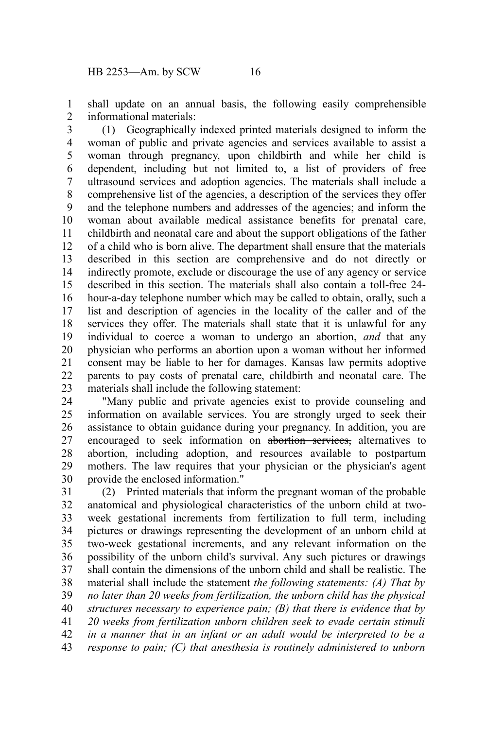shall update on an annual basis, the following easily comprehensible informational materials:

(1) Geographically indexed printed materials designed to inform the woman of public and private agencies and services available to assist a woman through pregnancy, upon childbirth and while her child is dependent, including but not limited to, a list of providers of free ultrasound services and adoption agencies. The materials shall include a comprehensive list of the agencies, a description of the services they offer and the telephone numbers and addresses of the agencies; and inform the woman about available medical assistance benefits for prenatal care, childbirth and neonatal care and about the support obligations of the father of a child who is born alive. The department shall ensure that the materials described in this section are comprehensive and do not directly or indirectly promote, exclude or discourage the use of any agency or service described in this section. The materials shall also contain a toll-free 24-hour-a-day telephone number which may be called to obtain, orally, such a list and description of agencies in the locality of the caller and of the services they offer. The materials shall state that it is unlawful for any individual to coerce a woman to undergo an abortion, *and* that any physician who performs an abortion upon a woman without her informed consent may be liable to her for damages. Kansas law permits adoptive parents to pay costs of prenatal care, childbirth and neonatal care. The materials shall include the following statement:

"Many public and private agencies exist to provide counseling and information on available services. You are strongly urged to seek their assistance to obtain guidance during your pregnancy. In addition, you are encouraged to seek information on ~~abortion services,~~ alternatives to abortion, including adoption, and resources available to postpartum mothers. The law requires that your physician or the physician's agent provide the enclosed information."

(2) Printed materials that inform the pregnant woman of the probable anatomical and physiological characteristics of the unborn child at two-week gestational increments from fertilization to full term, including pictures or drawings representing the development of an unborn child at two-week gestational increments, and any relevant information on the possibility of the unborn child's survival. Any such pictures or drawings shall contain the dimensions of the unborn child and shall be realistic. The material shall include the ~~statement~~ *the following statements: (A) That by no later than 20 weeks from fertilization, the unborn child has the physical structures necessary to experience pain; (B) that there is evidence that by 20 weeks from fertilization unborn children seek to evade certain stimuli in a manner that in an infant or an adult would be interpreted to be a response to pain; (C) that anesthesia is routinely administered to unborn*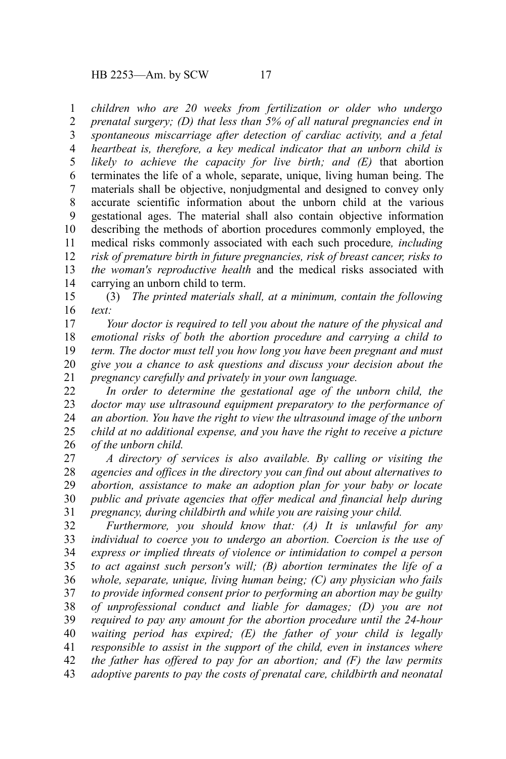*children who are 20 weeks from fertilization or older who undergo prenatal surgery; (D) that less than 5% of all natural pregnancies end in spontaneous miscarriage after detection of cardiac activity, and a fetal heartbeat is, therefore, a key medical indicator that an unborn child is likely to achieve the capacity for live birth; and (E)* that abortion terminates the life of a whole, separate, unique, living human being. The materials shall be objective, nonjudgmental and designed to convey only accurate scientific information about the unborn child at the various gestational ages. The material shall also contain objective information describing the methods of abortion procedures commonly employed, the medical risks commonly associated with each such procedure*, including risk of premature birth in future pregnancies, risk of breast cancer, risks to the woman's reproductive health* and the medical risks associated with carrying an unborn child to term.

(3) *The printed materials shall, at a minimum, contain the following text:*

*Your doctor is required to tell you about the nature of the physical and emotional risks of both the abortion procedure and carrying a child to term. The doctor must tell you how long you have been pregnant and must give you a chance to ask questions and discuss your decision about the pregnancy carefully and privately in your own language.*

*In order to determine the gestational age of the unborn child, the doctor may use ultrasound equipment preparatory to the performance of an abortion. You have the right to view the ultrasound image of the unborn child at no additional expense, and you have the right to receive a picture of the unborn child.*

*A directory of services is also available. By calling or visiting the agencies and offices in the directory you can find out about alternatives to abortion, assistance to make an adoption plan for your baby or locate public and private agencies that offer medical and financial help during pregnancy, during childbirth and while you are raising your child.*

*Furthermore, you should know that: (A) It is unlawful for any individual to coerce you to undergo an abortion. Coercion is the use of express or implied threats of violence or intimidation to compel a person to act against such person's will; (B) abortion terminates the life of a whole, separate, unique, living human being; (C) any physician who fails to provide informed consent prior to performing an abortion may be guilty of unprofessional conduct and liable for damages; (D) you are not required to pay any amount for the abortion procedure until the 24-hour waiting period has expired; (E) the father of your child is legally responsible to assist in the support of the child, even in instances where the father has offered to pay for an abortion; and (F) the law permits adoptive parents to pay the costs of prenatal care, childbirth and neonatal*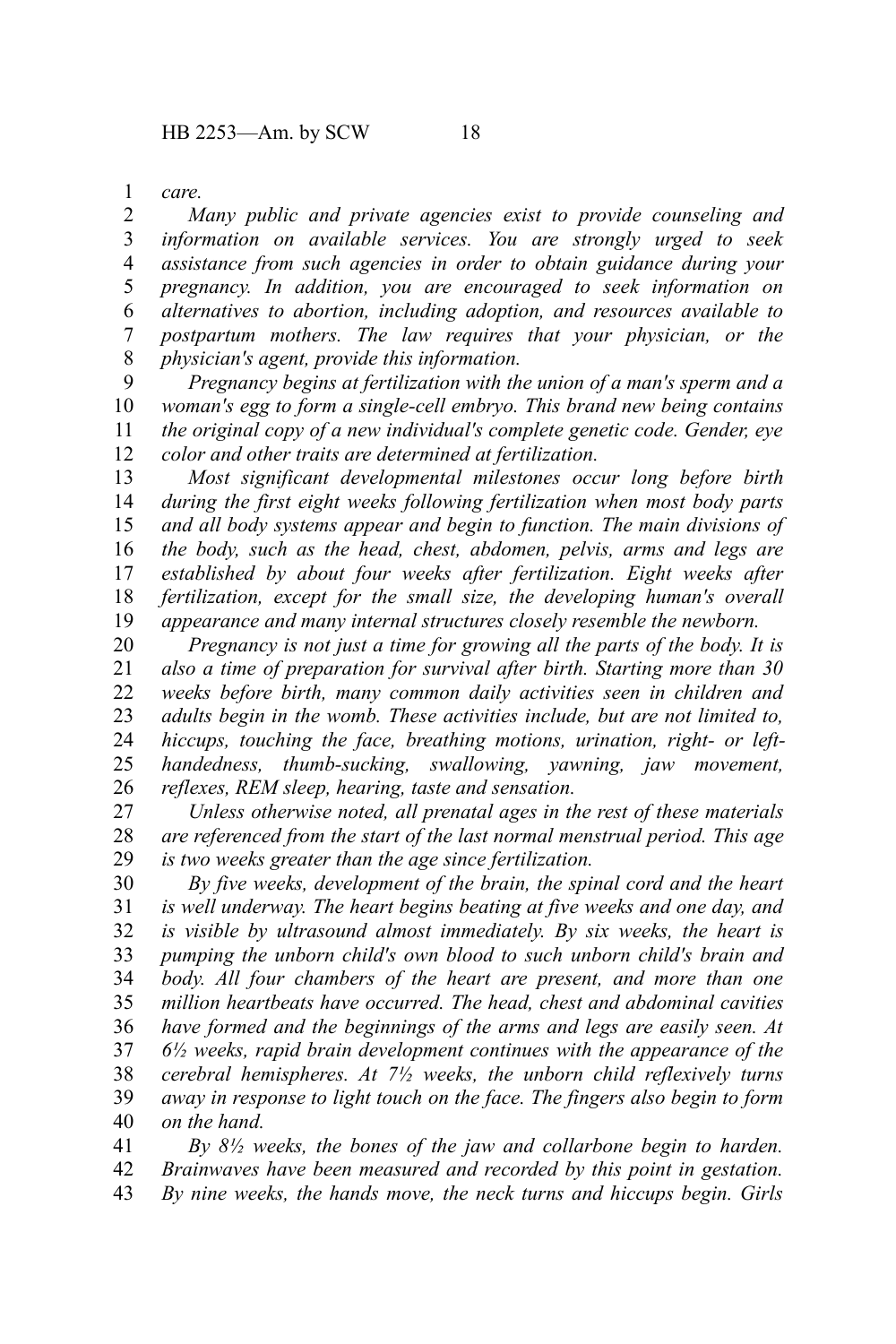*care.*

*Many public and private agencies exist to provide counseling and information on available services. You are strongly urged to seek assistance from such agencies in order to obtain guidance during your pregnancy. In addition, you are encouraged to seek information on alternatives to abortion, including adoption, and resources available to postpartum mothers. The law requires that your physician, or the physician's agent, provide this information.*

*Pregnancy begins at fertilization with the union of a man's sperm and a woman's egg to form a single-cell embryo. This brand new being contains the original copy of a new individual's complete genetic code. Gender, eye color and other traits are determined at fertilization.*

*Most significant developmental milestones occur long before birth during the first eight weeks following fertilization when most body parts and all body systems appear and begin to function. The main divisions of the body, such as the head, chest, abdomen, pelvis, arms and legs are established by about four weeks after fertilization. Eight weeks after fertilization, except for the small size, the developing human's overall appearance and many internal structures closely resemble the newborn.*

*Pregnancy is not just a time for growing all the parts of the body. It is also a time of preparation for survival after birth. Starting more than 30 weeks before birth, many common daily activities seen in children and adults begin in the womb. These activities include, but are not limited to, hiccups, touching the face, breathing motions, urination, right- or left-handedness, thumb-sucking, swallowing, yawning, jaw movement, reflexes, REM sleep, hearing, taste and sensation.*

*Unless otherwise noted, all prenatal ages in the rest of these materials are referenced from the start of the last normal menstrual period. This age is two weeks greater than the age since fertilization.*

*By five weeks, development of the brain, the spinal cord and the heart is well underway. The heart begins beating at five weeks and one day, and is visible by ultrasound almost immediately. By six weeks, the heart is pumping the unborn child's own blood to such unborn child's brain and body. All four chambers of the heart are present, and more than one million heartbeats have occurred. The head, chest and abdominal cavities have formed and the beginnings of the arms and legs are easily seen. At 6½ weeks, rapid brain development continues with the appearance of the cerebral hemispheres. At 7½ weeks, the unborn child reflexively turns away in response to light touch on the face. The fingers also begin to form on the hand.*

*By 8½ weeks, the bones of the jaw and collarbone begin to harden. Brainwaves have been measured and recorded by this point in gestation. By nine weeks, the hands move, the neck turns and hiccups begin. Girls*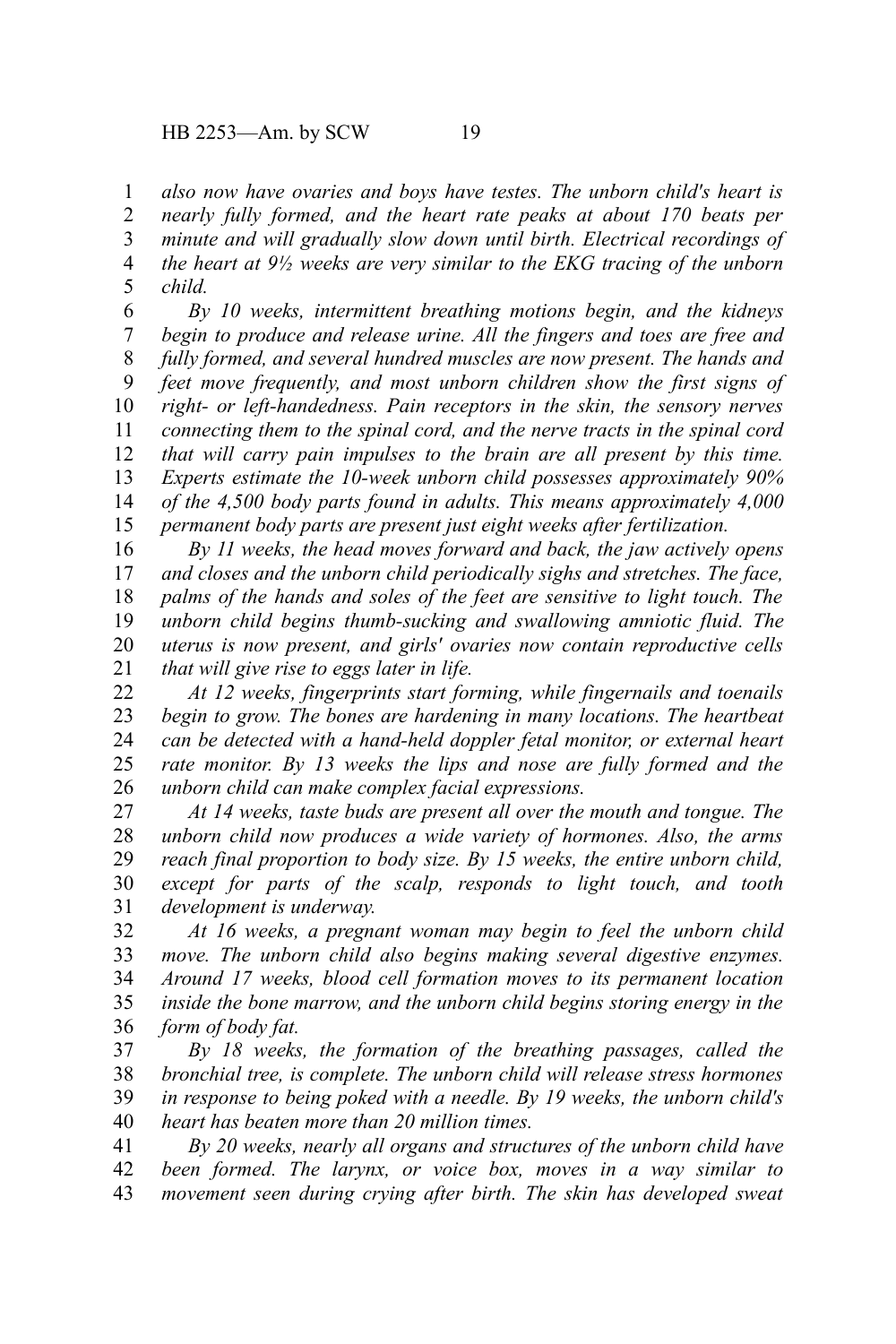*also now have ovaries and boys have testes. The unborn child's heart is nearly fully formed, and the heart rate peaks at about 170 beats per minute and will gradually slow down until birth. Electrical recordings of the heart at 9½ weeks are very similar to the EKG tracing of the unborn child.*

*By 10 weeks, intermittent breathing motions begin, and the kidneys begin to produce and release urine. All the fingers and toes are free and fully formed, and several hundred muscles are now present. The hands and feet move frequently, and most unborn children show the first signs of right- or left-handedness. Pain receptors in the skin, the sensory nerves connecting them to the spinal cord, and the nerve tracts in the spinal cord that will carry pain impulses to the brain are all present by this time. Experts estimate the 10-week unborn child possesses approximately 90% of the 4,500 body parts found in adults. This means approximately 4,000 permanent body parts are present just eight weeks after fertilization.*

*By 11 weeks, the head moves forward and back, the jaw actively opens and closes and the unborn child periodically sighs and stretches. The face, palms of the hands and soles of the feet are sensitive to light touch. The unborn child begins thumb-sucking and swallowing amniotic fluid. The uterus is now present, and girls' ovaries now contain reproductive cells that will give rise to eggs later in life.*

*At 12 weeks, fingerprints start forming, while fingernails and toenails begin to grow. The bones are hardening in many locations. The heartbeat can be detected with a hand-held doppler fetal monitor, or external heart rate monitor. By 13 weeks the lips and nose are fully formed and the unborn child can make complex facial expressions.*

*At 14 weeks, taste buds are present all over the mouth and tongue. The unborn child now produces a wide variety of hormones. Also, the arms reach final proportion to body size. By 15 weeks, the entire unborn child, except for parts of the scalp, responds to light touch, and tooth development is underway.*

*At 16 weeks, a pregnant woman may begin to feel the unborn child move. The unborn child also begins making several digestive enzymes. Around 17 weeks, blood cell formation moves to its permanent location inside the bone marrow, and the unborn child begins storing energy in the form of body fat.*

*By 18 weeks, the formation of the breathing passages, called the bronchial tree, is complete. The unborn child will release stress hormones in response to being poked with a needle. By 19 weeks, the unborn child's heart has beaten more than 20 million times.*

*By 20 weeks, nearly all organs and structures of the unborn child have been formed. The larynx, or voice box, moves in a way similar to movement seen during crying after birth. The skin has developed sweat*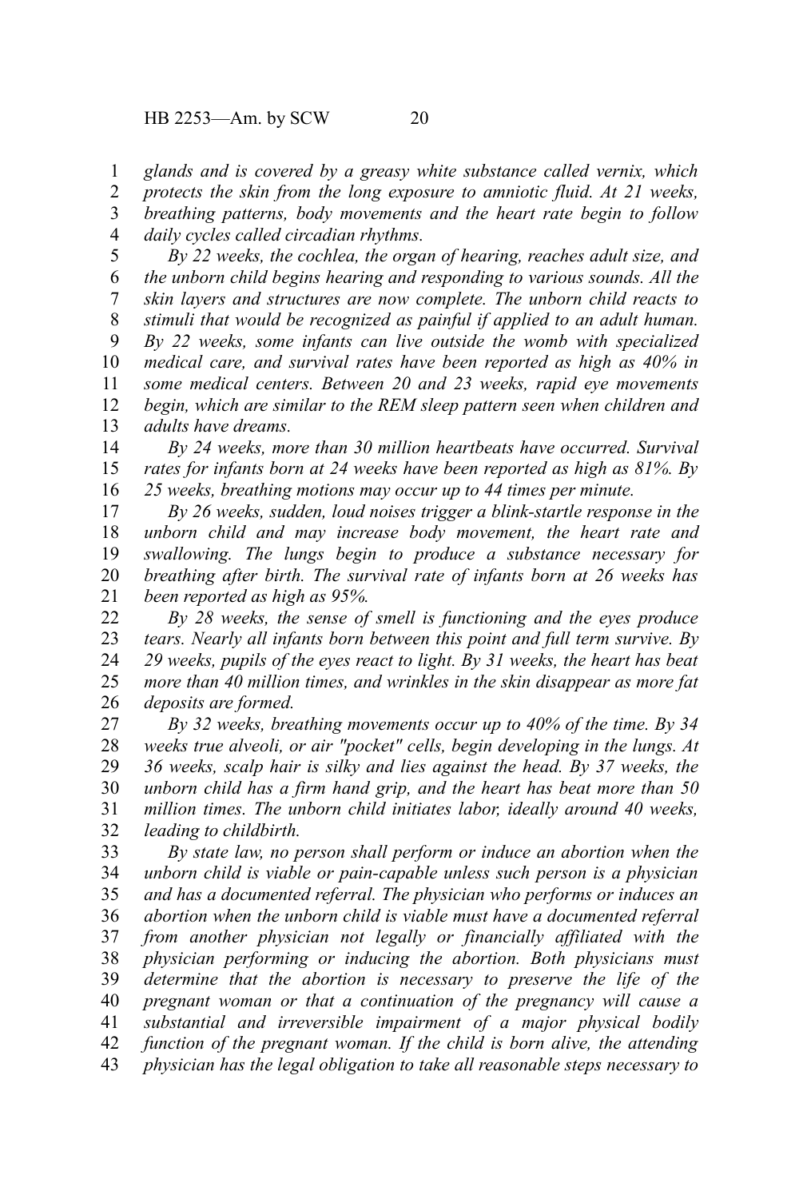*glands and is covered by a greasy white substance called vernix, which protects the skin from the long exposure to amniotic fluid. At 21 weeks, breathing patterns, body movements and the heart rate begin to follow daily cycles called circadian rhythms.*

*By 22 weeks, the cochlea, the organ of hearing, reaches adult size, and the unborn child begins hearing and responding to various sounds. All the skin layers and structures are now complete. The unborn child reacts to stimuli that would be recognized as painful if applied to an adult human. By 22 weeks, some infants can live outside the womb with specialized medical care, and survival rates have been reported as high as 40% in some medical centers. Between 20 and 23 weeks, rapid eye movements begin, which are similar to the REM sleep pattern seen when children and adults have dreams.*

*By 24 weeks, more than 30 million heartbeats have occurred. Survival rates for infants born at 24 weeks have been reported as high as 81%. By 25 weeks, breathing motions may occur up to 44 times per minute.*

*By 26 weeks, sudden, loud noises trigger a blink-startle response in the unborn child and may increase body movement, the heart rate and swallowing. The lungs begin to produce a substance necessary for breathing after birth. The survival rate of infants born at 26 weeks has been reported as high as 95%.*

*By 28 weeks, the sense of smell is functioning and the eyes produce tears. Nearly all infants born between this point and full term survive. By 29 weeks, pupils of the eyes react to light. By 31 weeks, the heart has beat more than 40 million times, and wrinkles in the skin disappear as more fat deposits are formed.*

*By 32 weeks, breathing movements occur up to 40% of the time. By 34 weeks true alveoli, or air "pocket" cells, begin developing in the lungs. At 36 weeks, scalp hair is silky and lies against the head. By 37 weeks, the unborn child has a firm hand grip, and the heart has beat more than 50 million times. The unborn child initiates labor, ideally around 40 weeks, leading to childbirth.*

*By state law, no person shall perform or induce an abortion when the unborn child is viable or pain-capable unless such person is a physician and has a documented referral. The physician who performs or induces an abortion when the unborn child is viable must have a documented referral from another physician not legally or financially affiliated with the physician performing or inducing the abortion. Both physicians must determine that the abortion is necessary to preserve the life of the pregnant woman or that a continuation of the pregnancy will cause a substantial and irreversible impairment of a major physical bodily function of the pregnant woman. If the child is born alive, the attending physician has the legal obligation to take all reasonable steps necessary to*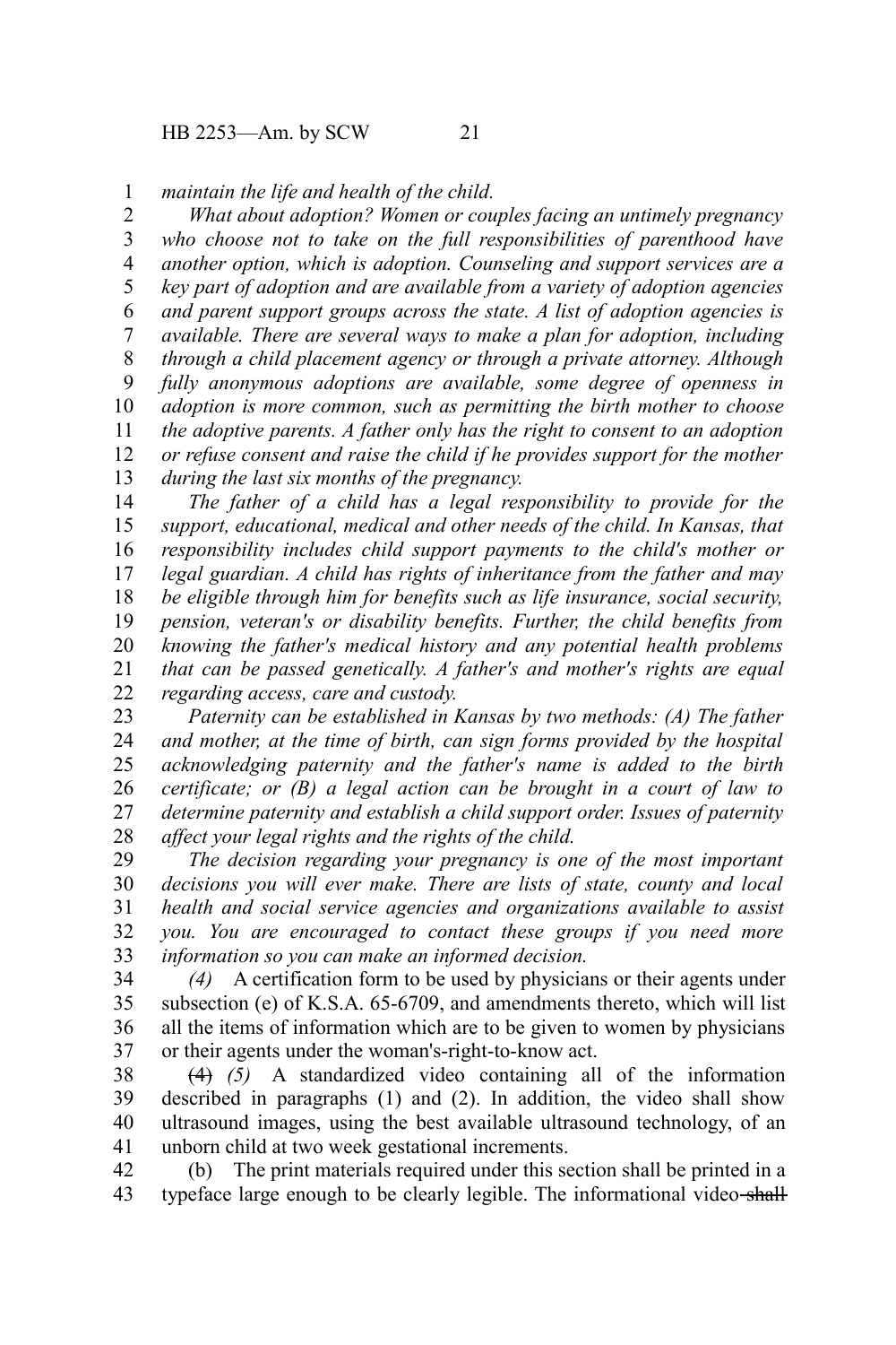*maintain the life and health of the child.*

*What about adoption? Women or couples facing an untimely pregnancy who choose not to take on the full responsibilities of parenthood have another option, which is adoption. Counseling and support services are a key part of adoption and are available from a variety of adoption agencies and parent support groups across the state. A list of adoption agencies is available. There are several ways to make a plan for adoption, including through a child placement agency or through a private attorney. Although fully anonymous adoptions are available, some degree of openness in adoption is more common, such as permitting the birth mother to choose the adoptive parents. A father only has the right to consent to an adoption or refuse consent and raise the child if he provides support for the mother during the last six months of the pregnancy.*

*The father of a child has a legal responsibility to provide for the support, educational, medical and other needs of the child. In Kansas, that responsibility includes child support payments to the child's mother or legal guardian. A child has rights of inheritance from the father and may be eligible through him for benefits such as life insurance, social security, pension, veteran's or disability benefits. Further, the child benefits from knowing the father's medical history and any potential health problems that can be passed genetically. A father's and mother's rights are equal regarding access, care and custody.*

*Paternity can be established in Kansas by two methods: (A) The father and mother, at the time of birth, can sign forms provided by the hospital acknowledging paternity and the father's name is added to the birth certificate; or (B) a legal action can be brought in a court of law to determine paternity and establish a child support order. Issues of paternity affect your legal rights and the rights of the child.*

*The decision regarding your pregnancy is one of the most important decisions you will ever make. There are lists of state, county and local health and social service agencies and organizations available to assist you. You are encouraged to contact these groups if you need more information so you can make an informed decision.*

*(4)* A certification form to be used by physicians or their agents under subsection (e) of K.S.A. 65-6709, and amendments thereto, which will list all the items of information which are to be given to women by physicians or their agents under the woman's-right-to-know act.

~~(4)~~ *(5)* A standardized video containing all of the information described in paragraphs (1) and (2). In addition, the video shall show ultrasound images, using the best available ultrasound technology, of an unborn child at two week gestational increments.

(b) The print materials required under this section shall be printed in a typeface large enough to be clearly legible. The informational video ~~shall~~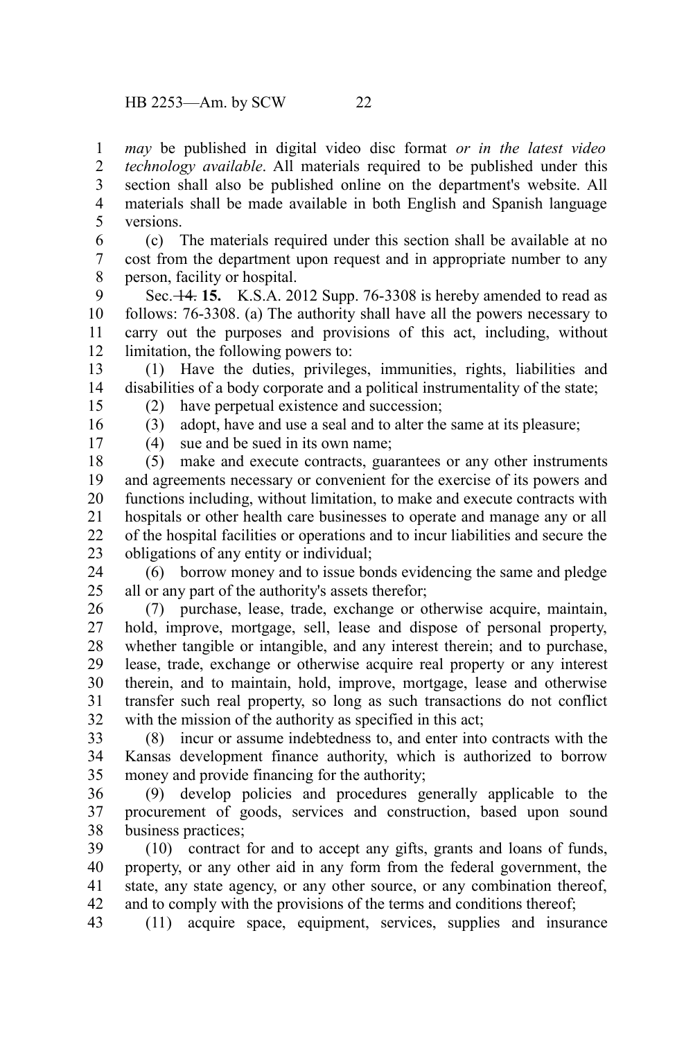*may* be published in digital video disc format *or in the latest video technology available*. All materials required to be published under this section shall also be published online on the department's website. All materials shall be made available in both English and Spanish language versions.

(c) The materials required under this section shall be available at no cost from the department upon request and in appropriate number to any person, facility or hospital.

Sec. ~~14.~~ **15.** K.S.A. 2012 Supp. 76-3308 is hereby amended to read as follows: 76-3308. (a) The authority shall have all the powers necessary to carry out the purposes and provisions of this act, including, without limitation, the following powers to:

(1) Have the duties, privileges, immunities, rights, liabilities and disabilities of a body corporate and a political instrumentality of the state;

(2) have perpetual existence and succession;

(3) adopt, have and use a seal and to alter the same at its pleasure;

(4) sue and be sued in its own name;

(5) make and execute contracts, guarantees or any other instruments and agreements necessary or convenient for the exercise of its powers and functions including, without limitation, to make and execute contracts with hospitals or other health care businesses to operate and manage any or all of the hospital facilities or operations and to incur liabilities and secure the obligations of any entity or individual;

(6) borrow money and to issue bonds evidencing the same and pledge all or any part of the authority's assets therefor;

(7) purchase, lease, trade, exchange or otherwise acquire, maintain, hold, improve, mortgage, sell, lease and dispose of personal property, whether tangible or intangible, and any interest therein; and to purchase, lease, trade, exchange or otherwise acquire real property or any interest therein, and to maintain, hold, improve, mortgage, lease and otherwise transfer such real property, so long as such transactions do not conflict with the mission of the authority as specified in this act;

(8) incur or assume indebtedness to, and enter into contracts with the Kansas development finance authority, which is authorized to borrow money and provide financing for the authority;

(9) develop policies and procedures generally applicable to the procurement of goods, services and construction, based upon sound business practices;

(10) contract for and to accept any gifts, grants and loans of funds, property, or any other aid in any form from the federal government, the state, any state agency, or any other source, or any combination thereof, and to comply with the provisions of the terms and conditions thereof;

(11) acquire space, equipment, services, supplies and insurance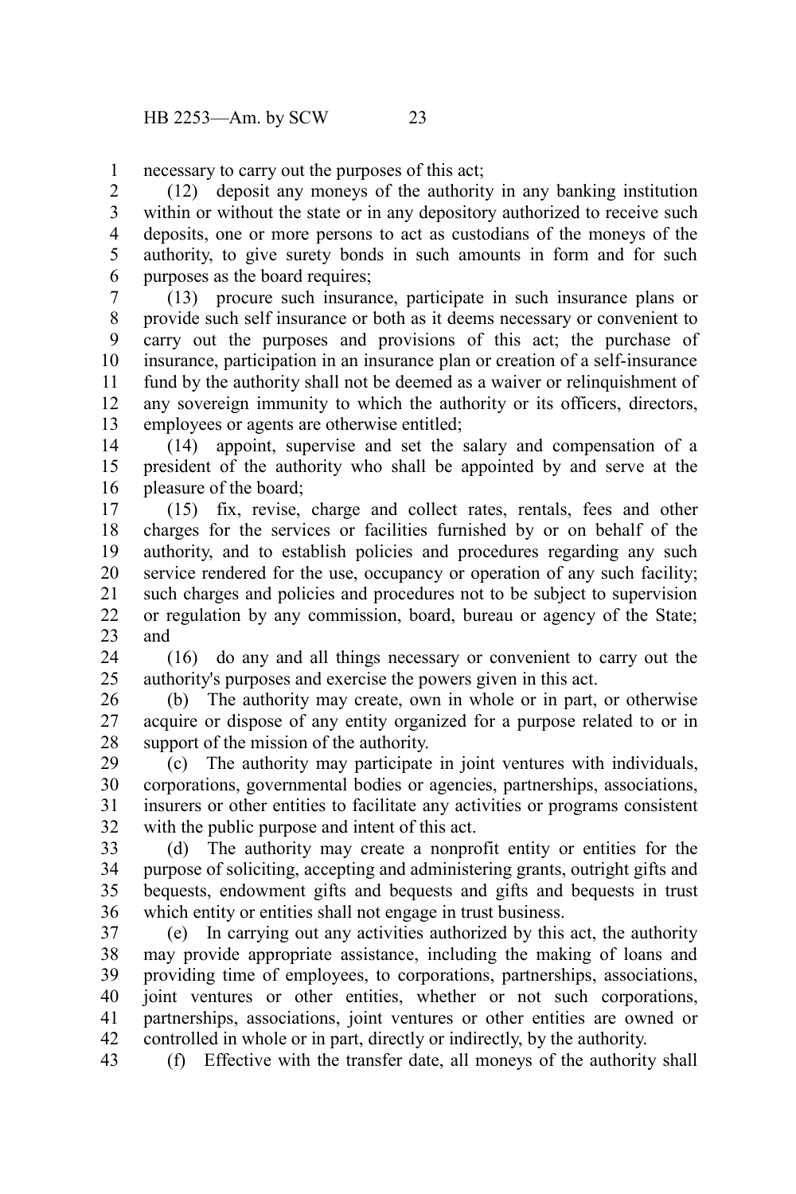necessary to carry out the purposes of this act;

(12) deposit any moneys of the authority in any banking institution within or without the state or in any depository authorized to receive such deposits, one or more persons to act as custodians of the moneys of the authority, to give surety bonds in such amounts in form and for such purposes as the board requires;

(13) procure such insurance, participate in such insurance plans or provide such self insurance or both as it deems necessary or convenient to carry out the purposes and provisions of this act; the purchase of insurance, participation in an insurance plan or creation of a self-insurance fund by the authority shall not be deemed as a waiver or relinquishment of any sovereign immunity to which the authority or its officers, directors, employees or agents are otherwise entitled;

(14) appoint, supervise and set the salary and compensation of a president of the authority who shall be appointed by and serve at the pleasure of the board;

(15) fix, revise, charge and collect rates, rentals, fees and other charges for the services or facilities furnished by or on behalf of the authority, and to establish policies and procedures regarding any such service rendered for the use, occupancy or operation of any such facility; such charges and policies and procedures not to be subject to supervision or regulation by any commission, board, bureau or agency of the State; and

(16) do any and all things necessary or convenient to carry out the authority's purposes and exercise the powers given in this act.

(b) The authority may create, own in whole or in part, or otherwise acquire or dispose of any entity organized for a purpose related to or in support of the mission of the authority.

(c) The authority may participate in joint ventures with individuals, corporations, governmental bodies or agencies, partnerships, associations, insurers or other entities to facilitate any activities or programs consistent with the public purpose and intent of this act.

(d) The authority may create a nonprofit entity or entities for the purpose of soliciting, accepting and administering grants, outright gifts and bequests, endowment gifts and bequests and gifts and bequests in trust which entity or entities shall not engage in trust business.

(e) In carrying out any activities authorized by this act, the authority may provide appropriate assistance, including the making of loans and providing time of employees, to corporations, partnerships, associations, joint ventures or other entities, whether or not such corporations, partnerships, associations, joint ventures or other entities are owned or controlled in whole or in part, directly or indirectly, by the authority.

(f) Effective with the transfer date, all moneys of the authority shall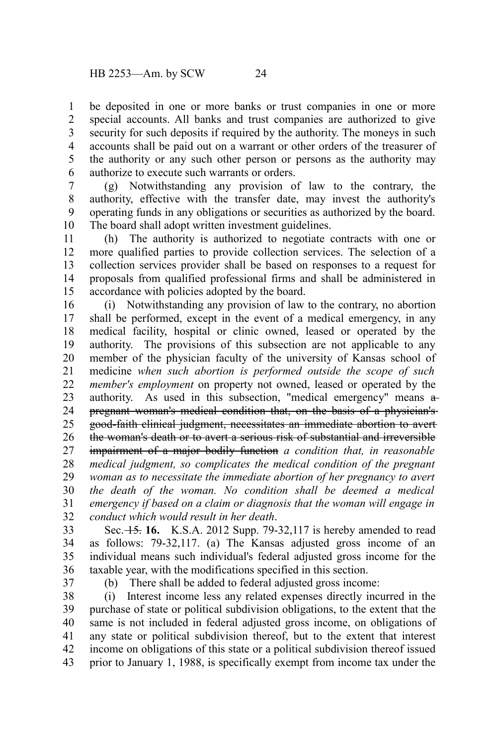be deposited in one or more banks or trust companies in one or more special accounts. All banks and trust companies are authorized to give security for such deposits if required by the authority. The moneys in such accounts shall be paid out on a warrant or other orders of the treasurer of the authority or any such other person or persons as the authority may authorize to execute such warrants or orders.

(g) Notwithstanding any provision of law to the contrary, the authority, effective with the transfer date, may invest the authority's operating funds in any obligations or securities as authorized by the board. The board shall adopt written investment guidelines.

(h) The authority is authorized to negotiate contracts with one or more qualified parties to provide collection services. The selection of a collection services provider shall be based on responses to a request for proposals from qualified professional firms and shall be administered in accordance with policies adopted by the board.

(i) Notwithstanding any provision of law to the contrary, no abortion shall be performed, except in the event of a medical emergency, in any medical facility, hospital or clinic owned, leased or operated by the authority. The provisions of this subsection are not applicable to any member of the physician faculty of the university of Kansas school of medicine *when such abortion is performed outside the scope of such member's employment* on property not owned, leased or operated by the authority. As used in this subsection, "medical emergency" means ~~a pregnant woman's medical condition that, on the basis of a physician's good-faith clinical judgment, necessitates an immediate abortion to avert the woman's death or to avert a serious risk of substantial and irreversible impairment of a major bodily function~~ *a condition that, in reasonable medical judgment, so complicates the medical condition of the pregnant woman as to necessitate the immediate abortion of her pregnancy to avert the death of the woman. No condition shall be deemed a medical emergency if based on a claim or diagnosis that the woman will engage in conduct which would result in her death*.

Sec. ~~15.~~ **16.** K.S.A. 2012 Supp. 79-32,117 is hereby amended to read as follows: 79-32,117. (a) The Kansas adjusted gross income of an individual means such individual's federal adjusted gross income for the taxable year, with the modifications specified in this section.

(b) There shall be added to federal adjusted gross income:

(i) Interest income less any related expenses directly incurred in the purchase of state or political subdivision obligations, to the extent that the same is not included in federal adjusted gross income, on obligations of any state or political subdivision thereof, but to the extent that interest income on obligations of this state or a political subdivision thereof issued prior to January 1, 1988, is specifically exempt from income tax under the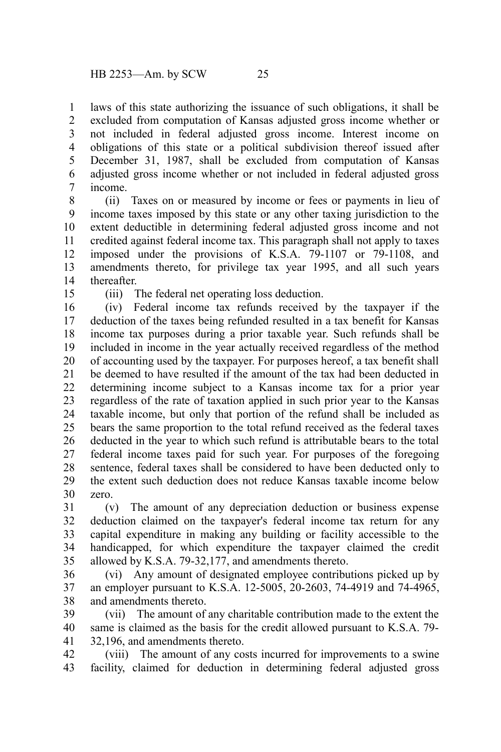laws of this state authorizing the issuance of such obligations, it shall be excluded from computation of Kansas adjusted gross income whether or not included in federal adjusted gross income. Interest income on obligations of this state or a political subdivision thereof issued after December 31, 1987, shall be excluded from computation of Kansas adjusted gross income whether or not included in federal adjusted gross income.

(ii) Taxes on or measured by income or fees or payments in lieu of income taxes imposed by this state or any other taxing jurisdiction to the extent deductible in determining federal adjusted gross income and not credited against federal income tax. This paragraph shall not apply to taxes imposed under the provisions of K.S.A. 79-1107 or 79-1108, and amendments thereto, for privilege tax year 1995, and all such years thereafter.

(iii) The federal net operating loss deduction.

(iv) Federal income tax refunds received by the taxpayer if the deduction of the taxes being refunded resulted in a tax benefit for Kansas income tax purposes during a prior taxable year. Such refunds shall be included in income in the year actually received regardless of the method of accounting used by the taxpayer. For purposes hereof, a tax benefit shall be deemed to have resulted if the amount of the tax had been deducted in determining income subject to a Kansas income tax for a prior year regardless of the rate of taxation applied in such prior year to the Kansas taxable income, but only that portion of the refund shall be included as bears the same proportion to the total refund received as the federal taxes deducted in the year to which such refund is attributable bears to the total federal income taxes paid for such year. For purposes of the foregoing sentence, federal taxes shall be considered to have been deducted only to the extent such deduction does not reduce Kansas taxable income below zero.

(v) The amount of any depreciation deduction or business expense deduction claimed on the taxpayer's federal income tax return for any capital expenditure in making any building or facility accessible to the handicapped, for which expenditure the taxpayer claimed the credit allowed by K.S.A. 79-32,177, and amendments thereto.

(vi) Any amount of designated employee contributions picked up by an employer pursuant to K.S.A. 12-5005, 20-2603, 74-4919 and 74-4965, and amendments thereto.

(vii) The amount of any charitable contribution made to the extent the same is claimed as the basis for the credit allowed pursuant to K.S.A. 79-32,196, and amendments thereto.

(viii) The amount of any costs incurred for improvements to a swine facility, claimed for deduction in determining federal adjusted gross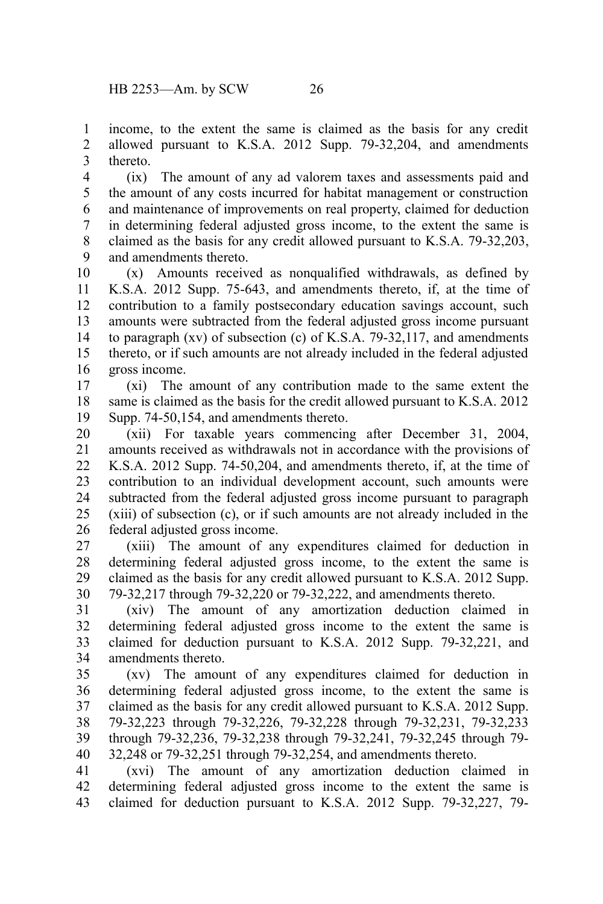income, to the extent the same is claimed as the basis for any credit allowed pursuant to K.S.A. 2012 Supp. 79-32,204, and amendments thereto.

(ix) The amount of any ad valorem taxes and assessments paid and the amount of any costs incurred for habitat management or construction and maintenance of improvements on real property, claimed for deduction in determining federal adjusted gross income, to the extent the same is claimed as the basis for any credit allowed pursuant to K.S.A. 79-32,203, and amendments thereto.

(x) Amounts received as nonqualified withdrawals, as defined by K.S.A. 2012 Supp. 75-643, and amendments thereto, if, at the time of contribution to a family postsecondary education savings account, such amounts were subtracted from the federal adjusted gross income pursuant to paragraph (xv) of subsection (c) of K.S.A. 79-32,117, and amendments thereto, or if such amounts are not already included in the federal adjusted gross income.

(xi) The amount of any contribution made to the same extent the same is claimed as the basis for the credit allowed pursuant to K.S.A. 2012 Supp. 74-50,154, and amendments thereto.

(xii) For taxable years commencing after December 31, 2004, amounts received as withdrawals not in accordance with the provisions of K.S.A. 2012 Supp. 74-50,204, and amendments thereto, if, at the time of contribution to an individual development account, such amounts were subtracted from the federal adjusted gross income pursuant to paragraph (xiii) of subsection (c), or if such amounts are not already included in the federal adjusted gross income.

(xiii) The amount of any expenditures claimed for deduction in determining federal adjusted gross income, to the extent the same is claimed as the basis for any credit allowed pursuant to K.S.A. 2012 Supp. 79-32,217 through 79-32,220 or 79-32,222, and amendments thereto.

(xiv) The amount of any amortization deduction claimed in determining federal adjusted gross income to the extent the same is claimed for deduction pursuant to K.S.A. 2012 Supp. 79-32,221, and amendments thereto.

(xv) The amount of any expenditures claimed for deduction in determining federal adjusted gross income, to the extent the same is claimed as the basis for any credit allowed pursuant to K.S.A. 2012 Supp. 79-32,223 through 79-32,226, 79-32,228 through 79-32,231, 79-32,233 through 79-32,236, 79-32,238 through 79-32,241, 79-32,245 through 79-32,248 or 79-32,251 through 79-32,254, and amendments thereto.

(xvi) The amount of any amortization deduction claimed in determining federal adjusted gross income to the extent the same is claimed for deduction pursuant to K.S.A. 2012 Supp. 79-32,227, 79-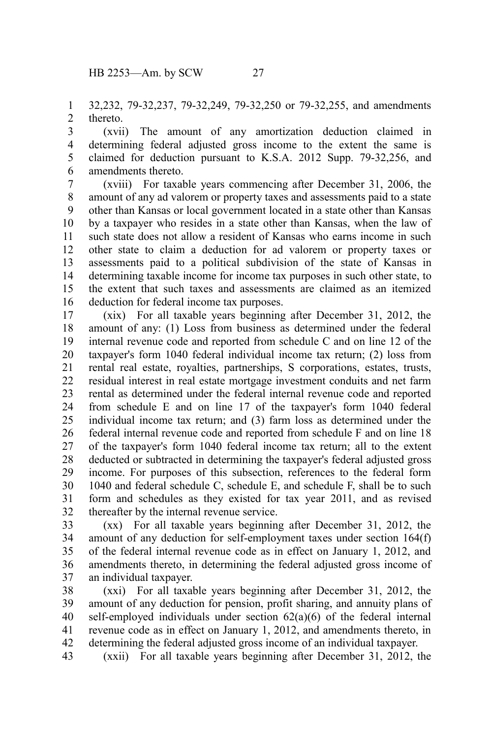32,232, 79-32,237, 79-32,249, 79-32,250 or 79-32,255, and amendments thereto.

(xvii) The amount of any amortization deduction claimed in determining federal adjusted gross income to the extent the same is claimed for deduction pursuant to K.S.A. 2012 Supp. 79-32,256, and amendments thereto.

(xviii) For taxable years commencing after December 31, 2006, the amount of any ad valorem or property taxes and assessments paid to a state other than Kansas or local government located in a state other than Kansas by a taxpayer who resides in a state other than Kansas, when the law of such state does not allow a resident of Kansas who earns income in such other state to claim a deduction for ad valorem or property taxes or assessments paid to a political subdivision of the state of Kansas in determining taxable income for income tax purposes in such other state, to the extent that such taxes and assessments are claimed as an itemized deduction for federal income tax purposes.

(xix) For all taxable years beginning after December 31, 2012, the amount of any: (1) Loss from business as determined under the federal internal revenue code and reported from schedule C and on line 12 of the taxpayer's form 1040 federal individual income tax return; (2) loss from rental real estate, royalties, partnerships, S corporations, estates, trusts, residual interest in real estate mortgage investment conduits and net farm rental as determined under the federal internal revenue code and reported from schedule E and on line 17 of the taxpayer's form 1040 federal individual income tax return; and (3) farm loss as determined under the federal internal revenue code and reported from schedule F and on line 18 of the taxpayer's form 1040 federal income tax return; all to the extent deducted or subtracted in determining the taxpayer's federal adjusted gross income. For purposes of this subsection, references to the federal form 1040 and federal schedule C, schedule E, and schedule F, shall be to such form and schedules as they existed for tax year 2011, and as revised thereafter by the internal revenue service.

(xx) For all taxable years beginning after December 31, 2012, the amount of any deduction for self-employment taxes under section 164(f) of the federal internal revenue code as in effect on January 1, 2012, and amendments thereto, in determining the federal adjusted gross income of an individual taxpayer.

(xxi) For all taxable years beginning after December 31, 2012, the amount of any deduction for pension, profit sharing, and annuity plans of self-employed individuals under section 62(a)(6) of the federal internal revenue code as in effect on January 1, 2012, and amendments thereto, in determining the federal adjusted gross income of an individual taxpayer.

(xxii) For all taxable years beginning after December 31, 2012, the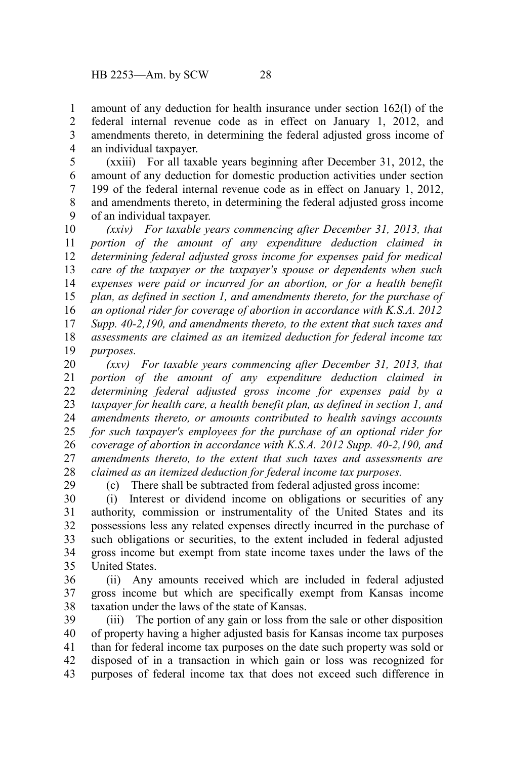amount of any deduction for health insurance under section 162(l) of the federal internal revenue code as in effect on January 1, 2012, and amendments thereto, in determining the federal adjusted gross income of an individual taxpayer.

(xxiii) For all taxable years beginning after December 31, 2012, the amount of any deduction for domestic production activities under section 199 of the federal internal revenue code as in effect on January 1, 2012, and amendments thereto, in determining the federal adjusted gross income of an individual taxpayer.

*(xxiv) For taxable years commencing after December 31, 2013, that portion of the amount of any expenditure deduction claimed in determining federal adjusted gross income for expenses paid for medical care of the taxpayer or the taxpayer's spouse or dependents when such expenses were paid or incurred for an abortion, or for a health benefit plan, as defined in section 1, and amendments thereto, for the purchase of an optional rider for coverage of abortion in accordance with K.S.A. 2012 Supp. 40-2,190, and amendments thereto, to the extent that such taxes and assessments are claimed as an itemized deduction for federal income tax purposes.*

*(xxv) For taxable years commencing after December 31, 2013, that portion of the amount of any expenditure deduction claimed in determining federal adjusted gross income for expenses paid by a taxpayer for health care, a health benefit plan, as defined in section 1, and amendments thereto, or amounts contributed to health savings accounts for such taxpayer's employees for the purchase of an optional rider for coverage of abortion in accordance with K.S.A. 2012 Supp. 40-2,190, and amendments thereto, to the extent that such taxes and assessments are claimed as an itemized deduction for federal income tax purposes.*

(c) There shall be subtracted from federal adjusted gross income:

(i) Interest or dividend income on obligations or securities of any authority, commission or instrumentality of the United States and its possessions less any related expenses directly incurred in the purchase of such obligations or securities, to the extent included in federal adjusted gross income but exempt from state income taxes under the laws of the United States.

(ii) Any amounts received which are included in federal adjusted gross income but which are specifically exempt from Kansas income taxation under the laws of the state of Kansas.

(iii) The portion of any gain or loss from the sale or other disposition of property having a higher adjusted basis for Kansas income tax purposes than for federal income tax purposes on the date such property was sold or disposed of in a transaction in which gain or loss was recognized for purposes of federal income tax that does not exceed such difference in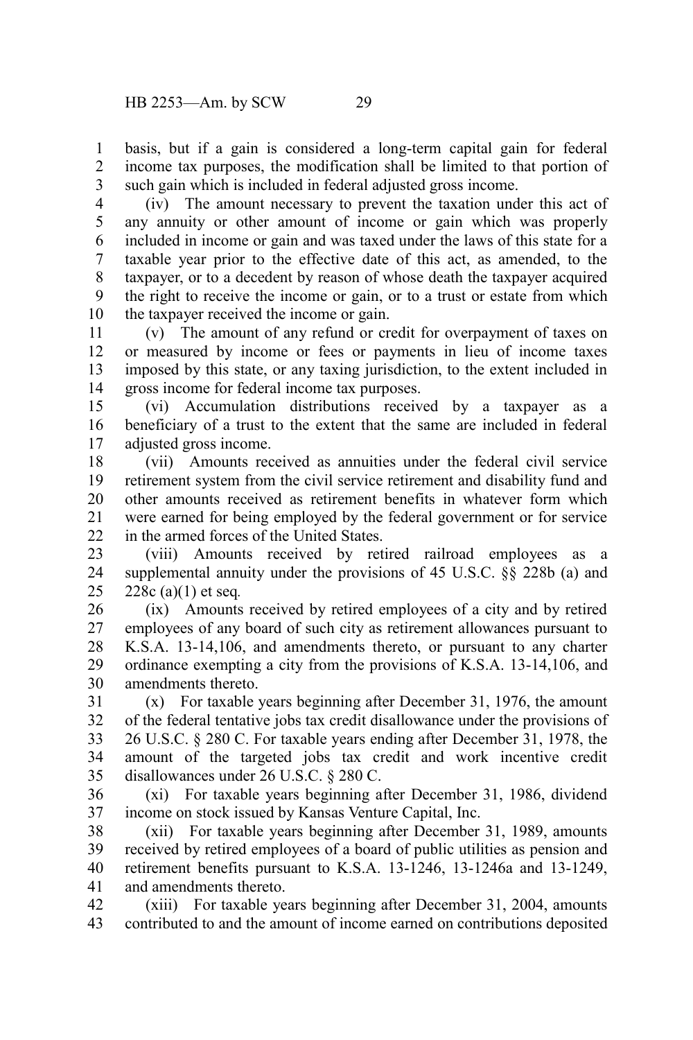basis, but if a gain is considered a long-term capital gain for federal income tax purposes, the modification shall be limited to that portion of such gain which is included in federal adjusted gross income.

(iv) The amount necessary to prevent the taxation under this act of any annuity or other amount of income or gain which was properly included in income or gain and was taxed under the laws of this state for a taxable year prior to the effective date of this act, as amended, to the taxpayer, or to a decedent by reason of whose death the taxpayer acquired the right to receive the income or gain, or to a trust or estate from which the taxpayer received the income or gain.

(v) The amount of any refund or credit for overpayment of taxes on or measured by income or fees or payments in lieu of income taxes imposed by this state, or any taxing jurisdiction, to the extent included in gross income for federal income tax purposes.

(vi) Accumulation distributions received by a taxpayer as a beneficiary of a trust to the extent that the same are included in federal adjusted gross income.

(vii) Amounts received as annuities under the federal civil service retirement system from the civil service retirement and disability fund and other amounts received as retirement benefits in whatever form which were earned for being employed by the federal government or for service in the armed forces of the United States.

(viii) Amounts received by retired railroad employees as a supplemental annuity under the provisions of 45 U.S.C. §§ 228b (a) and 228c (a)(1) et seq.

(ix) Amounts received by retired employees of a city and by retired employees of any board of such city as retirement allowances pursuant to K.S.A. 13-14,106, and amendments thereto, or pursuant to any charter ordinance exempting a city from the provisions of K.S.A. 13-14,106, and amendments thereto.

(x) For taxable years beginning after December 31, 1976, the amount of the federal tentative jobs tax credit disallowance under the provisions of 26 U.S.C. § 280 C. For taxable years ending after December 31, 1978, the amount of the targeted jobs tax credit and work incentive credit disallowances under 26 U.S.C. § 280 C.

(xi) For taxable years beginning after December 31, 1986, dividend income on stock issued by Kansas Venture Capital, Inc.

(xii) For taxable years beginning after December 31, 1989, amounts received by retired employees of a board of public utilities as pension and retirement benefits pursuant to K.S.A. 13-1246, 13-1246a and 13-1249, and amendments thereto.

(xiii) For taxable years beginning after December 31, 2004, amounts contributed to and the amount of income earned on contributions deposited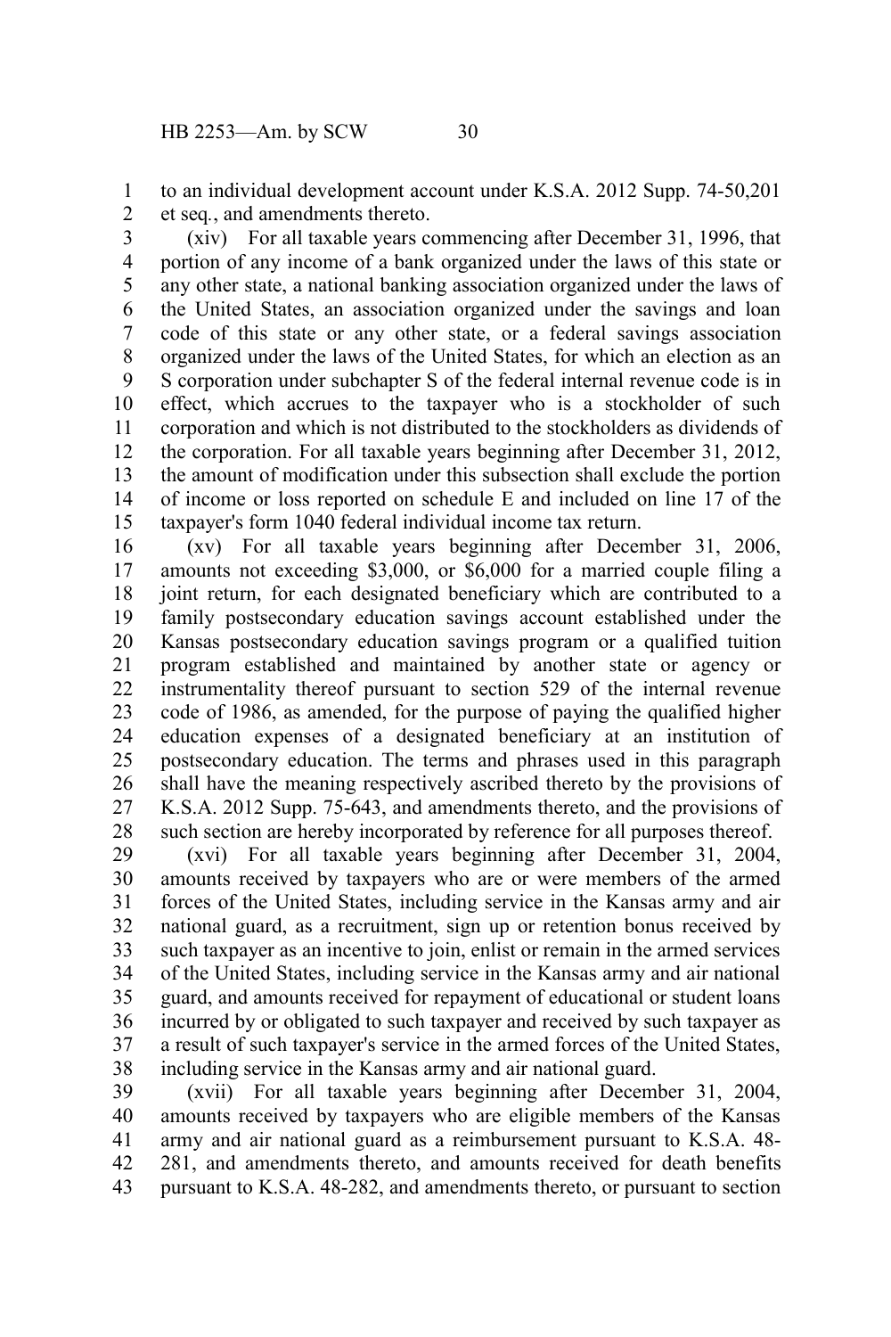to an individual development account under K.S.A. 2012 Supp. 74-50,201 et seq., and amendments thereto.

(xiv) For all taxable years commencing after December 31, 1996, that portion of any income of a bank organized under the laws of this state or any other state, a national banking association organized under the laws of the United States, an association organized under the savings and loan code of this state or any other state, or a federal savings association organized under the laws of the United States, for which an election as an S corporation under subchapter S of the federal internal revenue code is in effect, which accrues to the taxpayer who is a stockholder of such corporation and which is not distributed to the stockholders as dividends of the corporation. For all taxable years beginning after December 31, 2012, the amount of modification under this subsection shall exclude the portion of income or loss reported on schedule E and included on line 17 of the taxpayer's form 1040 federal individual income tax return.

(xv) For all taxable years beginning after December 31, 2006, amounts not exceeding $3,000, or $6,000 for a married couple filing a joint return, for each designated beneficiary which are contributed to a family postsecondary education savings account established under the Kansas postsecondary education savings program or a qualified tuition program established and maintained by another state or agency or instrumentality thereof pursuant to section 529 of the internal revenue code of 1986, as amended, for the purpose of paying the qualified higher education expenses of a designated beneficiary at an institution of postsecondary education. The terms and phrases used in this paragraph shall have the meaning respectively ascribed thereto by the provisions of K.S.A. 2012 Supp. 75-643, and amendments thereto, and the provisions of such section are hereby incorporated by reference for all purposes thereof.

(xvi) For all taxable years beginning after December 31, 2004, amounts received by taxpayers who are or were members of the armed forces of the United States, including service in the Kansas army and air national guard, as a recruitment, sign up or retention bonus received by such taxpayer as an incentive to join, enlist or remain in the armed services of the United States, including service in the Kansas army and air national guard, and amounts received for repayment of educational or student loans incurred by or obligated to such taxpayer and received by such taxpayer as a result of such taxpayer's service in the armed forces of the United States, including service in the Kansas army and air national guard.

(xvii) For all taxable years beginning after December 31, 2004, amounts received by taxpayers who are eligible members of the Kansas army and air national guard as a reimbursement pursuant to K.S.A. 48-281, and amendments thereto, and amounts received for death benefits pursuant to K.S.A. 48-282, and amendments thereto, or pursuant to section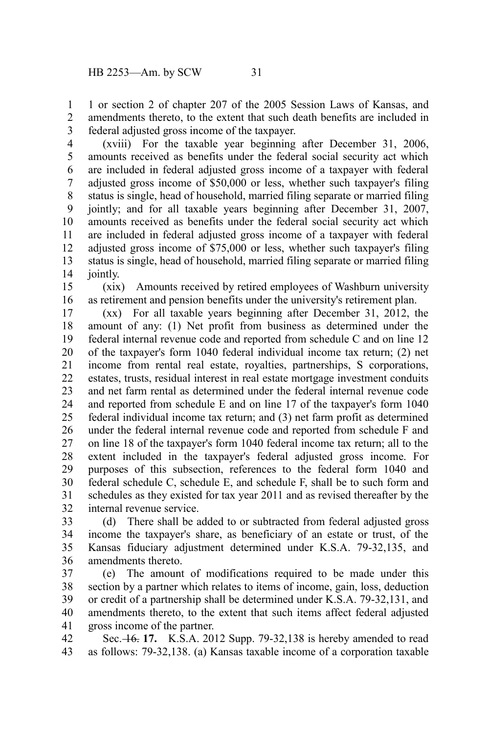1 or section 2 of chapter 207 of the 2005 Session Laws of Kansas, and amendments thereto, to the extent that such death benefits are included in federal adjusted gross income of the taxpayer.

(xviii) For the taxable year beginning after December 31, 2006, amounts received as benefits under the federal social security act which are included in federal adjusted gross income of a taxpayer with federal adjusted gross income of $50,000 or less, whether such taxpayer's filing status is single, head of household, married filing separate or married filing jointly; and for all taxable years beginning after December 31, 2007, amounts received as benefits under the federal social security act which are included in federal adjusted gross income of a taxpayer with federal adjusted gross income of $75,000 or less, whether such taxpayer's filing status is single, head of household, married filing separate or married filing jointly.

(xix) Amounts received by retired employees of Washburn university as retirement and pension benefits under the university's retirement plan.

(xx) For all taxable years beginning after December 31, 2012, the amount of any: (1) Net profit from business as determined under the federal internal revenue code and reported from schedule C and on line 12 of the taxpayer's form 1040 federal individual income tax return; (2) net income from rental real estate, royalties, partnerships, S corporations, estates, trusts, residual interest in real estate mortgage investment conduits and net farm rental as determined under the federal internal revenue code and reported from schedule E and on line 17 of the taxpayer's form 1040 federal individual income tax return; and (3) net farm profit as determined under the federal internal revenue code and reported from schedule F and on line 18 of the taxpayer's form 1040 federal income tax return; all to the extent included in the taxpayer's federal adjusted gross income. For purposes of this subsection, references to the federal form 1040 and federal schedule C, schedule E, and schedule F, shall be to such form and schedules as they existed for tax year 2011 and as revised thereafter by the internal revenue service.

(d) There shall be added to or subtracted from federal adjusted gross income the taxpayer's share, as beneficiary of an estate or trust, of the Kansas fiduciary adjustment determined under K.S.A. 79-32,135, and amendments thereto.

(e) The amount of modifications required to be made under this section by a partner which relates to items of income, gain, loss, deduction or credit of a partnership shall be determined under K.S.A. 79-32,131, and amendments thereto, to the extent that such items affect federal adjusted gross income of the partner.

Sec. ~~16.~~ **17.** K.S.A. 2012 Supp. 79-32,138 is hereby amended to read as follows: 79-32,138. (a) Kansas taxable income of a corporation taxable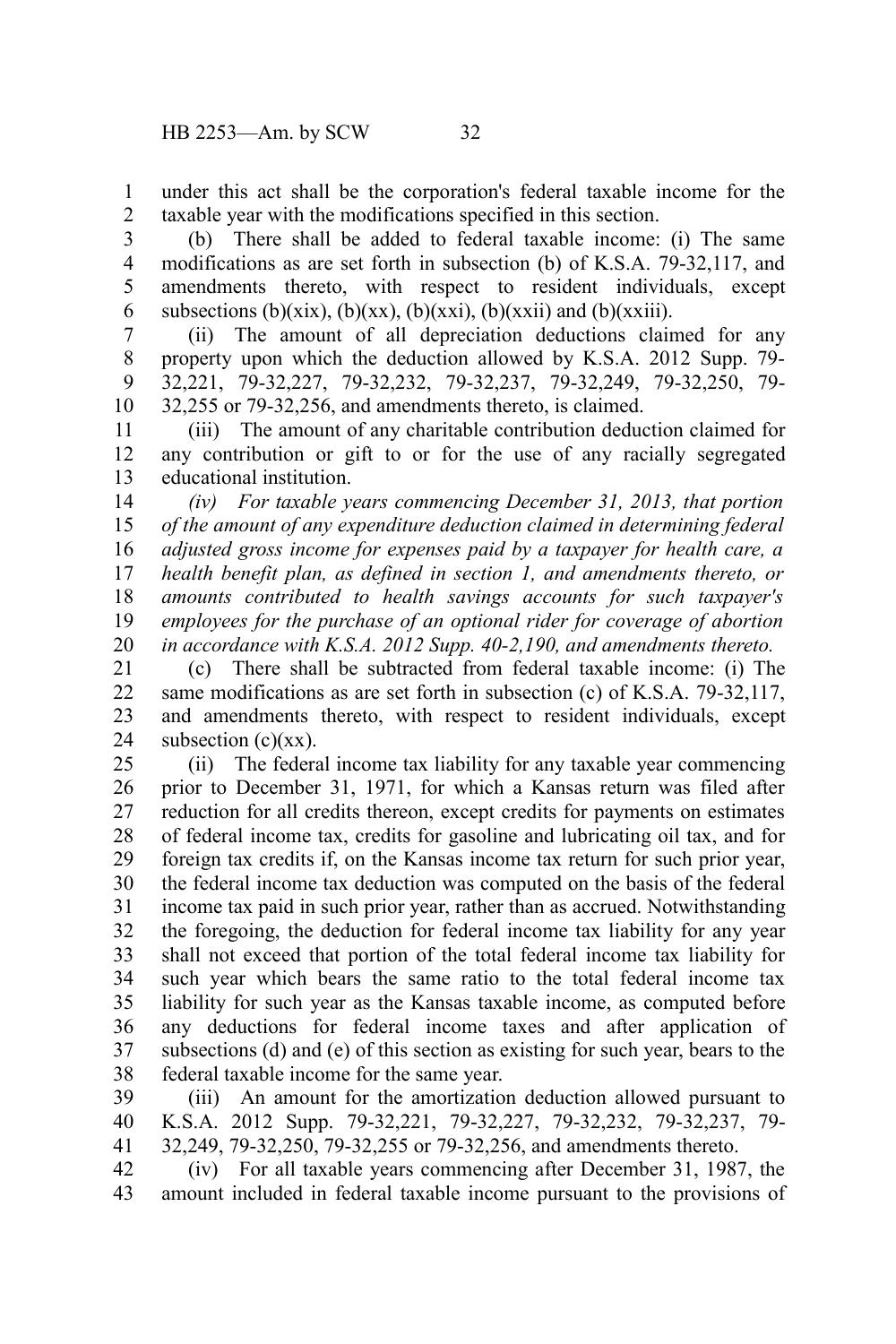under this act shall be the corporation's federal taxable income for the taxable year with the modifications specified in this section.

(b) There shall be added to federal taxable income: (i) The same modifications as are set forth in subsection (b) of K.S.A. 79-32,117, and amendments thereto, with respect to resident individuals, except subsections (b)(xix), (b)(xx), (b)(xxi), (b)(xxii) and (b)(xxiii).

(ii) The amount of all depreciation deductions claimed for any property upon which the deduction allowed by K.S.A. 2012 Supp. 79-32,221, 79-32,227, 79-32,232, 79-32,237, 79-32,249, 79-32,250, 79-32,255 or 79-32,256, and amendments thereto, is claimed.

(iii) The amount of any charitable contribution deduction claimed for any contribution or gift to or for the use of any racially segregated educational institution.

*(iv) For taxable years commencing December 31, 2013, that portion of the amount of any expenditure deduction claimed in determining federal adjusted gross income for expenses paid by a taxpayer for health care, a health benefit plan, as defined in section 1, and amendments thereto, or amounts contributed to health savings accounts for such taxpayer's employees for the purchase of an optional rider for coverage of abortion in accordance with K.S.A. 2012 Supp. 40-2,190, and amendments thereto.*

(c) There shall be subtracted from federal taxable income: (i) The same modifications as are set forth in subsection (c) of K.S.A. 79-32,117, and amendments thereto, with respect to resident individuals, except subsection (c)(xx).

(ii) The federal income tax liability for any taxable year commencing prior to December 31, 1971, for which a Kansas return was filed after reduction for all credits thereon, except credits for payments on estimates of federal income tax, credits for gasoline and lubricating oil tax, and for foreign tax credits if, on the Kansas income tax return for such prior year, the federal income tax deduction was computed on the basis of the federal income tax paid in such prior year, rather than as accrued. Notwithstanding the foregoing, the deduction for federal income tax liability for any year shall not exceed that portion of the total federal income tax liability for such year which bears the same ratio to the total federal income tax liability for such year as the Kansas taxable income, as computed before any deductions for federal income taxes and after application of subsections (d) and (e) of this section as existing for such year, bears to the federal taxable income for the same year.

(iii) An amount for the amortization deduction allowed pursuant to K.S.A. 2012 Supp. 79-32,221, 79-32,227, 79-32,232, 79-32,237, 79-32,249, 79-32,250, 79-32,255 or 79-32,256, and amendments thereto.

(iv) For all taxable years commencing after December 31, 1987, the amount included in federal taxable income pursuant to the provisions of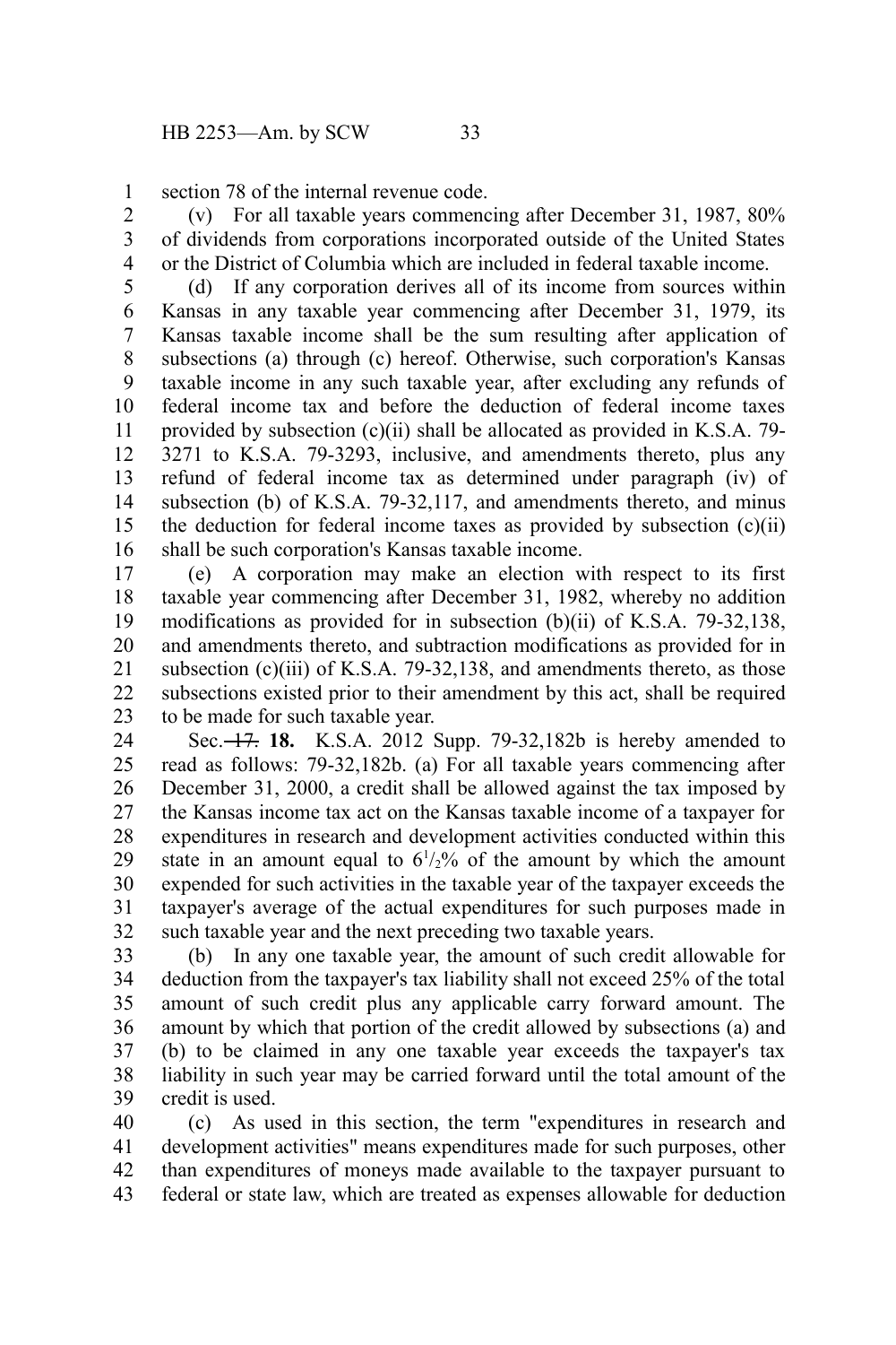section 78 of the internal revenue code.

(v) For all taxable years commencing after December 31, 1987, 80% of dividends from corporations incorporated outside of the United States or the District of Columbia which are included in federal taxable income.

(d) If any corporation derives all of its income from sources within Kansas in any taxable year commencing after December 31, 1979, its Kansas taxable income shall be the sum resulting after application of subsections (a) through (c) hereof. Otherwise, such corporation's Kansas taxable income in any such taxable year, after excluding any refunds of federal income tax and before the deduction of federal income taxes provided by subsection (c)(ii) shall be allocated as provided in K.S.A. 79-3271 to K.S.A. 79-3293, inclusive, and amendments thereto, plus any refund of federal income tax as determined under paragraph (iv) of subsection (b) of K.S.A. 79-32,117, and amendments thereto, and minus the deduction for federal income taxes as provided by subsection (c)(ii) shall be such corporation's Kansas taxable income.

(e) A corporation may make an election with respect to its first taxable year commencing after December 31, 1982, whereby no addition modifications as provided for in subsection (b)(ii) of K.S.A. 79-32,138, and amendments thereto, and subtraction modifications as provided for in subsection (c)(iii) of K.S.A. 79-32,138, and amendments thereto, as those subsections existed prior to their amendment by this act, shall be required to be made for such taxable year.

Sec. ~~17.~~ **18.** K.S.A. 2012 Supp. 79-32,182b is hereby amended to read as follows: 79-32,182b. (a) For all taxable years commencing after December 31, 2000, a credit shall be allowed against the tax imposed by the Kansas income tax act on the Kansas taxable income of a taxpayer for expenditures in research and development activities conducted within this state in an amount equal to $6^1/_2$% of the amount by which the amount expended for such activities in the taxable year of the taxpayer exceeds the taxpayer's average of the actual expenditures for such purposes made in such taxable year and the next preceding two taxable years.

(b) In any one taxable year, the amount of such credit allowable for deduction from the taxpayer's tax liability shall not exceed 25% of the total amount of such credit plus any applicable carry forward amount. The amount by which that portion of the credit allowed by subsections (a) and (b) to be claimed in any one taxable year exceeds the taxpayer's tax liability in such year may be carried forward until the total amount of the credit is used.

(c) As used in this section, the term "expenditures in research and development activities" means expenditures made for such purposes, other than expenditures of moneys made available to the taxpayer pursuant to federal or state law, which are treated as expenses allowable for deduction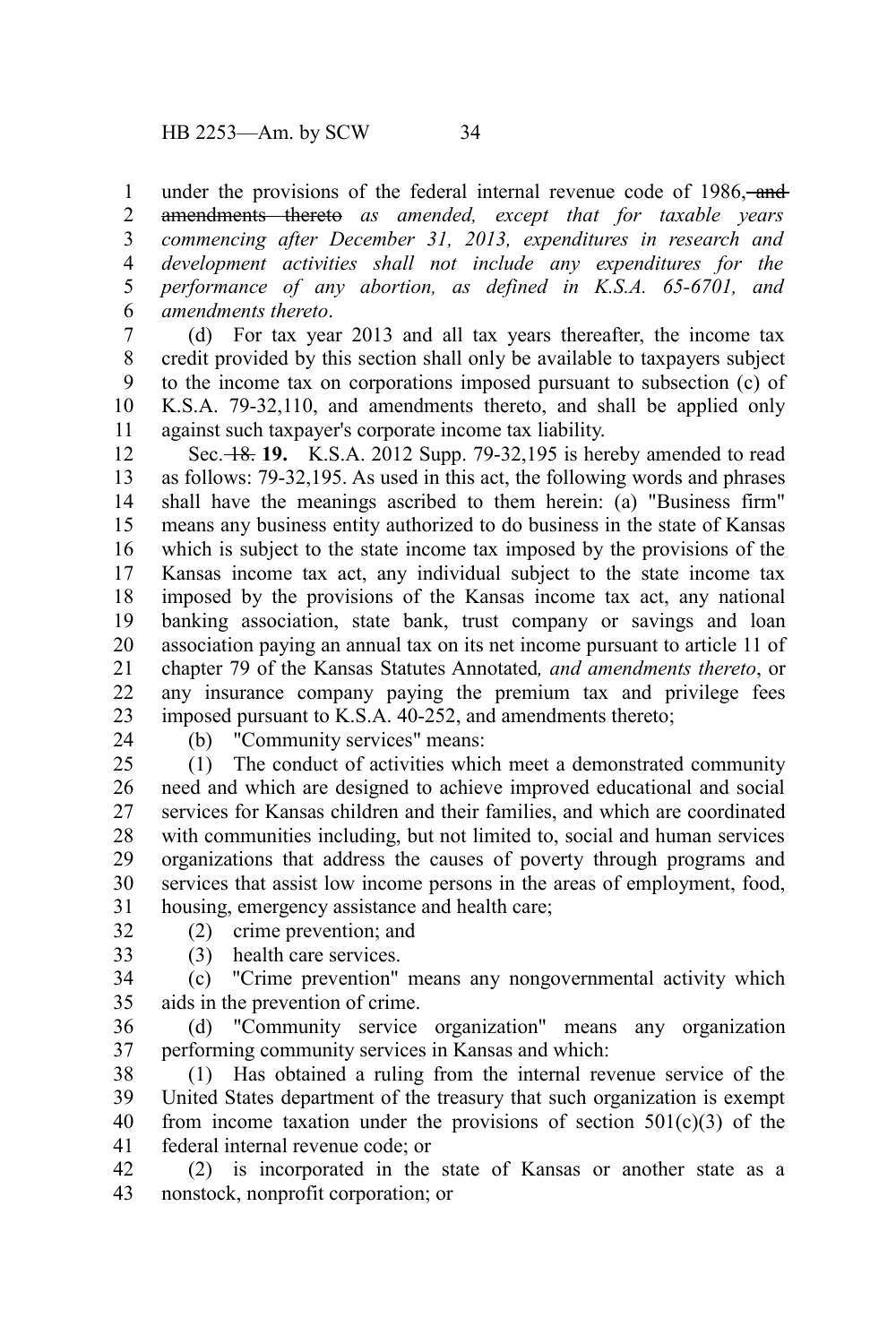under the provisions of the federal internal revenue code of 1986~~, and amendments thereto~~ *as amended, except that for taxable years commencing after December 31, 2013, expenditures in research and development activities shall not include any expenditures for the performance of any abortion, as defined in K.S.A. 65-6701, and amendments thereto*.

(d) For tax year 2013 and all tax years thereafter, the income tax credit provided by this section shall only be available to taxpayers subject to the income tax on corporations imposed pursuant to subsection (c) of K.S.A. 79-32,110, and amendments thereto, and shall be applied only against such taxpayer's corporate income tax liability.

Sec. ~~18.~~ **19.** K.S.A. 2012 Supp. 79-32,195 is hereby amended to read as follows: 79-32,195. As used in this act, the following words and phrases shall have the meanings ascribed to them herein: (a) "Business firm" means any business entity authorized to do business in the state of Kansas which is subject to the state income tax imposed by the provisions of the Kansas income tax act, any individual subject to the state income tax imposed by the provisions of the Kansas income tax act, any national banking association, state bank, trust company or savings and loan association paying an annual tax on its net income pursuant to article 11 of chapter 79 of the Kansas Statutes Annotated*, and amendments thereto*, or any insurance company paying the premium tax and privilege fees imposed pursuant to K.S.A. 40-252, and amendments thereto;

(b) "Community services" means:

(1) The conduct of activities which meet a demonstrated community need and which are designed to achieve improved educational and social services for Kansas children and their families, and which are coordinated with communities including, but not limited to, social and human services organizations that address the causes of poverty through programs and services that assist low income persons in the areas of employment, food, housing, emergency assistance and health care;

(2) crime prevention; and

(3) health care services.

(c) "Crime prevention" means any nongovernmental activity which aids in the prevention of crime.

(d) "Community service organization" means any organization performing community services in Kansas and which:

(1) Has obtained a ruling from the internal revenue service of the United States department of the treasury that such organization is exempt from income taxation under the provisions of section 501(c)(3) of the federal internal revenue code; or

(2) is incorporated in the state of Kansas or another state as a nonstock, nonprofit corporation; or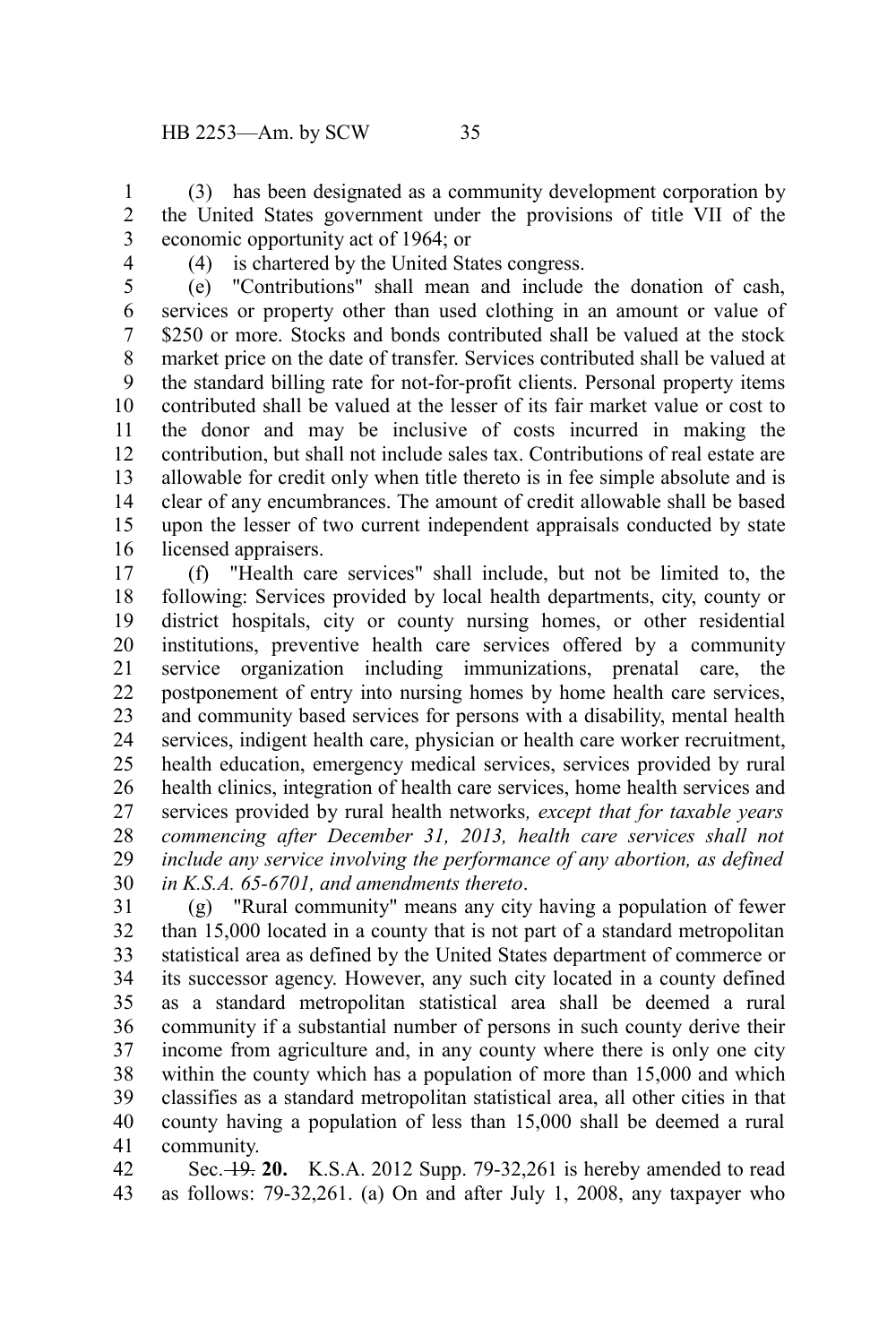(3) has been designated as a community development corporation by the United States government under the provisions of title VII of the economic opportunity act of 1964; or

(4) is chartered by the United States congress.

(e) "Contributions" shall mean and include the donation of cash, services or property other than used clothing in an amount or value of $250 or more. Stocks and bonds contributed shall be valued at the stock market price on the date of transfer. Services contributed shall be valued at the standard billing rate for not-for-profit clients. Personal property items contributed shall be valued at the lesser of its fair market value or cost to the donor and may be inclusive of costs incurred in making the contribution, but shall not include sales tax. Contributions of real estate are allowable for credit only when title thereto is in fee simple absolute and is clear of any encumbrances. The amount of credit allowable shall be based upon the lesser of two current independent appraisals conducted by state licensed appraisers.

(f) "Health care services" shall include, but not be limited to, the following: Services provided by local health departments, city, county or district hospitals, city or county nursing homes, or other residential institutions, preventive health care services offered by a community service organization including immunizations, prenatal care, the postponement of entry into nursing homes by home health care services, and community based services for persons with a disability, mental health services, indigent health care, physician or health care worker recruitment, health education, emergency medical services, services provided by rural health clinics, integration of health care services, home health services and services provided by rural health networks*, except that for taxable years commencing after December 31, 2013, health care services shall not include any service involving the performance of any abortion, as defined in K.S.A. 65-6701, and amendments thereto*.

(g) "Rural community" means any city having a population of fewer than 15,000 located in a county that is not part of a standard metropolitan statistical area as defined by the United States department of commerce or its successor agency. However, any such city located in a county defined as a standard metropolitan statistical area shall be deemed a rural community if a substantial number of persons in such county derive their income from agriculture and, in any county where there is only one city within the county which has a population of more than 15,000 and which classifies as a standard metropolitan statistical area, all other cities in that county having a population of less than 15,000 shall be deemed a rural community.

Sec. ~~19.~~ **20.** K.S.A. 2012 Supp. 79-32,261 is hereby amended to read as follows: 79-32,261. (a) On and after July 1, 2008, any taxpayer who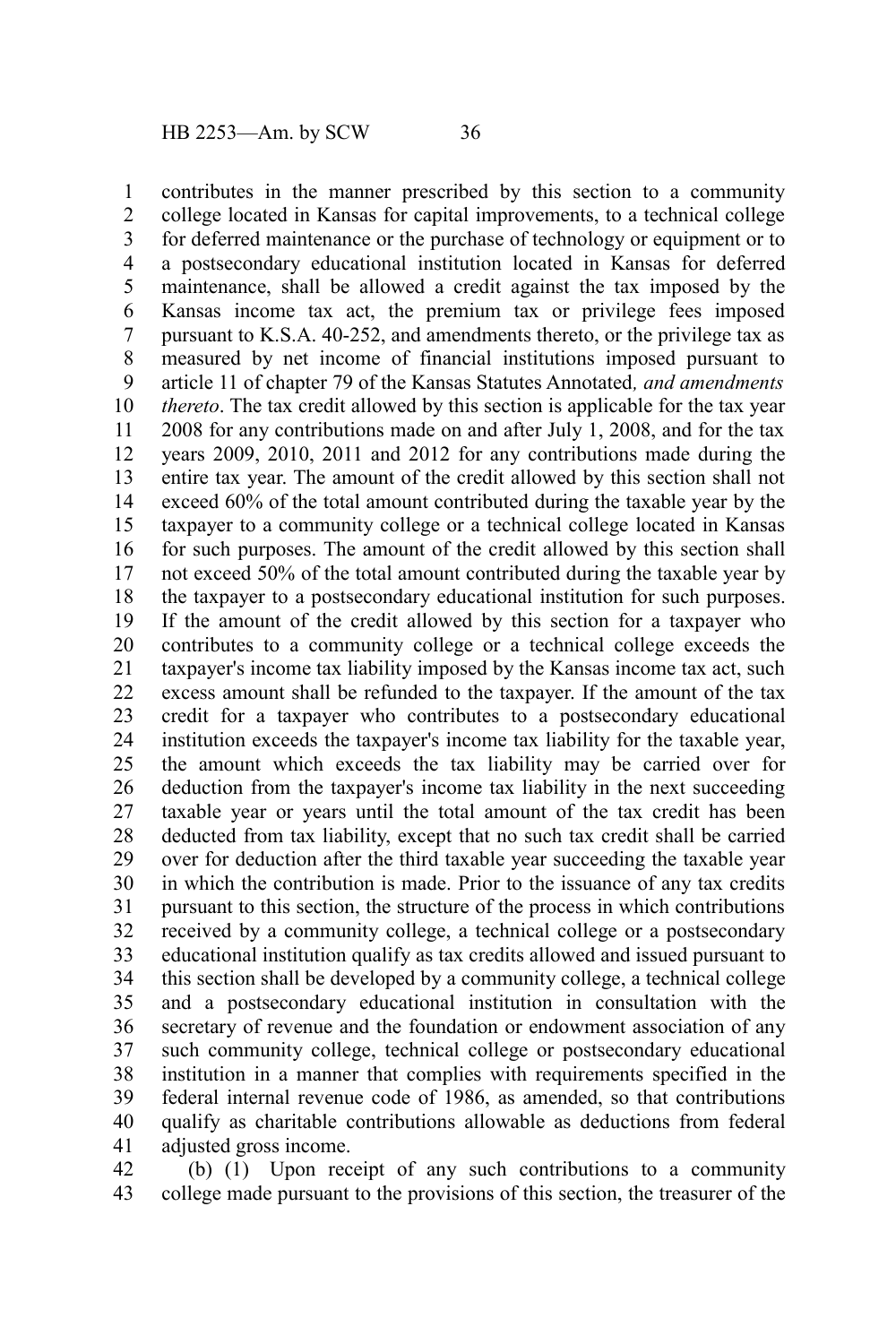contributes in the manner prescribed by this section to a community college located in Kansas for capital improvements, to a technical college for deferred maintenance or the purchase of technology or equipment or to a postsecondary educational institution located in Kansas for deferred maintenance, shall be allowed a credit against the tax imposed by the Kansas income tax act, the premium tax or privilege fees imposed pursuant to K.S.A. 40-252, and amendments thereto, or the privilege tax as measured by net income of financial institutions imposed pursuant to article 11 of chapter 79 of the Kansas Statutes Annotated*, and amendments thereto*. The tax credit allowed by this section is applicable for the tax year 2008 for any contributions made on and after July 1, 2008, and for the tax years 2009, 2010, 2011 and 2012 for any contributions made during the entire tax year. The amount of the credit allowed by this section shall not exceed 60% of the total amount contributed during the taxable year by the taxpayer to a community college or a technical college located in Kansas for such purposes. The amount of the credit allowed by this section shall not exceed 50% of the total amount contributed during the taxable year by the taxpayer to a postsecondary educational institution for such purposes. If the amount of the credit allowed by this section for a taxpayer who contributes to a community college or a technical college exceeds the taxpayer's income tax liability imposed by the Kansas income tax act, such excess amount shall be refunded to the taxpayer. If the amount of the tax credit for a taxpayer who contributes to a postsecondary educational institution exceeds the taxpayer's income tax liability for the taxable year, the amount which exceeds the tax liability may be carried over for deduction from the taxpayer's income tax liability in the next succeeding taxable year or years until the total amount of the tax credit has been deducted from tax liability, except that no such tax credit shall be carried over for deduction after the third taxable year succeeding the taxable year in which the contribution is made. Prior to the issuance of any tax credits pursuant to this section, the structure of the process in which contributions received by a community college, a technical college or a postsecondary educational institution qualify as tax credits allowed and issued pursuant to this section shall be developed by a community college, a technical college and a postsecondary educational institution in consultation with the secretary of revenue and the foundation or endowment association of any such community college, technical college or postsecondary educational institution in a manner that complies with requirements specified in the federal internal revenue code of 1986, as amended, so that contributions qualify as charitable contributions allowable as deductions from federal adjusted gross income.

(b) (1) Upon receipt of any such contributions to a community college made pursuant to the provisions of this section, the treasurer of the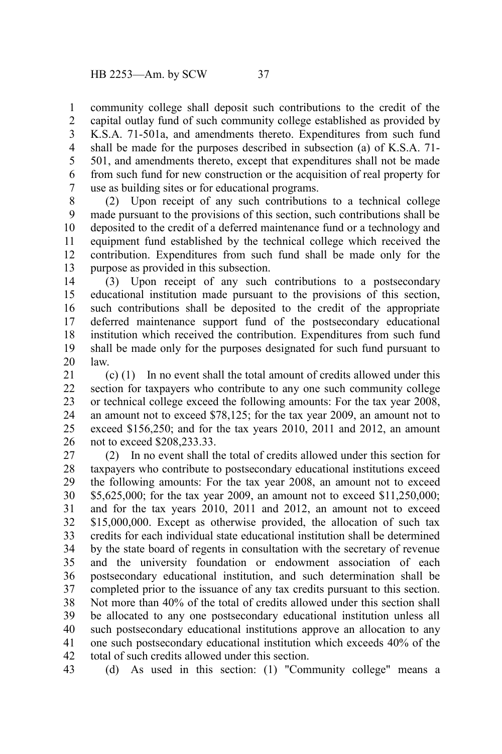community college shall deposit such contributions to the credit of the capital outlay fund of such community college established as provided by K.S.A. 71-501a, and amendments thereto. Expenditures from such fund shall be made for the purposes described in subsection (a) of K.S.A. 71-501, and amendments thereto, except that expenditures shall not be made from such fund for new construction or the acquisition of real property for use as building sites or for educational programs.

(2) Upon receipt of any such contributions to a technical college made pursuant to the provisions of this section, such contributions shall be deposited to the credit of a deferred maintenance fund or a technology and equipment fund established by the technical college which received the contribution. Expenditures from such fund shall be made only for the purpose as provided in this subsection.

(3) Upon receipt of any such contributions to a postsecondary educational institution made pursuant to the provisions of this section, such contributions shall be deposited to the credit of the appropriate deferred maintenance support fund of the postsecondary educational institution which received the contribution. Expenditures from such fund shall be made only for the purposes designated for such fund pursuant to law.

(c) (1) In no event shall the total amount of credits allowed under this section for taxpayers who contribute to any one such community college or technical college exceed the following amounts: For the tax year 2008, an amount not to exceed $78,125; for the tax year 2009, an amount not to exceed $156,250; and for the tax years 2010, 2011 and 2012, an amount not to exceed $208,233.33.

(2) In no event shall the total of credits allowed under this section for taxpayers who contribute to postsecondary educational institutions exceed the following amounts: For the tax year 2008, an amount not to exceed $5,625,000; for the tax year 2009, an amount not to exceed $11,250,000; and for the tax years 2010, 2011 and 2012, an amount not to exceed $15,000,000. Except as otherwise provided, the allocation of such tax credits for each individual state educational institution shall be determined by the state board of regents in consultation with the secretary of revenue and the university foundation or endowment association of each postsecondary educational institution, and such determination shall be completed prior to the issuance of any tax credits pursuant to this section. Not more than 40% of the total of credits allowed under this section shall be allocated to any one postsecondary educational institution unless all such postsecondary educational institutions approve an allocation to any one such postsecondary educational institution which exceeds 40% of the total of such credits allowed under this section.

(d) As used in this section: (1) "Community college" means a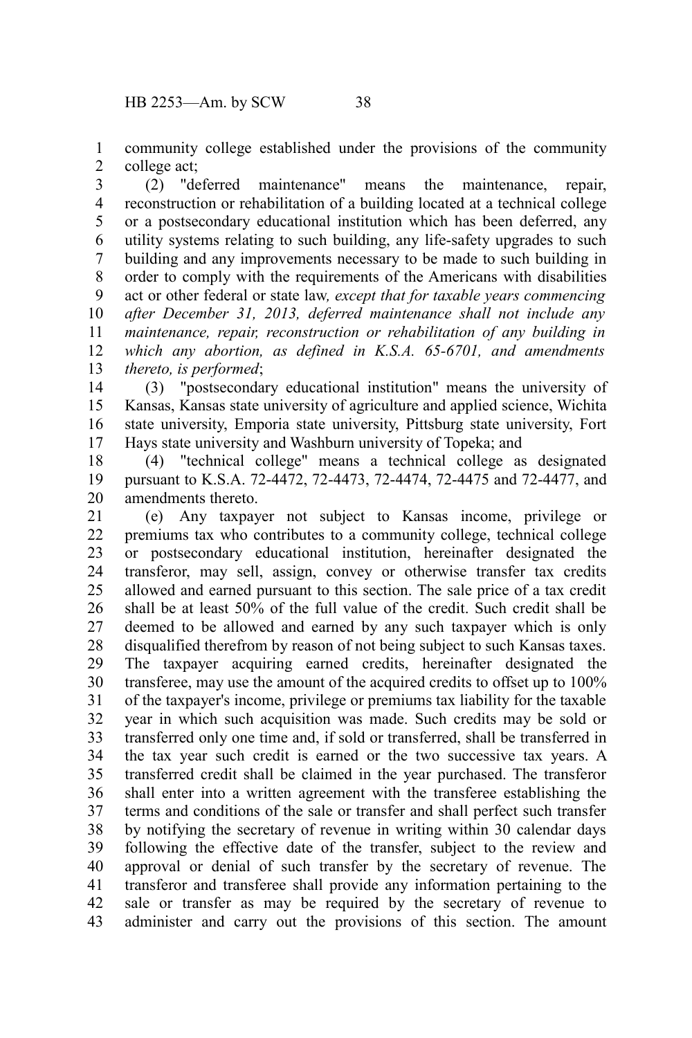community college established under the provisions of the community college act;

(2) "deferred maintenance" means the maintenance, repair, reconstruction or rehabilitation of a building located at a technical college or a postsecondary educational institution which has been deferred, any utility systems relating to such building, any life-safety upgrades to such building and any improvements necessary to be made to such building in order to comply with the requirements of the Americans with disabilities act or other federal or state law*, except that for taxable years commencing after December 31, 2013, deferred maintenance shall not include any maintenance, repair, reconstruction or rehabilitation of any building in which any abortion, as defined in K.S.A. 65-6701, and amendments thereto, is performed*;

(3) "postsecondary educational institution" means the university of Kansas, Kansas state university of agriculture and applied science, Wichita state university, Emporia state university, Pittsburg state university, Fort Hays state university and Washburn university of Topeka; and

(4) "technical college" means a technical college as designated pursuant to K.S.A. 72-4472, 72-4473, 72-4474, 72-4475 and 72-4477, and amendments thereto.

(e) Any taxpayer not subject to Kansas income, privilege or premiums tax who contributes to a community college, technical college or postsecondary educational institution, hereinafter designated the transferor, may sell, assign, convey or otherwise transfer tax credits allowed and earned pursuant to this section. The sale price of a tax credit shall be at least 50% of the full value of the credit. Such credit shall be deemed to be allowed and earned by any such taxpayer which is only disqualified therefrom by reason of not being subject to such Kansas taxes. The taxpayer acquiring earned credits, hereinafter designated the transferee, may use the amount of the acquired credits to offset up to 100% of the taxpayer's income, privilege or premiums tax liability for the taxable year in which such acquisition was made. Such credits may be sold or transferred only one time and, if sold or transferred, shall be transferred in the tax year such credit is earned or the two successive tax years. A transferred credit shall be claimed in the year purchased. The transferor shall enter into a written agreement with the transferee establishing the terms and conditions of the sale or transfer and shall perfect such transfer by notifying the secretary of revenue in writing within 30 calendar days following the effective date of the transfer, subject to the review and approval or denial of such transfer by the secretary of revenue. The transferor and transferee shall provide any information pertaining to the sale or transfer as may be required by the secretary of revenue to administer and carry out the provisions of this section. The amount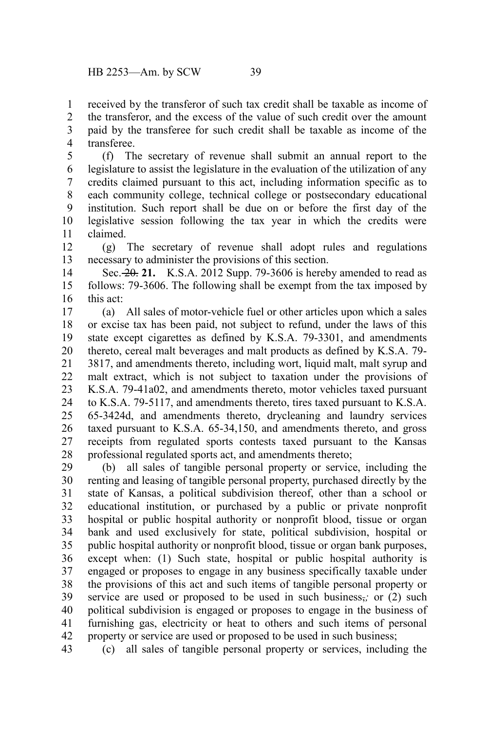received by the transferor of such tax credit shall be taxable as income of the transferor, and the excess of the value of such credit over the amount paid by the transferee for such credit shall be taxable as income of the transferee.

(f) The secretary of revenue shall submit an annual report to the legislature to assist the legislature in the evaluation of the utilization of any credits claimed pursuant to this act, including information specific as to each community college, technical college or postsecondary educational institution. Such report shall be due on or before the first day of the legislative session following the tax year in which the credits were claimed.

(g) The secretary of revenue shall adopt rules and regulations necessary to administer the provisions of this section.

Sec. ~~20.~~ **21.** K.S.A. 2012 Supp. 79-3606 is hereby amended to read as follows: 79-3606. The following shall be exempt from the tax imposed by this act:

(a) All sales of motor-vehicle fuel or other articles upon which a sales or excise tax has been paid, not subject to refund, under the laws of this state except cigarettes as defined by K.S.A. 79-3301, and amendments thereto, cereal malt beverages and malt products as defined by K.S.A. 79-3817, and amendments thereto, including wort, liquid malt, malt syrup and malt extract, which is not subject to taxation under the provisions of K.S.A. 79-41a02, and amendments thereto, motor vehicles taxed pursuant to K.S.A. 79-5117, and amendments thereto, tires taxed pursuant to K.S.A. 65-3424d, and amendments thereto, drycleaning and laundry services taxed pursuant to K.S.A. 65-34,150, and amendments thereto, and gross receipts from regulated sports contests taxed pursuant to the Kansas professional regulated sports act, and amendments thereto;

(b) all sales of tangible personal property or service, including the renting and leasing of tangible personal property, purchased directly by the state of Kansas, a political subdivision thereof, other than a school or educational institution, or purchased by a public or private nonprofit hospital or public hospital authority or nonprofit blood, tissue or organ bank and used exclusively for state, political subdivision, hospital or public hospital authority or nonprofit blood, tissue or organ bank purposes, except when: (1) Such state, hospital or public hospital authority is engaged or proposes to engage in any business specifically taxable under the provisions of this act and such items of tangible personal property or service are used or proposed to be used in such business~~,~~*;* or (2) such political subdivision is engaged or proposes to engage in the business of furnishing gas, electricity or heat to others and such items of personal property or service are used or proposed to be used in such business;

(c) all sales of tangible personal property or services, including the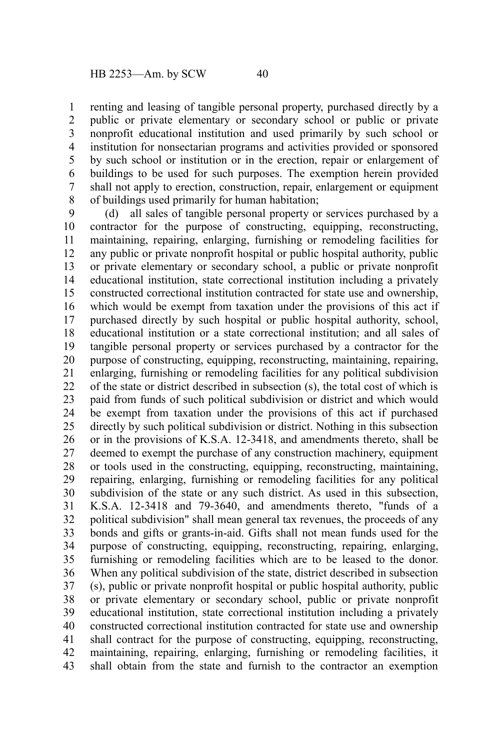renting and leasing of tangible personal property, purchased directly by a public or private elementary or secondary school or public or private nonprofit educational institution and used primarily by such school or institution for nonsectarian programs and activities provided or sponsored by such school or institution or in the erection, repair or enlargement of buildings to be used for such purposes. The exemption herein provided shall not apply to erection, construction, repair, enlargement or equipment of buildings used primarily for human habitation;

(d) all sales of tangible personal property or services purchased by a contractor for the purpose of constructing, equipping, reconstructing, maintaining, repairing, enlarging, furnishing or remodeling facilities for any public or private nonprofit hospital or public hospital authority, public or private elementary or secondary school, a public or private nonprofit educational institution, state correctional institution including a privately constructed correctional institution contracted for state use and ownership, which would be exempt from taxation under the provisions of this act if purchased directly by such hospital or public hospital authority, school, educational institution or a state correctional institution; and all sales of tangible personal property or services purchased by a contractor for the purpose of constructing, equipping, reconstructing, maintaining, repairing, enlarging, furnishing or remodeling facilities for any political subdivision of the state or district described in subsection (s), the total cost of which is paid from funds of such political subdivision or district and which would be exempt from taxation under the provisions of this act if purchased directly by such political subdivision or district. Nothing in this subsection or in the provisions of K.S.A. 12-3418, and amendments thereto, shall be deemed to exempt the purchase of any construction machinery, equipment or tools used in the constructing, equipping, reconstructing, maintaining, repairing, enlarging, furnishing or remodeling facilities for any political subdivision of the state or any such district. As used in this subsection, K.S.A. 12-3418 and 79-3640, and amendments thereto, "funds of a political subdivision" shall mean general tax revenues, the proceeds of any bonds and gifts or grants-in-aid. Gifts shall not mean funds used for the purpose of constructing, equipping, reconstructing, repairing, enlarging, furnishing or remodeling facilities which are to be leased to the donor. When any political subdivision of the state, district described in subsection (s), public or private nonprofit hospital or public hospital authority, public or private elementary or secondary school, public or private nonprofit educational institution, state correctional institution including a privately constructed correctional institution contracted for state use and ownership shall contract for the purpose of constructing, equipping, reconstructing, maintaining, repairing, enlarging, furnishing or remodeling facilities, it shall obtain from the state and furnish to the contractor an exemption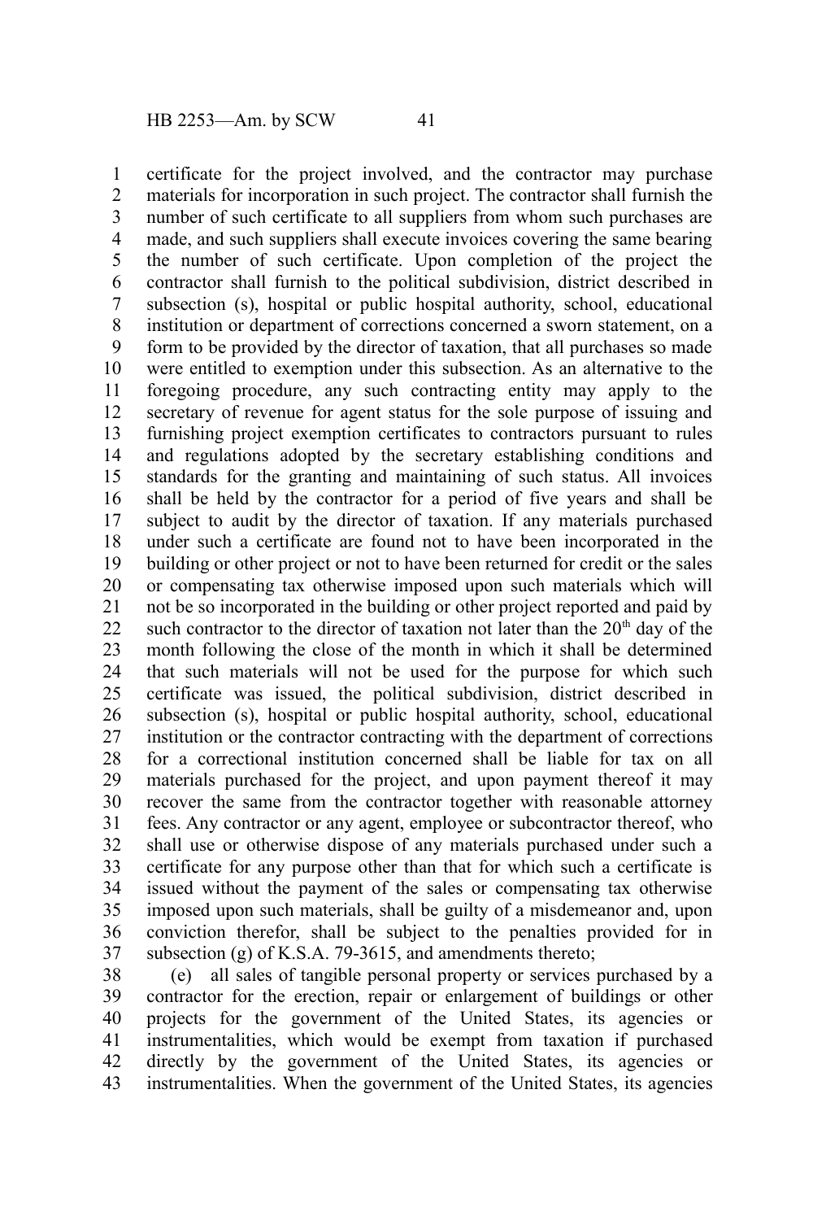certificate for the project involved, and the contractor may purchase materials for incorporation in such project. The contractor shall furnish the number of such certificate to all suppliers from whom such purchases are made, and such suppliers shall execute invoices covering the same bearing the number of such certificate. Upon completion of the project the contractor shall furnish to the political subdivision, district described in subsection (s), hospital or public hospital authority, school, educational institution or department of corrections concerned a sworn statement, on a form to be provided by the director of taxation, that all purchases so made were entitled to exemption under this subsection. As an alternative to the foregoing procedure, any such contracting entity may apply to the secretary of revenue for agent status for the sole purpose of issuing and furnishing project exemption certificates to contractors pursuant to rules and regulations adopted by the secretary establishing conditions and standards for the granting and maintaining of such status. All invoices shall be held by the contractor for a period of five years and shall be subject to audit by the director of taxation. If any materials purchased under such a certificate are found not to have been incorporated in the building or other project or not to have been returned for credit or the sales or compensating tax otherwise imposed upon such materials which will not be so incorporated in the building or other project reported and paid by such contractor to the director of taxation not later than the 20th day of the month following the close of the month in which it shall be determined that such materials will not be used for the purpose for which such certificate was issued, the political subdivision, district described in subsection (s), hospital or public hospital authority, school, educational institution or the contractor contracting with the department of corrections for a correctional institution concerned shall be liable for tax on all materials purchased for the project, and upon payment thereof it may recover the same from the contractor together with reasonable attorney fees. Any contractor or any agent, employee or subcontractor thereof, who shall use or otherwise dispose of any materials purchased under such a certificate for any purpose other than that for which such a certificate is issued without the payment of the sales or compensating tax otherwise imposed upon such materials, shall be guilty of a misdemeanor and, upon conviction therefor, shall be subject to the penalties provided for in subsection (g) of K.S.A. 79-3615, and amendments thereto;

(e) all sales of tangible personal property or services purchased by a contractor for the erection, repair or enlargement of buildings or other projects for the government of the United States, its agencies or instrumentalities, which would be exempt from taxation if purchased directly by the government of the United States, its agencies or instrumentalities. When the government of the United States, its agencies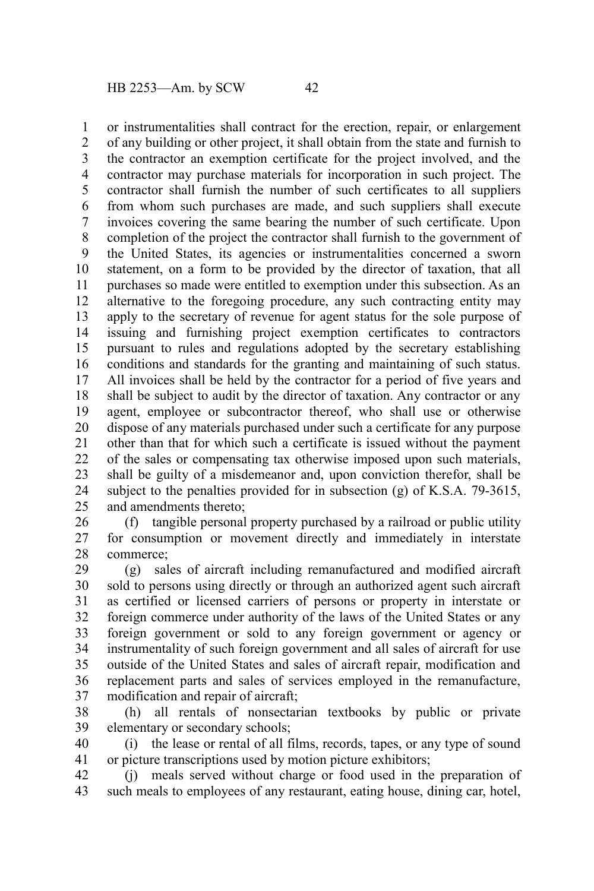or instrumentalities shall contract for the erection, repair, or enlargement of any building or other project, it shall obtain from the state and furnish to the contractor an exemption certificate for the project involved, and the contractor may purchase materials for incorporation in such project. The contractor shall furnish the number of such certificates to all suppliers from whom such purchases are made, and such suppliers shall execute invoices covering the same bearing the number of such certificate. Upon completion of the project the contractor shall furnish to the government of the United States, its agencies or instrumentalities concerned a sworn statement, on a form to be provided by the director of taxation, that all purchases so made were entitled to exemption under this subsection. As an alternative to the foregoing procedure, any such contracting entity may apply to the secretary of revenue for agent status for the sole purpose of issuing and furnishing project exemption certificates to contractors pursuant to rules and regulations adopted by the secretary establishing conditions and standards for the granting and maintaining of such status. All invoices shall be held by the contractor for a period of five years and shall be subject to audit by the director of taxation. Any contractor or any agent, employee or subcontractor thereof, who shall use or otherwise dispose of any materials purchased under such a certificate for any purpose other than that for which such a certificate is issued without the payment of the sales or compensating tax otherwise imposed upon such materials, shall be guilty of a misdemeanor and, upon conviction therefor, shall be subject to the penalties provided for in subsection (g) of K.S.A. 79-3615, and amendments thereto;

(f) tangible personal property purchased by a railroad or public utility for consumption or movement directly and immediately in interstate commerce;

(g) sales of aircraft including remanufactured and modified aircraft sold to persons using directly or through an authorized agent such aircraft as certified or licensed carriers of persons or property in interstate or foreign commerce under authority of the laws of the United States or any foreign government or sold to any foreign government or agency or instrumentality of such foreign government and all sales of aircraft for use outside of the United States and sales of aircraft repair, modification and replacement parts and sales of services employed in the remanufacture, modification and repair of aircraft;

(h) all rentals of nonsectarian textbooks by public or private elementary or secondary schools;

(i) the lease or rental of all films, records, tapes, or any type of sound or picture transcriptions used by motion picture exhibitors;

(j) meals served without charge or food used in the preparation of such meals to employees of any restaurant, eating house, dining car, hotel,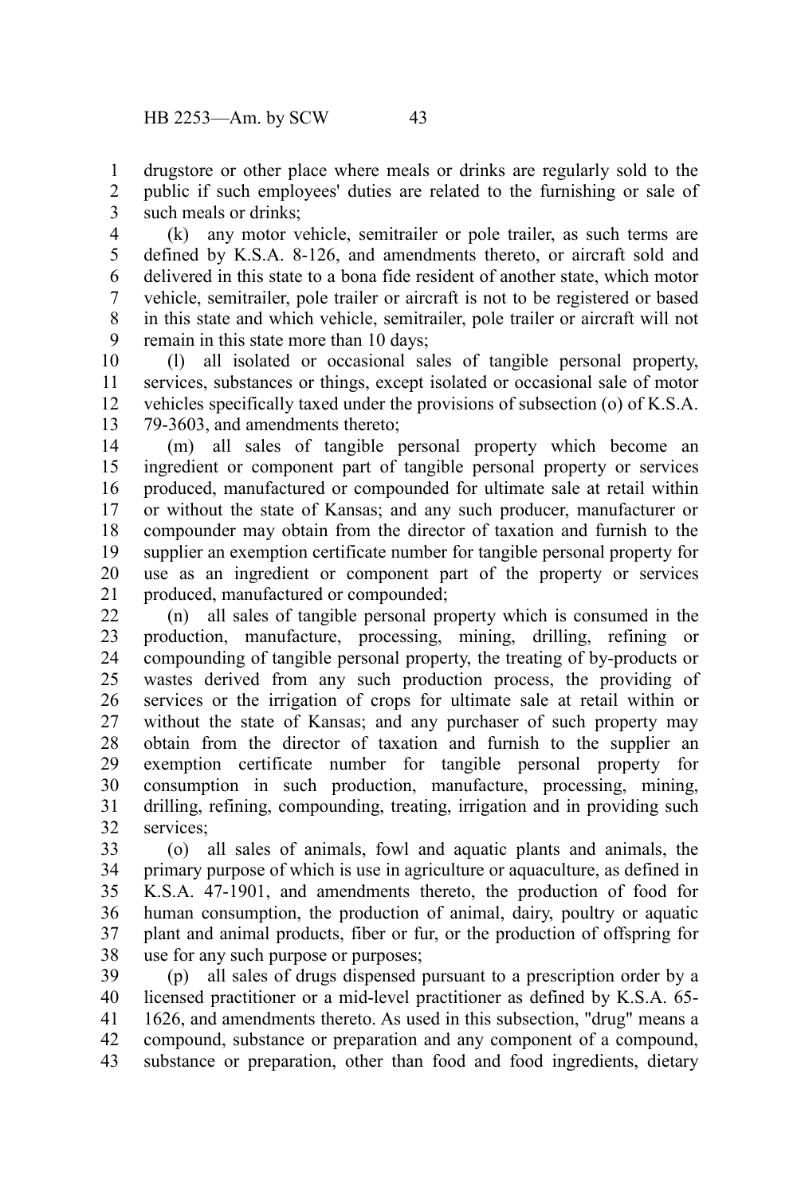drugstore or other place where meals or drinks are regularly sold to the public if such employees' duties are related to the furnishing or sale of such meals or drinks;

(k) any motor vehicle, semitrailer or pole trailer, as such terms are defined by K.S.A. 8-126, and amendments thereto, or aircraft sold and delivered in this state to a bona fide resident of another state, which motor vehicle, semitrailer, pole trailer or aircraft is not to be registered or based in this state and which vehicle, semitrailer, pole trailer or aircraft will not remain in this state more than 10 days;

(l) all isolated or occasional sales of tangible personal property, services, substances or things, except isolated or occasional sale of motor vehicles specifically taxed under the provisions of subsection (o) of K.S.A. 79-3603, and amendments thereto;

(m) all sales of tangible personal property which become an ingredient or component part of tangible personal property or services produced, manufactured or compounded for ultimate sale at retail within or without the state of Kansas; and any such producer, manufacturer or compounder may obtain from the director of taxation and furnish to the supplier an exemption certificate number for tangible personal property for use as an ingredient or component part of the property or services produced, manufactured or compounded;

(n) all sales of tangible personal property which is consumed in the production, manufacture, processing, mining, drilling, refining or compounding of tangible personal property, the treating of by-products or wastes derived from any such production process, the providing of services or the irrigation of crops for ultimate sale at retail within or without the state of Kansas; and any purchaser of such property may obtain from the director of taxation and furnish to the supplier an exemption certificate number for tangible personal property for consumption in such production, manufacture, processing, mining, drilling, refining, compounding, treating, irrigation and in providing such services;

(o) all sales of animals, fowl and aquatic plants and animals, the primary purpose of which is use in agriculture or aquaculture, as defined in K.S.A. 47-1901, and amendments thereto, the production of food for human consumption, the production of animal, dairy, poultry or aquatic plant and animal products, fiber or fur, or the production of offspring for use for any such purpose or purposes;

(p) all sales of drugs dispensed pursuant to a prescription order by a licensed practitioner or a mid-level practitioner as defined by K.S.A. 65-1626, and amendments thereto. As used in this subsection, "drug" means a compound, substance or preparation and any component of a compound, substance or preparation, other than food and food ingredients, dietary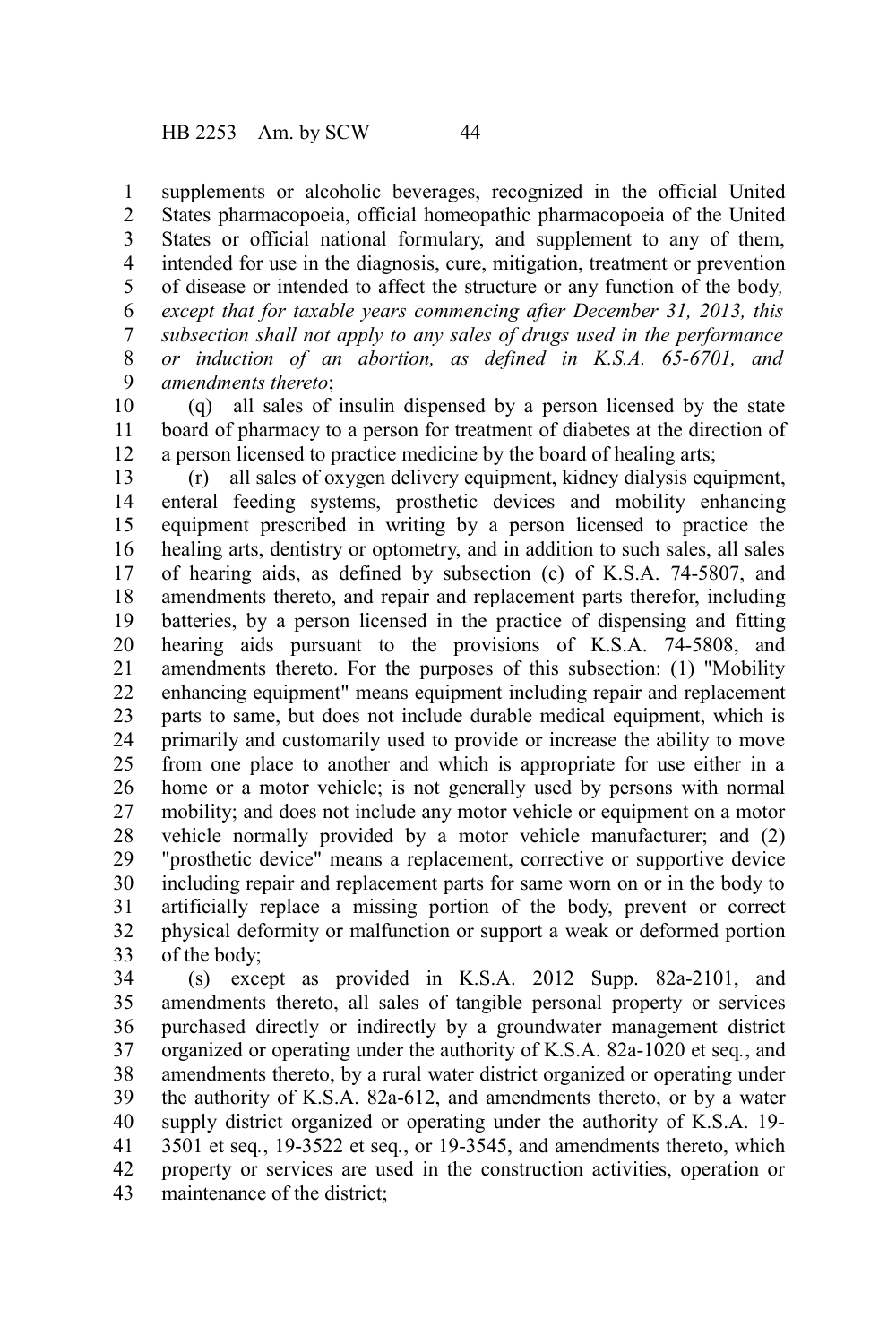supplements or alcoholic beverages, recognized in the official United States pharmacopoeia, official homeopathic pharmacopoeia of the United States or official national formulary, and supplement to any of them, intended for use in the diagnosis, cure, mitigation, treatment or prevention of disease or intended to affect the structure or any function of the body*, except that for taxable years commencing after December 31, 2013, this subsection shall not apply to any sales of drugs used in the performance or induction of an abortion, as defined in K.S.A. 65-6701, and amendments thereto*;

(q) all sales of insulin dispensed by a person licensed by the state board of pharmacy to a person for treatment of diabetes at the direction of a person licensed to practice medicine by the board of healing arts;

(r) all sales of oxygen delivery equipment, kidney dialysis equipment, enteral feeding systems, prosthetic devices and mobility enhancing equipment prescribed in writing by a person licensed to practice the healing arts, dentistry or optometry, and in addition to such sales, all sales of hearing aids, as defined by subsection (c) of K.S.A. 74-5807, and amendments thereto, and repair and replacement parts therefor, including batteries, by a person licensed in the practice of dispensing and fitting hearing aids pursuant to the provisions of K.S.A. 74-5808, and amendments thereto. For the purposes of this subsection: (1) "Mobility enhancing equipment" means equipment including repair and replacement parts to same, but does not include durable medical equipment, which is primarily and customarily used to provide or increase the ability to move from one place to another and which is appropriate for use either in a home or a motor vehicle; is not generally used by persons with normal mobility; and does not include any motor vehicle or equipment on a motor vehicle normally provided by a motor vehicle manufacturer; and (2) "prosthetic device" means a replacement, corrective or supportive device including repair and replacement parts for same worn on or in the body to artificially replace a missing portion of the body, prevent or correct physical deformity or malfunction or support a weak or deformed portion of the body;

(s) except as provided in K.S.A. 2012 Supp. 82a-2101, and amendments thereto, all sales of tangible personal property or services purchased directly or indirectly by a groundwater management district organized or operating under the authority of K.S.A. 82a-1020 et seq., and amendments thereto, by a rural water district organized or operating under the authority of K.S.A. 82a-612, and amendments thereto, or by a water supply district organized or operating under the authority of K.S.A. 19-3501 et seq., 19-3522 et seq., or 19-3545, and amendments thereto, which property or services are used in the construction activities, operation or maintenance of the district;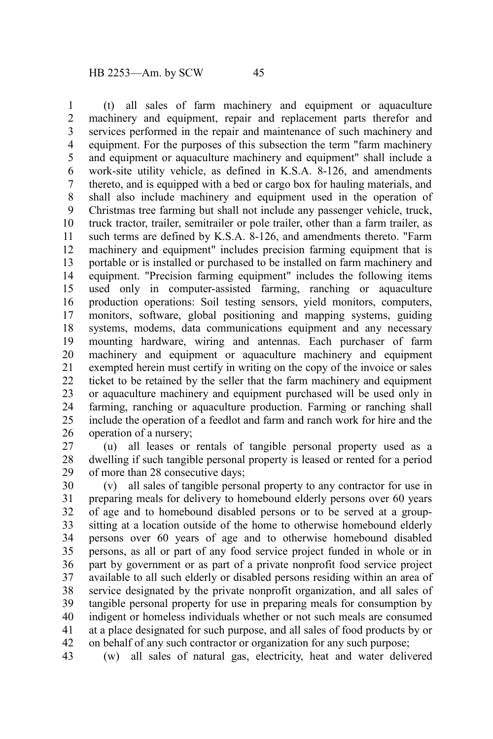(t) all sales of farm machinery and equipment or aquaculture machinery and equipment, repair and replacement parts therefor and services performed in the repair and maintenance of such machinery and equipment. For the purposes of this subsection the term "farm machinery and equipment or aquaculture machinery and equipment" shall include a work-site utility vehicle, as defined in K.S.A. 8-126, and amendments thereto, and is equipped with a bed or cargo box for hauling materials, and shall also include machinery and equipment used in the operation of Christmas tree farming but shall not include any passenger vehicle, truck, truck tractor, trailer, semitrailer or pole trailer, other than a farm trailer, as such terms are defined by K.S.A. 8-126, and amendments thereto. "Farm machinery and equipment" includes precision farming equipment that is portable or is installed or purchased to be installed on farm machinery and equipment. "Precision farming equipment" includes the following items used only in computer-assisted farming, ranching or aquaculture production operations: Soil testing sensors, yield monitors, computers, monitors, software, global positioning and mapping systems, guiding systems, modems, data communications equipment and any necessary mounting hardware, wiring and antennas. Each purchaser of farm machinery and equipment or aquaculture machinery and equipment exempted herein must certify in writing on the copy of the invoice or sales ticket to be retained by the seller that the farm machinery and equipment or aquaculture machinery and equipment purchased will be used only in farming, ranching or aquaculture production. Farming or ranching shall include the operation of a feedlot and farm and ranch work for hire and the operation of a nursery;

(u) all leases or rentals of tangible personal property used as a dwelling if such tangible personal property is leased or rented for a period of more than 28 consecutive days;

(v) all sales of tangible personal property to any contractor for use in preparing meals for delivery to homebound elderly persons over 60 years of age and to homebound disabled persons or to be served at a group-sitting at a location outside of the home to otherwise homebound elderly persons over 60 years of age and to otherwise homebound disabled persons, as all or part of any food service project funded in whole or in part by government or as part of a private nonprofit food service project available to all such elderly or disabled persons residing within an area of service designated by the private nonprofit organization, and all sales of tangible personal property for use in preparing meals for consumption by indigent or homeless individuals whether or not such meals are consumed at a place designated for such purpose, and all sales of food products by or on behalf of any such contractor or organization for any such purpose;

(w) all sales of natural gas, electricity, heat and water delivered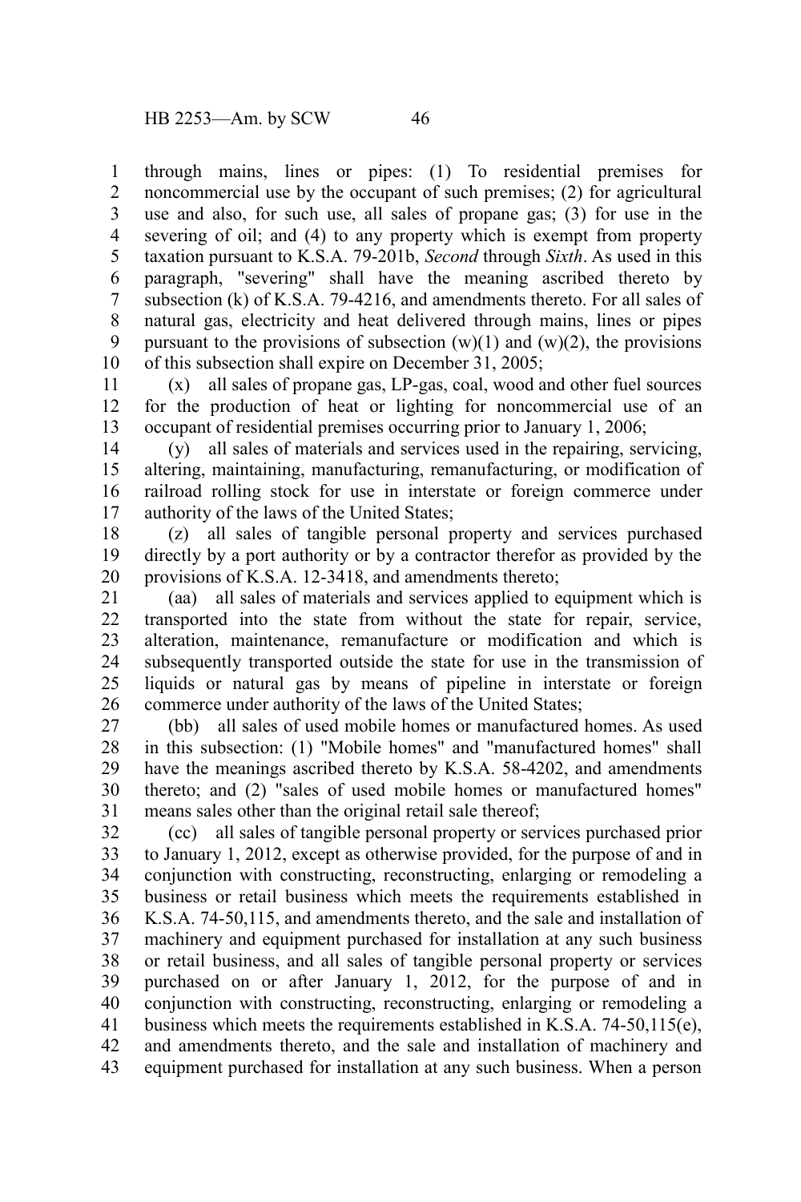through mains, lines or pipes: (1) To residential premises for noncommercial use by the occupant of such premises; (2) for agricultural use and also, for such use, all sales of propane gas; (3) for use in the severing of oil; and (4) to any property which is exempt from property taxation pursuant to K.S.A. 79-201b, *Second* through *Sixth*. As used in this paragraph, "severing" shall have the meaning ascribed thereto by subsection (k) of K.S.A. 79-4216, and amendments thereto. For all sales of natural gas, electricity and heat delivered through mains, lines or pipes pursuant to the provisions of subsection (w)(1) and (w)(2), the provisions of this subsection shall expire on December 31, 2005;

(x) all sales of propane gas, LP-gas, coal, wood and other fuel sources for the production of heat or lighting for noncommercial use of an occupant of residential premises occurring prior to January 1, 2006;

(y) all sales of materials and services used in the repairing, servicing, altering, maintaining, manufacturing, remanufacturing, or modification of railroad rolling stock for use in interstate or foreign commerce under authority of the laws of the United States;

(z) all sales of tangible personal property and services purchased directly by a port authority or by a contractor therefor as provided by the provisions of K.S.A. 12-3418, and amendments thereto;

(aa) all sales of materials and services applied to equipment which is transported into the state from without the state for repair, service, alteration, maintenance, remanufacture or modification and which is subsequently transported outside the state for use in the transmission of liquids or natural gas by means of pipeline in interstate or foreign commerce under authority of the laws of the United States;

(bb) all sales of used mobile homes or manufactured homes. As used in this subsection: (1) "Mobile homes" and "manufactured homes" shall have the meanings ascribed thereto by K.S.A. 58-4202, and amendments thereto; and (2) "sales of used mobile homes or manufactured homes" means sales other than the original retail sale thereof;

(cc) all sales of tangible personal property or services purchased prior to January 1, 2012, except as otherwise provided, for the purpose of and in conjunction with constructing, reconstructing, enlarging or remodeling a business or retail business which meets the requirements established in K.S.A. 74-50,115, and amendments thereto, and the sale and installation of machinery and equipment purchased for installation at any such business or retail business, and all sales of tangible personal property or services purchased on or after January 1, 2012, for the purpose of and in conjunction with constructing, reconstructing, enlarging or remodeling a business which meets the requirements established in K.S.A. 74-50,115(e), and amendments thereto, and the sale and installation of machinery and equipment purchased for installation at any such business. When a person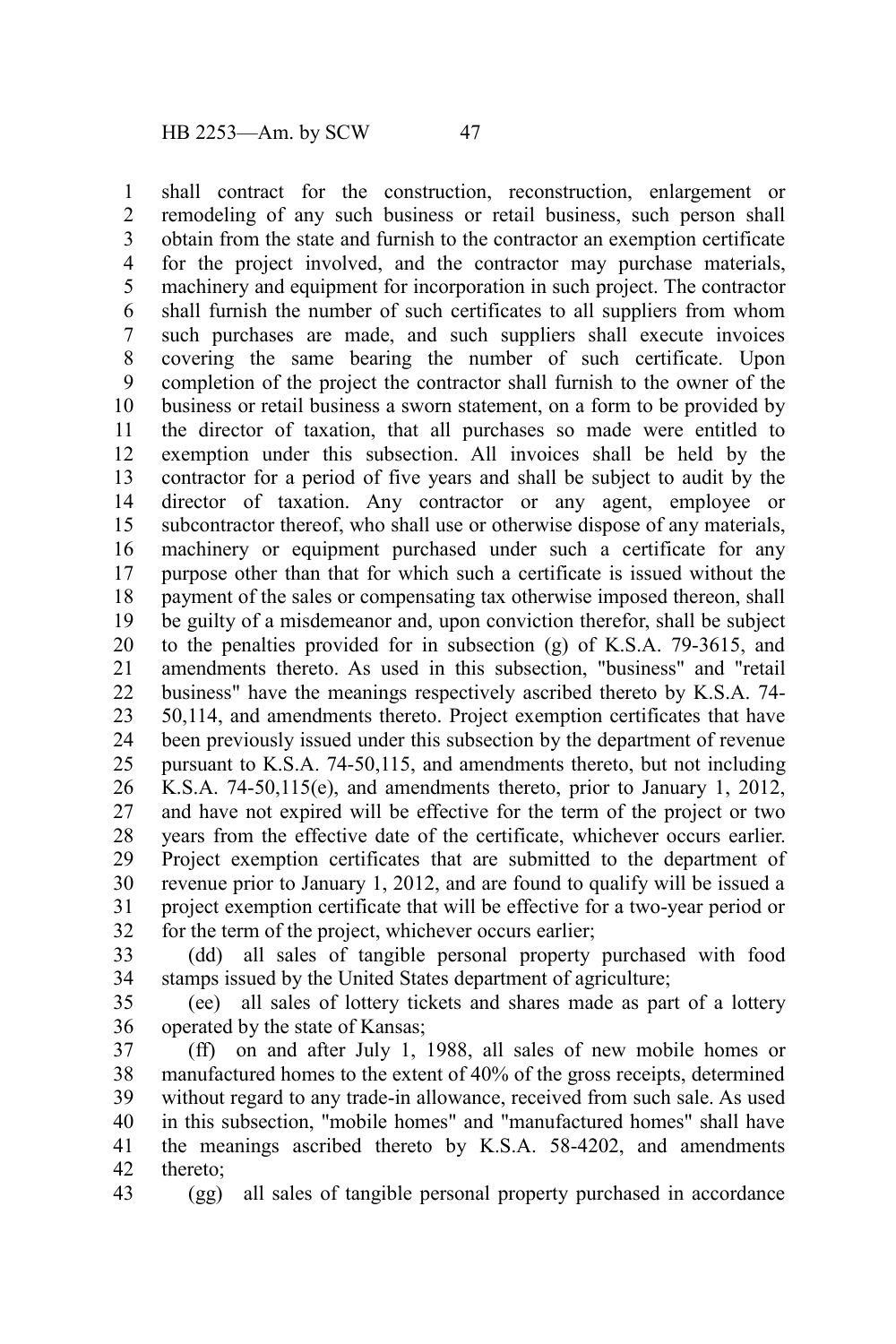shall contract for the construction, reconstruction, enlargement or remodeling of any such business or retail business, such person shall obtain from the state and furnish to the contractor an exemption certificate for the project involved, and the contractor may purchase materials, machinery and equipment for incorporation in such project. The contractor shall furnish the number of such certificates to all suppliers from whom such purchases are made, and such suppliers shall execute invoices covering the same bearing the number of such certificate. Upon completion of the project the contractor shall furnish to the owner of the business or retail business a sworn statement, on a form to be provided by the director of taxation, that all purchases so made were entitled to exemption under this subsection. All invoices shall be held by the contractor for a period of five years and shall be subject to audit by the director of taxation. Any contractor or any agent, employee or subcontractor thereof, who shall use or otherwise dispose of any materials, machinery or equipment purchased under such a certificate for any purpose other than that for which such a certificate is issued without the payment of the sales or compensating tax otherwise imposed thereon, shall be guilty of a misdemeanor and, upon conviction therefor, shall be subject to the penalties provided for in subsection (g) of K.S.A. 79-3615, and amendments thereto. As used in this subsection, "business" and "retail business" have the meanings respectively ascribed thereto by K.S.A. 74-50,114, and amendments thereto. Project exemption certificates that have been previously issued under this subsection by the department of revenue pursuant to K.S.A. 74-50,115, and amendments thereto, but not including K.S.A. 74-50,115(e), and amendments thereto, prior to January 1, 2012, and have not expired will be effective for the term of the project or two years from the effective date of the certificate, whichever occurs earlier. Project exemption certificates that are submitted to the department of revenue prior to January 1, 2012, and are found to qualify will be issued a project exemption certificate that will be effective for a two-year period or for the term of the project, whichever occurs earlier;

(dd) all sales of tangible personal property purchased with food stamps issued by the United States department of agriculture;

(ee) all sales of lottery tickets and shares made as part of a lottery operated by the state of Kansas;

(ff) on and after July 1, 1988, all sales of new mobile homes or manufactured homes to the extent of 40% of the gross receipts, determined without regard to any trade-in allowance, received from such sale. As used in this subsection, "mobile homes" and "manufactured homes" shall have the meanings ascribed thereto by K.S.A. 58-4202, and amendments thereto;

(gg) all sales of tangible personal property purchased in accordance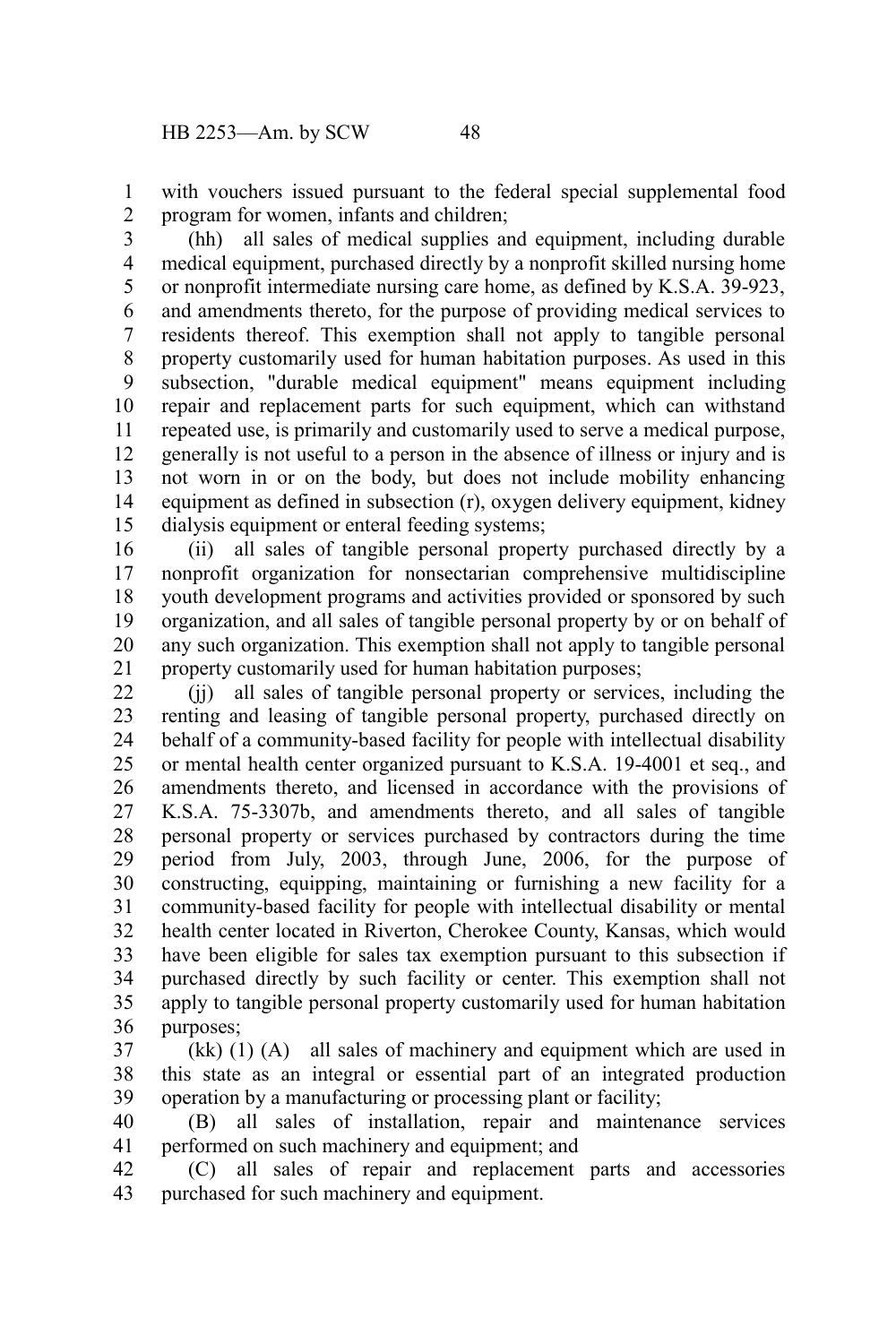with vouchers issued pursuant to the federal special supplemental food program for women, infants and children;

(hh) all sales of medical supplies and equipment, including durable medical equipment, purchased directly by a nonprofit skilled nursing home or nonprofit intermediate nursing care home, as defined by K.S.A. 39-923, and amendments thereto, for the purpose of providing medical services to residents thereof. This exemption shall not apply to tangible personal property customarily used for human habitation purposes. As used in this subsection, "durable medical equipment" means equipment including repair and replacement parts for such equipment, which can withstand repeated use, is primarily and customarily used to serve a medical purpose, generally is not useful to a person in the absence of illness or injury and is not worn in or on the body, but does not include mobility enhancing equipment as defined in subsection (r), oxygen delivery equipment, kidney dialysis equipment or enteral feeding systems;

(ii) all sales of tangible personal property purchased directly by a nonprofit organization for nonsectarian comprehensive multidiscipline youth development programs and activities provided or sponsored by such organization, and all sales of tangible personal property by or on behalf of any such organization. This exemption shall not apply to tangible personal property customarily used for human habitation purposes;

(jj) all sales of tangible personal property or services, including the renting and leasing of tangible personal property, purchased directly on behalf of a community-based facility for people with intellectual disability or mental health center organized pursuant to K.S.A. 19-4001 et seq., and amendments thereto, and licensed in accordance with the provisions of K.S.A. 75-3307b, and amendments thereto, and all sales of tangible personal property or services purchased by contractors during the time period from July, 2003, through June, 2006, for the purpose of constructing, equipping, maintaining or furnishing a new facility for a community-based facility for people with intellectual disability or mental health center located in Riverton, Cherokee County, Kansas, which would have been eligible for sales tax exemption pursuant to this subsection if purchased directly by such facility or center. This exemption shall not apply to tangible personal property customarily used for human habitation purposes;

(kk) (1) (A) all sales of machinery and equipment which are used in this state as an integral or essential part of an integrated production operation by a manufacturing or processing plant or facility;

(B) all sales of installation, repair and maintenance services performed on such machinery and equipment; and

(C) all sales of repair and replacement parts and accessories purchased for such machinery and equipment.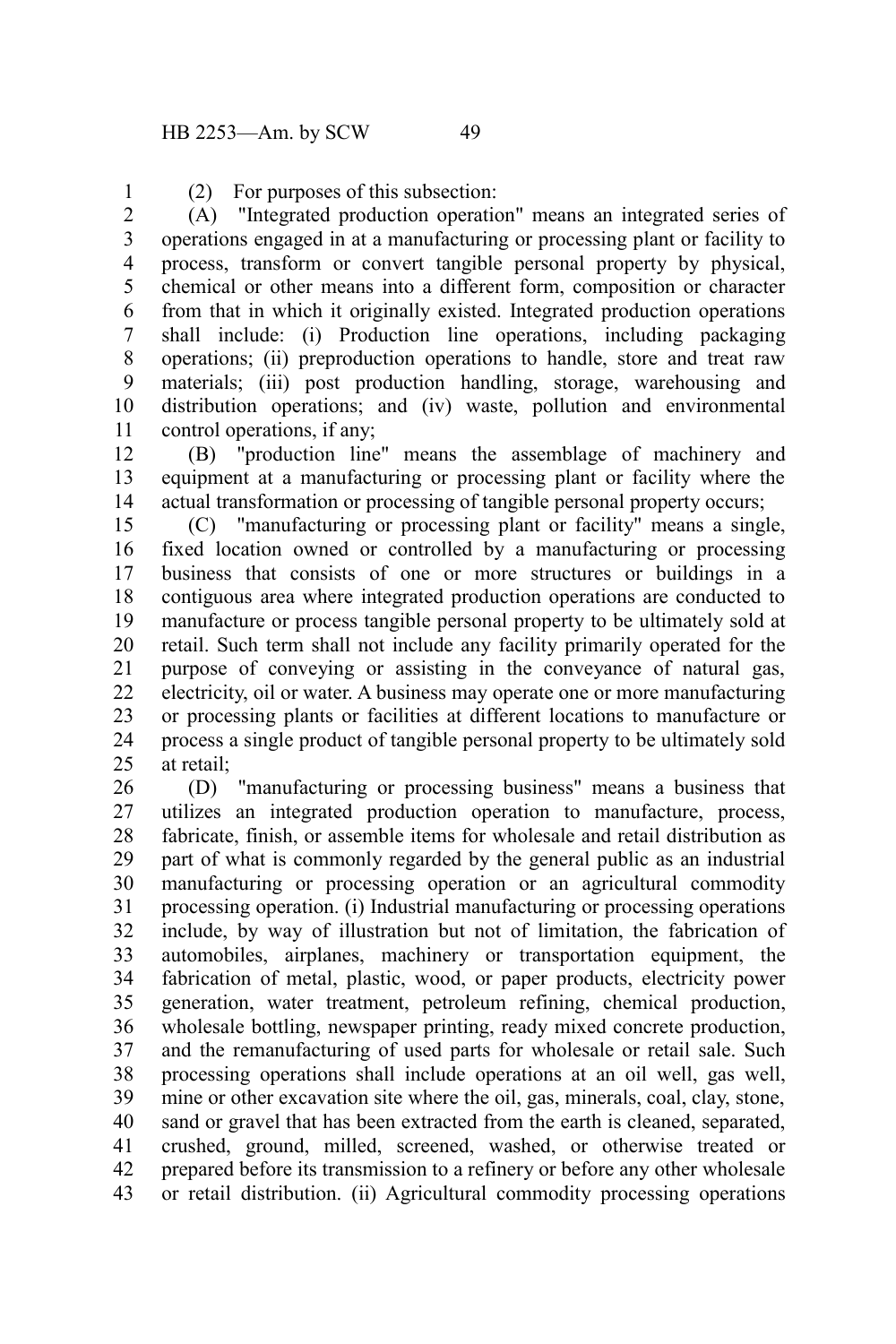(2) For purposes of this subsection:

(A) "Integrated production operation" means an integrated series of operations engaged in at a manufacturing or processing plant or facility to process, transform or convert tangible personal property by physical, chemical or other means into a different form, composition or character from that in which it originally existed. Integrated production operations shall include: (i) Production line operations, including packaging operations; (ii) preproduction operations to handle, store and treat raw materials; (iii) post production handling, storage, warehousing and distribution operations; and (iv) waste, pollution and environmental control operations, if any;

(B) "production line" means the assemblage of machinery and equipment at a manufacturing or processing plant or facility where the actual transformation or processing of tangible personal property occurs;

(C) "manufacturing or processing plant or facility" means a single, fixed location owned or controlled by a manufacturing or processing business that consists of one or more structures or buildings in a contiguous area where integrated production operations are conducted to manufacture or process tangible personal property to be ultimately sold at retail. Such term shall not include any facility primarily operated for the purpose of conveying or assisting in the conveyance of natural gas, electricity, oil or water. A business may operate one or more manufacturing or processing plants or facilities at different locations to manufacture or process a single product of tangible personal property to be ultimately sold at retail;

(D) "manufacturing or processing business" means a business that utilizes an integrated production operation to manufacture, process, fabricate, finish, or assemble items for wholesale and retail distribution as part of what is commonly regarded by the general public as an industrial manufacturing or processing operation or an agricultural commodity processing operation. (i) Industrial manufacturing or processing operations include, by way of illustration but not of limitation, the fabrication of automobiles, airplanes, machinery or transportation equipment, the fabrication of metal, plastic, wood, or paper products, electricity power generation, water treatment, petroleum refining, chemical production, wholesale bottling, newspaper printing, ready mixed concrete production, and the remanufacturing of used parts for wholesale or retail sale. Such processing operations shall include operations at an oil well, gas well, mine or other excavation site where the oil, gas, minerals, coal, clay, stone, sand or gravel that has been extracted from the earth is cleaned, separated, crushed, ground, milled, screened, washed, or otherwise treated or prepared before its transmission to a refinery or before any other wholesale or retail distribution. (ii) Agricultural commodity processing operations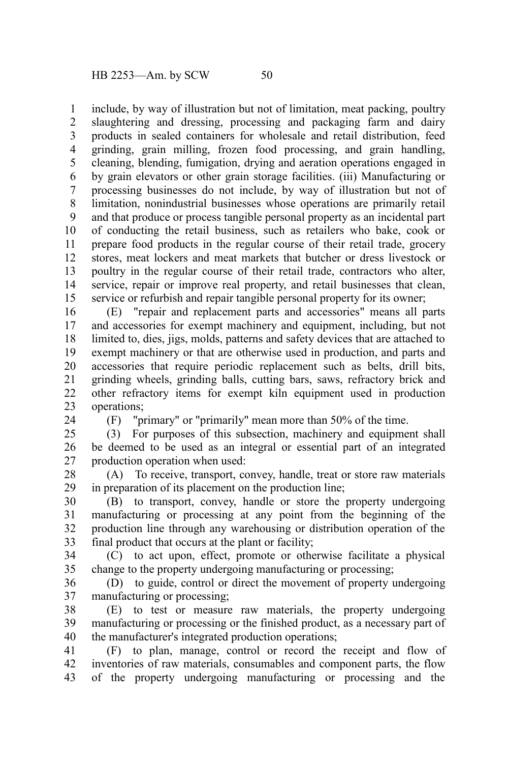include, by way of illustration but not of limitation, meat packing, poultry slaughtering and dressing, processing and packaging farm and dairy products in sealed containers for wholesale and retail distribution, feed grinding, grain milling, frozen food processing, and grain handling, cleaning, blending, fumigation, drying and aeration operations engaged in by grain elevators or other grain storage facilities. (iii) Manufacturing or processing businesses do not include, by way of illustration but not of limitation, nonindustrial businesses whose operations are primarily retail and that produce or process tangible personal property as an incidental part of conducting the retail business, such as retailers who bake, cook or prepare food products in the regular course of their retail trade, grocery stores, meat lockers and meat markets that butcher or dress livestock or poultry in the regular course of their retail trade, contractors who alter, service, repair or improve real property, and retail businesses that clean, service or refurbish and repair tangible personal property for its owner;

(E) "repair and replacement parts and accessories" means all parts and accessories for exempt machinery and equipment, including, but not limited to, dies, jigs, molds, patterns and safety devices that are attached to exempt machinery or that are otherwise used in production, and parts and accessories that require periodic replacement such as belts, drill bits, grinding wheels, grinding balls, cutting bars, saws, refractory brick and other refractory items for exempt kiln equipment used in production operations;

(F) "primary" or "primarily" mean more than 50% of the time.

(3) For purposes of this subsection, machinery and equipment shall be deemed to be used as an integral or essential part of an integrated production operation when used:

(A) To receive, transport, convey, handle, treat or store raw materials in preparation of its placement on the production line;

(B) to transport, convey, handle or store the property undergoing manufacturing or processing at any point from the beginning of the production line through any warehousing or distribution operation of the final product that occurs at the plant or facility;

(C) to act upon, effect, promote or otherwise facilitate a physical change to the property undergoing manufacturing or processing;

(D) to guide, control or direct the movement of property undergoing manufacturing or processing;

(E) to test or measure raw materials, the property undergoing manufacturing or processing or the finished product, as a necessary part of the manufacturer's integrated production operations;

(F) to plan, manage, control or record the receipt and flow of inventories of raw materials, consumables and component parts, the flow of the property undergoing manufacturing or processing and the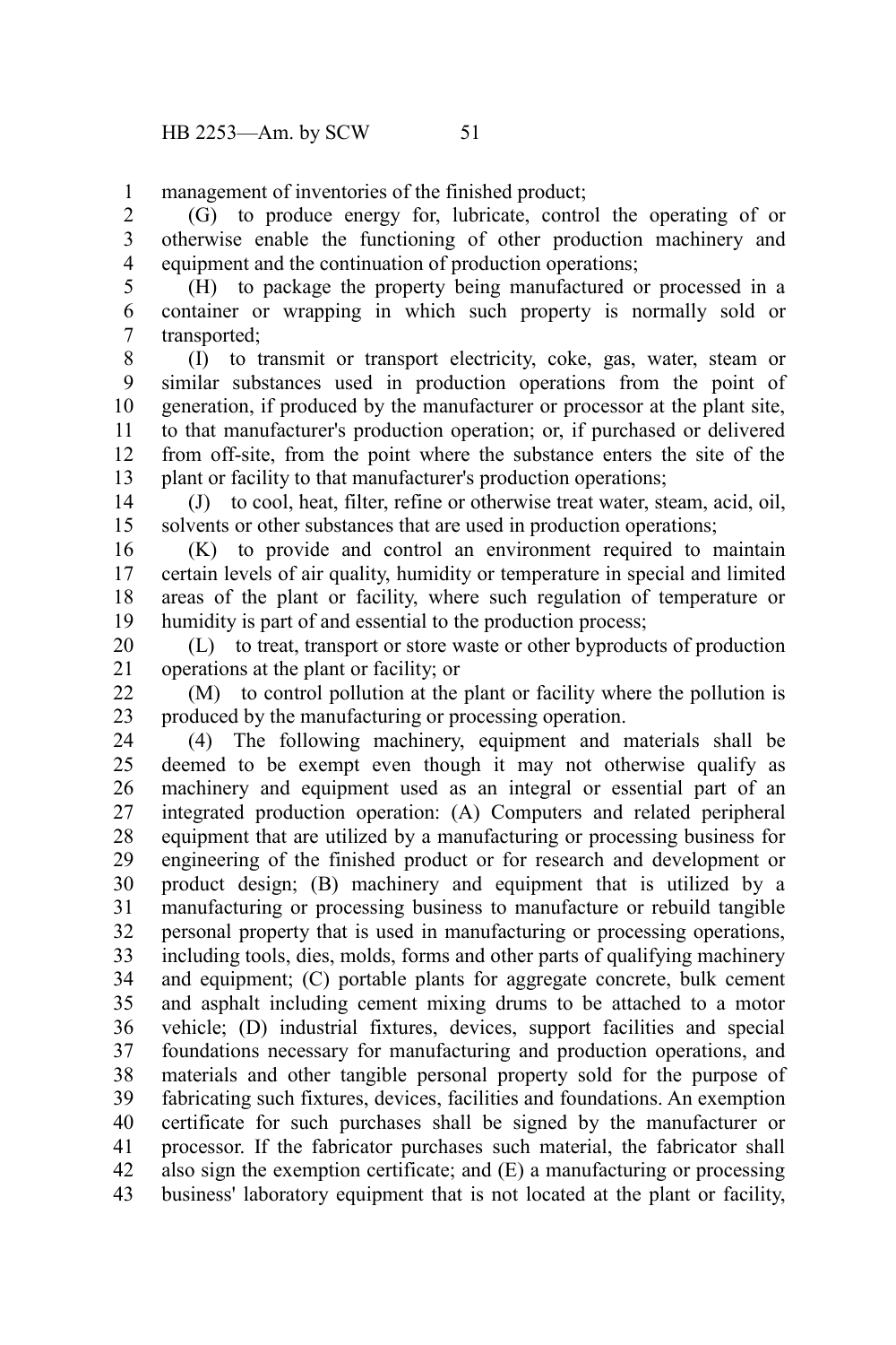management of inventories of the finished product;

(G) to produce energy for, lubricate, control the operating of or otherwise enable the functioning of other production machinery and equipment and the continuation of production operations;

(H) to package the property being manufactured or processed in a container or wrapping in which such property is normally sold or transported;

(I) to transmit or transport electricity, coke, gas, water, steam or similar substances used in production operations from the point of generation, if produced by the manufacturer or processor at the plant site, to that manufacturer's production operation; or, if purchased or delivered from off-site, from the point where the substance enters the site of the plant or facility to that manufacturer's production operations;

(J) to cool, heat, filter, refine or otherwise treat water, steam, acid, oil, solvents or other substances that are used in production operations;

(K) to provide and control an environment required to maintain certain levels of air quality, humidity or temperature in special and limited areas of the plant or facility, where such regulation of temperature or humidity is part of and essential to the production process;

(L) to treat, transport or store waste or other byproducts of production operations at the plant or facility; or

(M) to control pollution at the plant or facility where the pollution is produced by the manufacturing or processing operation.

(4) The following machinery, equipment and materials shall be deemed to be exempt even though it may not otherwise qualify as machinery and equipment used as an integral or essential part of an integrated production operation: (A) Computers and related peripheral equipment that are utilized by a manufacturing or processing business for engineering of the finished product or for research and development or product design; (B) machinery and equipment that is utilized by a manufacturing or processing business to manufacture or rebuild tangible personal property that is used in manufacturing or processing operations, including tools, dies, molds, forms and other parts of qualifying machinery and equipment; (C) portable plants for aggregate concrete, bulk cement and asphalt including cement mixing drums to be attached to a motor vehicle; (D) industrial fixtures, devices, support facilities and special foundations necessary for manufacturing and production operations, and materials and other tangible personal property sold for the purpose of fabricating such fixtures, devices, facilities and foundations. An exemption certificate for such purchases shall be signed by the manufacturer or processor. If the fabricator purchases such material, the fabricator shall also sign the exemption certificate; and (E) a manufacturing or processing business' laboratory equipment that is not located at the plant or facility,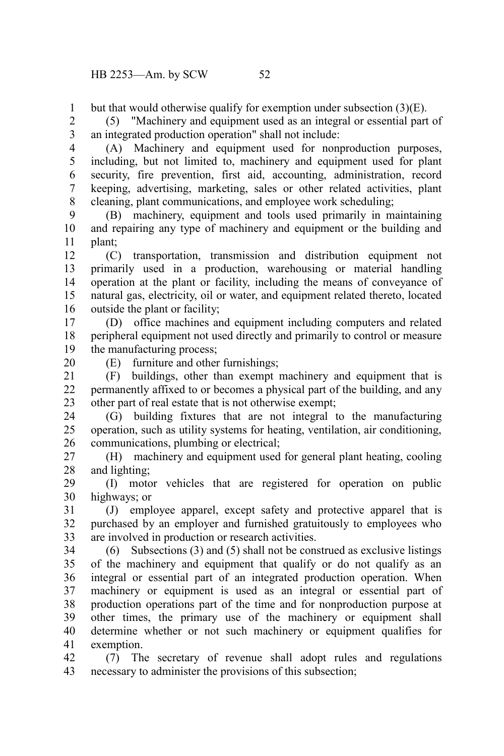but that would otherwise qualify for exemption under subsection (3)(E).

(5) "Machinery and equipment used as an integral or essential part of an integrated production operation" shall not include:

(A) Machinery and equipment used for nonproduction purposes, including, but not limited to, machinery and equipment used for plant security, fire prevention, first aid, accounting, administration, record keeping, advertising, marketing, sales or other related activities, plant cleaning, plant communications, and employee work scheduling;

(B) machinery, equipment and tools used primarily in maintaining and repairing any type of machinery and equipment or the building and plant;

(C) transportation, transmission and distribution equipment not primarily used in a production, warehousing or material handling operation at the plant or facility, including the means of conveyance of natural gas, electricity, oil or water, and equipment related thereto, located outside the plant or facility;

(D) office machines and equipment including computers and related peripheral equipment not used directly and primarily to control or measure the manufacturing process;

(E) furniture and other furnishings;

(F) buildings, other than exempt machinery and equipment that is permanently affixed to or becomes a physical part of the building, and any other part of real estate that is not otherwise exempt;

(G) building fixtures that are not integral to the manufacturing operation, such as utility systems for heating, ventilation, air conditioning, communications, plumbing or electrical;

(H) machinery and equipment used for general plant heating, cooling and lighting;

(I) motor vehicles that are registered for operation on public highways; or

(J) employee apparel, except safety and protective apparel that is purchased by an employer and furnished gratuitously to employees who are involved in production or research activities.

(6) Subsections (3) and (5) shall not be construed as exclusive listings of the machinery and equipment that qualify or do not qualify as an integral or essential part of an integrated production operation. When machinery or equipment is used as an integral or essential part of production operations part of the time and for nonproduction purpose at other times, the primary use of the machinery or equipment shall determine whether or not such machinery or equipment qualifies for exemption.

(7) The secretary of revenue shall adopt rules and regulations necessary to administer the provisions of this subsection;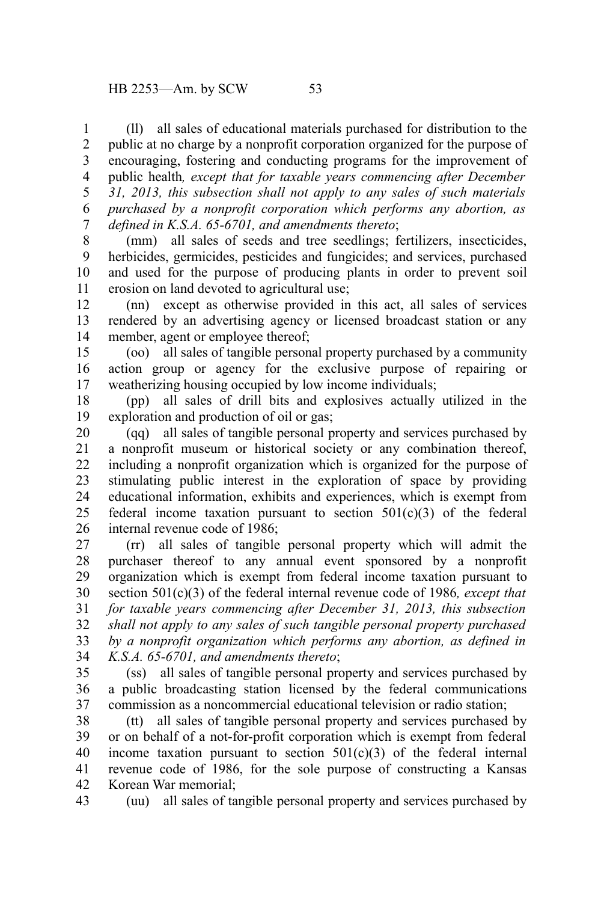(ll) all sales of educational materials purchased for distribution to the public at no charge by a nonprofit corporation organized for the purpose of encouraging, fostering and conducting programs for the improvement of public health*, except that for taxable years commencing after December 31, 2013, this subsection shall not apply to any sales of such materials purchased by a nonprofit corporation which performs any abortion, as defined in K.S.A. 65-6701, and amendments thereto*;

(mm) all sales of seeds and tree seedlings; fertilizers, insecticides, herbicides, germicides, pesticides and fungicides; and services, purchased and used for the purpose of producing plants in order to prevent soil erosion on land devoted to agricultural use;

(nn) except as otherwise provided in this act, all sales of services rendered by an advertising agency or licensed broadcast station or any member, agent or employee thereof;

(oo) all sales of tangible personal property purchased by a community action group or agency for the exclusive purpose of repairing or weatherizing housing occupied by low income individuals;

(pp) all sales of drill bits and explosives actually utilized in the exploration and production of oil or gas;

(qq) all sales of tangible personal property and services purchased by a nonprofit museum or historical society or any combination thereof, including a nonprofit organization which is organized for the purpose of stimulating public interest in the exploration of space by providing educational information, exhibits and experiences, which is exempt from federal income taxation pursuant to section 501(c)(3) of the federal internal revenue code of 1986;

(rr) all sales of tangible personal property which will admit the purchaser thereof to any annual event sponsored by a nonprofit organization which is exempt from federal income taxation pursuant to section 501(c)(3) of the federal internal revenue code of 1986*, except that for taxable years commencing after December 31, 2013, this subsection shall not apply to any sales of such tangible personal property purchased by a nonprofit organization which performs any abortion, as defined in K.S.A. 65-6701, and amendments thereto*;

(ss) all sales of tangible personal property and services purchased by a public broadcasting station licensed by the federal communications commission as a noncommercial educational television or radio station;

(tt) all sales of tangible personal property and services purchased by or on behalf of a not-for-profit corporation which is exempt from federal income taxation pursuant to section 501(c)(3) of the federal internal revenue code of 1986, for the sole purpose of constructing a Kansas Korean War memorial;

(uu) all sales of tangible personal property and services purchased by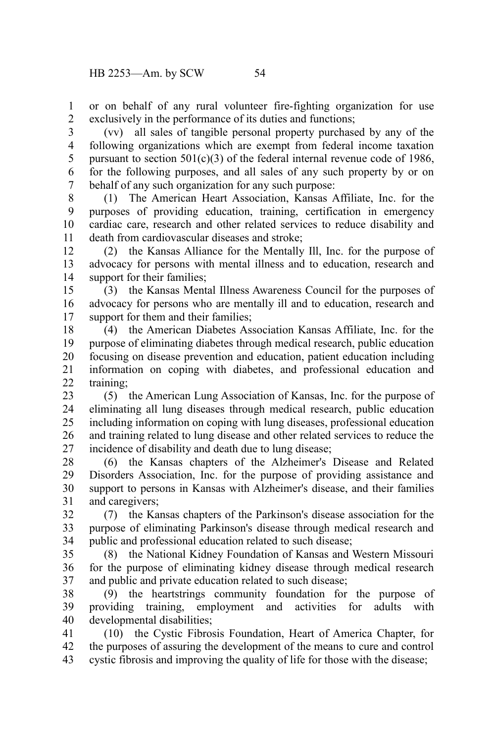or on behalf of any rural volunteer fire-fighting organization for use exclusively in the performance of its duties and functions;

(vv) all sales of tangible personal property purchased by any of the following organizations which are exempt from federal income taxation pursuant to section 501(c)(3) of the federal internal revenue code of 1986, for the following purposes, and all sales of any such property by or on behalf of any such organization for any such purpose:

(1) The American Heart Association, Kansas Affiliate, Inc. for the purposes of providing education, training, certification in emergency cardiac care, research and other related services to reduce disability and death from cardiovascular diseases and stroke;

(2) the Kansas Alliance for the Mentally Ill, Inc. for the purpose of advocacy for persons with mental illness and to education, research and support for their families;

(3) the Kansas Mental Illness Awareness Council for the purposes of advocacy for persons who are mentally ill and to education, research and support for them and their families;

(4) the American Diabetes Association Kansas Affiliate, Inc. for the purpose of eliminating diabetes through medical research, public education focusing on disease prevention and education, patient education including information on coping with diabetes, and professional education and training;

(5) the American Lung Association of Kansas, Inc. for the purpose of eliminating all lung diseases through medical research, public education including information on coping with lung diseases, professional education and training related to lung disease and other related services to reduce the incidence of disability and death due to lung disease;

(6) the Kansas chapters of the Alzheimer's Disease and Related Disorders Association, Inc. for the purpose of providing assistance and support to persons in Kansas with Alzheimer's disease, and their families and caregivers;

(7) the Kansas chapters of the Parkinson's disease association for the purpose of eliminating Parkinson's disease through medical research and public and professional education related to such disease;

(8) the National Kidney Foundation of Kansas and Western Missouri for the purpose of eliminating kidney disease through medical research and public and private education related to such disease;

(9) the heartstrings community foundation for the purpose of providing training, employment and activities for adults with developmental disabilities;

(10) the Cystic Fibrosis Foundation, Heart of America Chapter, for the purposes of assuring the development of the means to cure and control cystic fibrosis and improving the quality of life for those with the disease;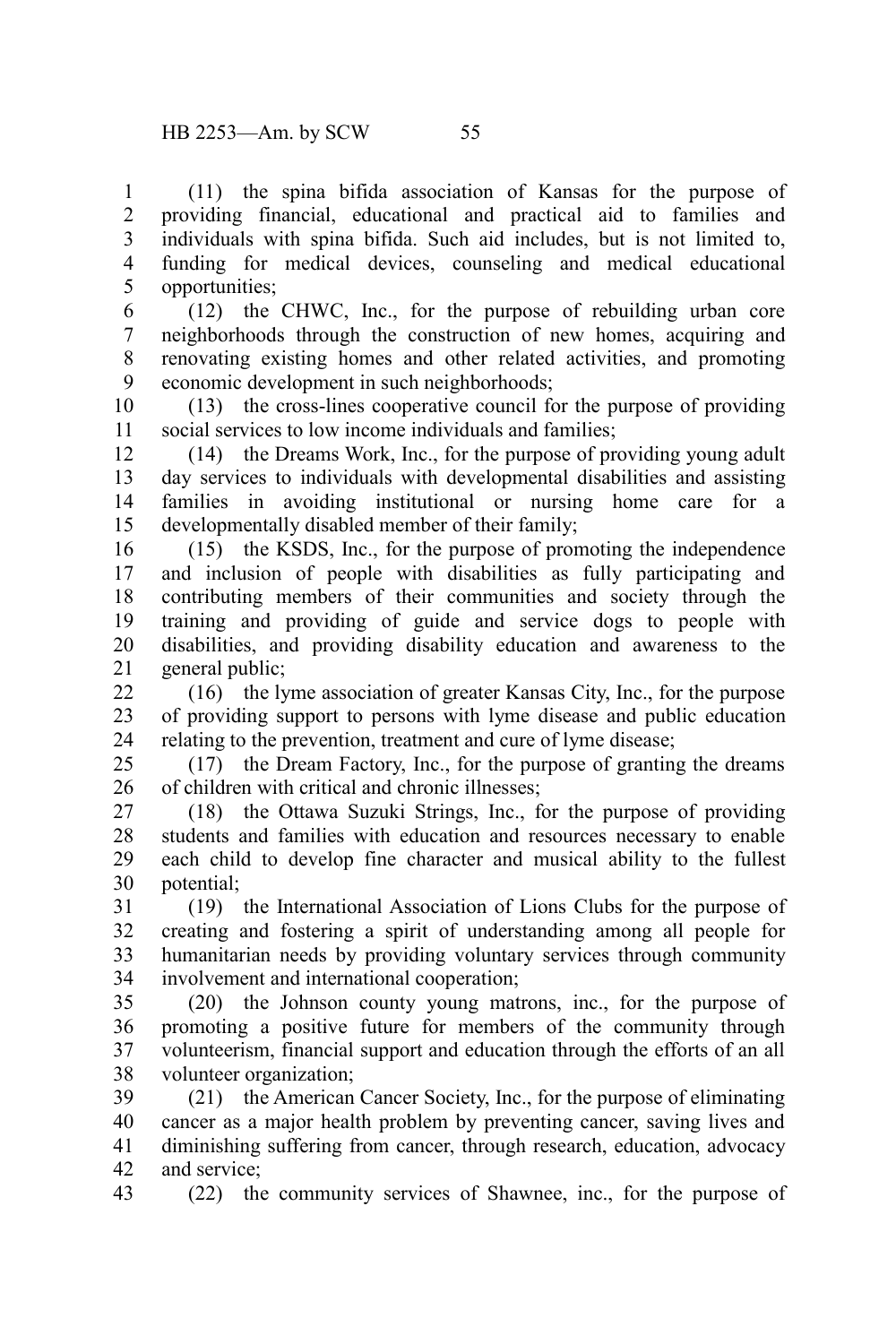(11) the spina bifida association of Kansas for the purpose of providing financial, educational and practical aid to families and individuals with spina bifida. Such aid includes, but is not limited to, funding for medical devices, counseling and medical educational opportunities;

(12) the CHWC, Inc., for the purpose of rebuilding urban core neighborhoods through the construction of new homes, acquiring and renovating existing homes and other related activities, and promoting economic development in such neighborhoods;

(13) the cross-lines cooperative council for the purpose of providing social services to low income individuals and families;

(14) the Dreams Work, Inc., for the purpose of providing young adult day services to individuals with developmental disabilities and assisting families in avoiding institutional or nursing home care for a developmentally disabled member of their family;

(15) the KSDS, Inc., for the purpose of promoting the independence and inclusion of people with disabilities as fully participating and contributing members of their communities and society through the training and providing of guide and service dogs to people with disabilities, and providing disability education and awareness to the general public;

(16) the lyme association of greater Kansas City, Inc., for the purpose of providing support to persons with lyme disease and public education relating to the prevention, treatment and cure of lyme disease;

(17) the Dream Factory, Inc., for the purpose of granting the dreams of children with critical and chronic illnesses;

(18) the Ottawa Suzuki Strings, Inc., for the purpose of providing students and families with education and resources necessary to enable each child to develop fine character and musical ability to the fullest potential;

(19) the International Association of Lions Clubs for the purpose of creating and fostering a spirit of understanding among all people for humanitarian needs by providing voluntary services through community involvement and international cooperation;

(20) the Johnson county young matrons, inc., for the purpose of promoting a positive future for members of the community through volunteerism, financial support and education through the efforts of an all volunteer organization;

(21) the American Cancer Society, Inc., for the purpose of eliminating cancer as a major health problem by preventing cancer, saving lives and diminishing suffering from cancer, through research, education, advocacy and service;

(22) the community services of Shawnee, inc., for the purpose of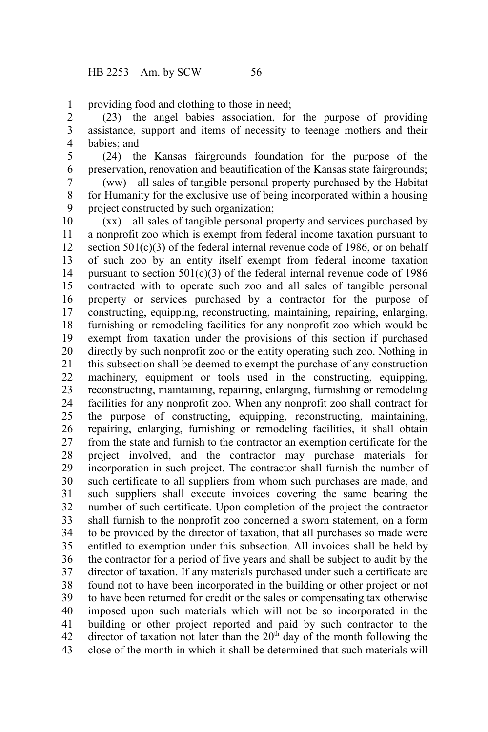providing food and clothing to those in need;

(23) the angel babies association, for the purpose of providing assistance, support and items of necessity to teenage mothers and their babies; and

(24) the Kansas fairgrounds foundation for the purpose of the preservation, renovation and beautification of the Kansas state fairgrounds;

(ww) all sales of tangible personal property purchased by the Habitat for Humanity for the exclusive use of being incorporated within a housing project constructed by such organization;

(xx) all sales of tangible personal property and services purchased by a nonprofit zoo which is exempt from federal income taxation pursuant to section 501(c)(3) of the federal internal revenue code of 1986, or on behalf of such zoo by an entity itself exempt from federal income taxation pursuant to section 501(c)(3) of the federal internal revenue code of 1986 contracted with to operate such zoo and all sales of tangible personal property or services purchased by a contractor for the purpose of constructing, equipping, reconstructing, maintaining, repairing, enlarging, furnishing or remodeling facilities for any nonprofit zoo which would be exempt from taxation under the provisions of this section if purchased directly by such nonprofit zoo or the entity operating such zoo. Nothing in this subsection shall be deemed to exempt the purchase of any construction machinery, equipment or tools used in the constructing, equipping, reconstructing, maintaining, repairing, enlarging, furnishing or remodeling facilities for any nonprofit zoo. When any nonprofit zoo shall contract for the purpose of constructing, equipping, reconstructing, maintaining, repairing, enlarging, furnishing or remodeling facilities, it shall obtain from the state and furnish to the contractor an exemption certificate for the project involved, and the contractor may purchase materials for incorporation in such project. The contractor shall furnish the number of such certificate to all suppliers from whom such purchases are made, and such suppliers shall execute invoices covering the same bearing the number of such certificate. Upon completion of the project the contractor shall furnish to the nonprofit zoo concerned a sworn statement, on a form to be provided by the director of taxation, that all purchases so made were entitled to exemption under this subsection. All invoices shall be held by the contractor for a period of five years and shall be subject to audit by the director of taxation. If any materials purchased under such a certificate are found not to have been incorporated in the building or other project or not to have been returned for credit or the sales or compensating tax otherwise imposed upon such materials which will not be so incorporated in the building or other project reported and paid by such contractor to the director of taxation not later than the 20th day of the month following the close of the month in which it shall be determined that such materials will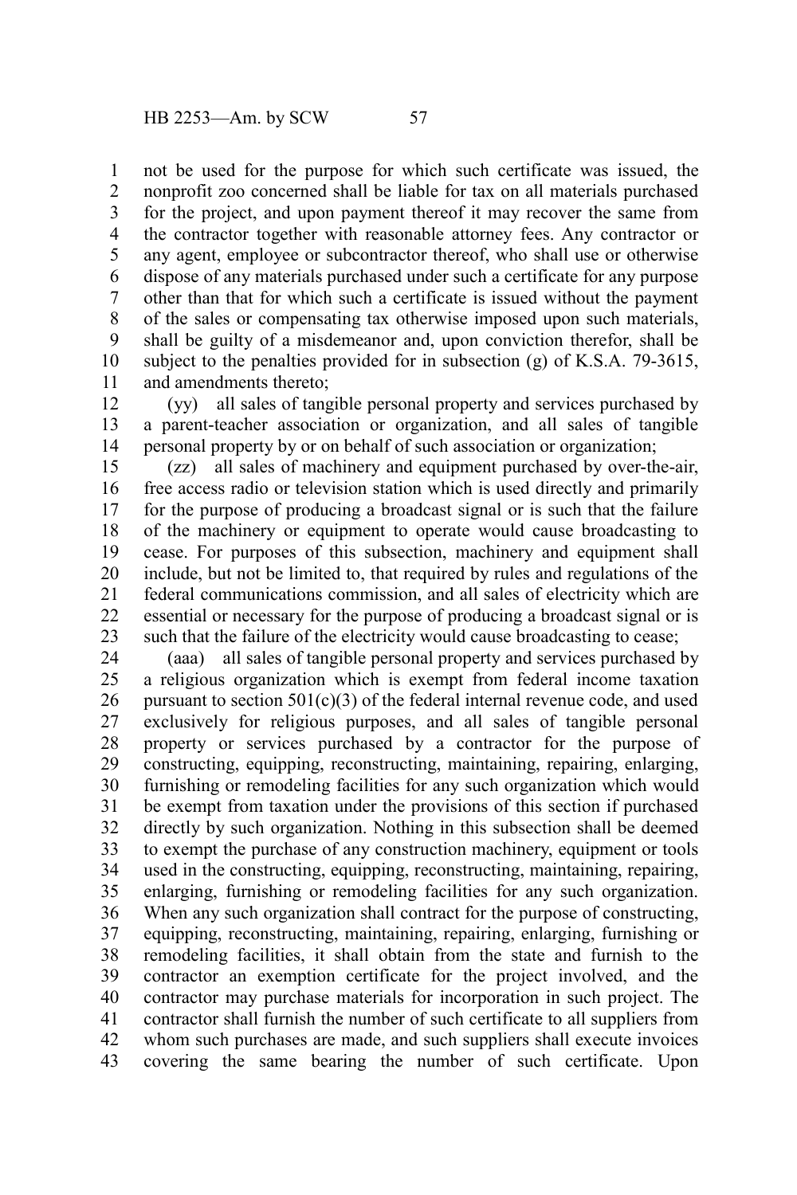not be used for the purpose for which such certificate was issued, the nonprofit zoo concerned shall be liable for tax on all materials purchased for the project, and upon payment thereof it may recover the same from the contractor together with reasonable attorney fees. Any contractor or any agent, employee or subcontractor thereof, who shall use or otherwise dispose of any materials purchased under such a certificate for any purpose other than that for which such a certificate is issued without the payment of the sales or compensating tax otherwise imposed upon such materials, shall be guilty of a misdemeanor and, upon conviction therefor, shall be subject to the penalties provided for in subsection (g) of K.S.A. 79-3615, and amendments thereto;

(yy) all sales of tangible personal property and services purchased by a parent-teacher association or organization, and all sales of tangible personal property by or on behalf of such association or organization;

(zz) all sales of machinery and equipment purchased by over-the-air, free access radio or television station which is used directly and primarily for the purpose of producing a broadcast signal or is such that the failure of the machinery or equipment to operate would cause broadcasting to cease. For purposes of this subsection, machinery and equipment shall include, but not be limited to, that required by rules and regulations of the federal communications commission, and all sales of electricity which are essential or necessary for the purpose of producing a broadcast signal or is such that the failure of the electricity would cause broadcasting to cease;

(aaa) all sales of tangible personal property and services purchased by a religious organization which is exempt from federal income taxation pursuant to section 501(c)(3) of the federal internal revenue code, and used exclusively for religious purposes, and all sales of tangible personal property or services purchased by a contractor for the purpose of constructing, equipping, reconstructing, maintaining, repairing, enlarging, furnishing or remodeling facilities for any such organization which would be exempt from taxation under the provisions of this section if purchased directly by such organization. Nothing in this subsection shall be deemed to exempt the purchase of any construction machinery, equipment or tools used in the constructing, equipping, reconstructing, maintaining, repairing, enlarging, furnishing or remodeling facilities for any such organization. When any such organization shall contract for the purpose of constructing, equipping, reconstructing, maintaining, repairing, enlarging, furnishing or remodeling facilities, it shall obtain from the state and furnish to the contractor an exemption certificate for the project involved, and the contractor may purchase materials for incorporation in such project. The contractor shall furnish the number of such certificate to all suppliers from whom such purchases are made, and such suppliers shall execute invoices covering the same bearing the number of such certificate. Upon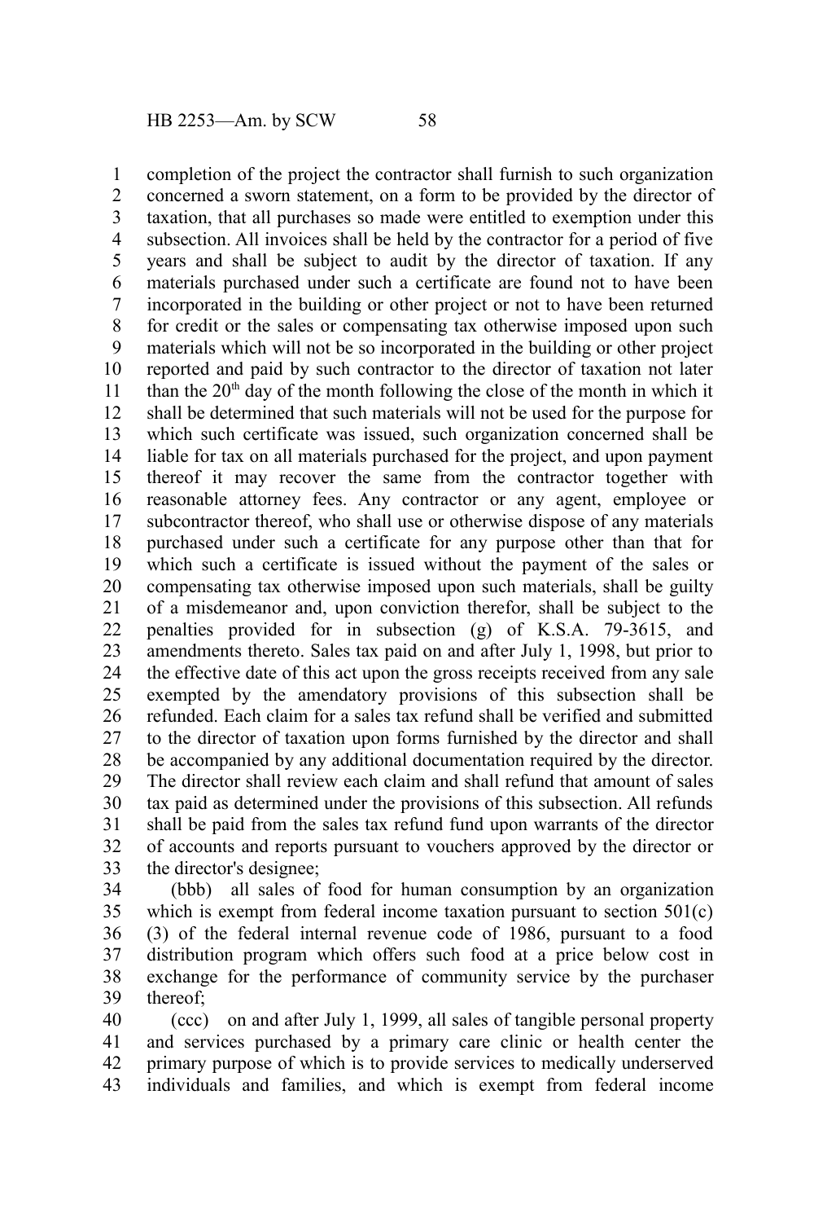completion of the project the contractor shall furnish to such organization concerned a sworn statement, on a form to be provided by the director of taxation, that all purchases so made were entitled to exemption under this subsection. All invoices shall be held by the contractor for a period of five years and shall be subject to audit by the director of taxation. If any materials purchased under such a certificate are found not to have been incorporated in the building or other project or not to have been returned for credit or the sales or compensating tax otherwise imposed upon such materials which will not be so incorporated in the building or other project reported and paid by such contractor to the director of taxation not later than the 20th day of the month following the close of the month in which it shall be determined that such materials will not be used for the purpose for which such certificate was issued, such organization concerned shall be liable for tax on all materials purchased for the project, and upon payment thereof it may recover the same from the contractor together with reasonable attorney fees. Any contractor or any agent, employee or subcontractor thereof, who shall use or otherwise dispose of any materials purchased under such a certificate for any purpose other than that for which such a certificate is issued without the payment of the sales or compensating tax otherwise imposed upon such materials, shall be guilty of a misdemeanor and, upon conviction therefor, shall be subject to the penalties provided for in subsection (g) of K.S.A. 79-3615, and amendments thereto. Sales tax paid on and after July 1, 1998, but prior to the effective date of this act upon the gross receipts received from any sale exempted by the amendatory provisions of this subsection shall be refunded. Each claim for a sales tax refund shall be verified and submitted to the director of taxation upon forms furnished by the director and shall be accompanied by any additional documentation required by the director. The director shall review each claim and shall refund that amount of sales tax paid as determined under the provisions of this subsection. All refunds shall be paid from the sales tax refund fund upon warrants of the director of accounts and reports pursuant to vouchers approved by the director or the director's designee;

(bbb) all sales of food for human consumption by an organization which is exempt from federal income taxation pursuant to section 501(c)(3) of the federal internal revenue code of 1986, pursuant to a food distribution program which offers such food at a price below cost in exchange for the performance of community service by the purchaser thereof;

(ccc) on and after July 1, 1999, all sales of tangible personal property and services purchased by a primary care clinic or health center the primary purpose of which is to provide services to medically underserved individuals and families, and which is exempt from federal income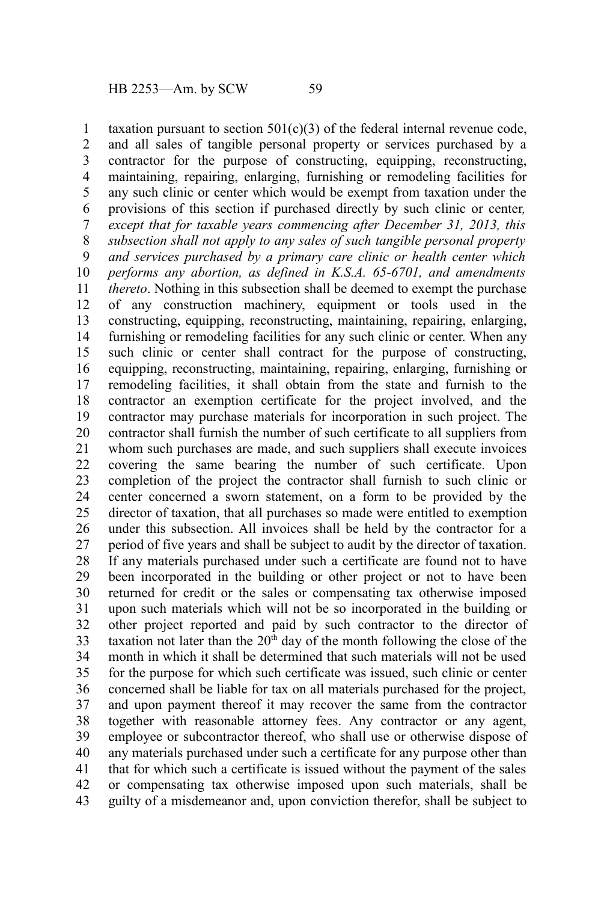taxation pursuant to section 501(c)(3) of the federal internal revenue code, and all sales of tangible personal property or services purchased by a contractor for the purpose of constructing, equipping, reconstructing, maintaining, repairing, enlarging, furnishing or remodeling facilities for any such clinic or center which would be exempt from taxation under the provisions of this section if purchased directly by such clinic or center*, except that for taxable years commencing after December 31, 2013, this subsection shall not apply to any sales of such tangible personal property and services purchased by a primary care clinic or health center which performs any abortion, as defined in K.S.A. 65-6701, and amendments thereto*. Nothing in this subsection shall be deemed to exempt the purchase of any construction machinery, equipment or tools used in the constructing, equipping, reconstructing, maintaining, repairing, enlarging, furnishing or remodeling facilities for any such clinic or center. When any such clinic or center shall contract for the purpose of constructing, equipping, reconstructing, maintaining, repairing, enlarging, furnishing or remodeling facilities, it shall obtain from the state and furnish to the contractor an exemption certificate for the project involved, and the contractor may purchase materials for incorporation in such project. The contractor shall furnish the number of such certificate to all suppliers from whom such purchases are made, and such suppliers shall execute invoices covering the same bearing the number of such certificate. Upon completion of the project the contractor shall furnish to such clinic or center concerned a sworn statement, on a form to be provided by the director of taxation, that all purchases so made were entitled to exemption under this subsection. All invoices shall be held by the contractor for a period of five years and shall be subject to audit by the director of taxation. If any materials purchased under such a certificate are found not to have been incorporated in the building or other project or not to have been returned for credit or the sales or compensating tax otherwise imposed upon such materials which will not be so incorporated in the building or other project reported and paid by such contractor to the director of taxation not later than the 20th day of the month following the close of the month in which it shall be determined that such materials will not be used for the purpose for which such certificate was issued, such clinic or center concerned shall be liable for tax on all materials purchased for the project, and upon payment thereof it may recover the same from the contractor together with reasonable attorney fees. Any contractor or any agent, employee or subcontractor thereof, who shall use or otherwise dispose of any materials purchased under such a certificate for any purpose other than that for which such a certificate is issued without the payment of the sales or compensating tax otherwise imposed upon such materials, shall be guilty of a misdemeanor and, upon conviction therefor, shall be subject to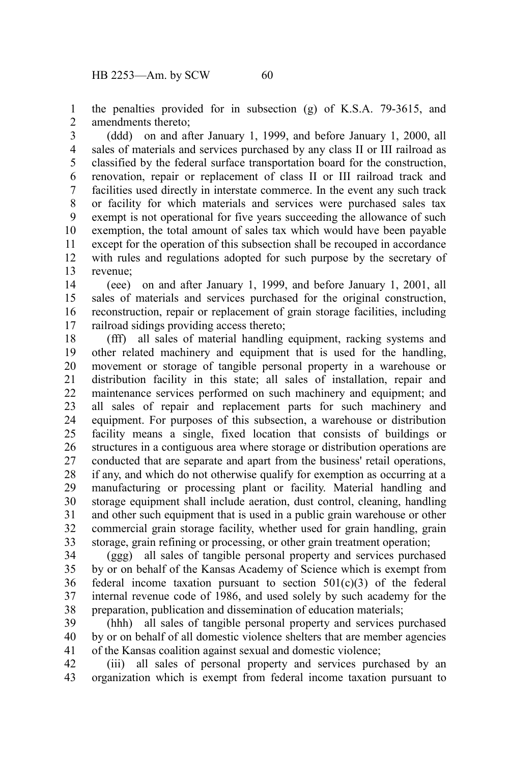the penalties provided for in subsection (g) of K.S.A. 79-3615, and amendments thereto;

(ddd) on and after January 1, 1999, and before January 1, 2000, all sales of materials and services purchased by any class II or III railroad as classified by the federal surface transportation board for the construction, renovation, repair or replacement of class II or III railroad track and facilities used directly in interstate commerce. In the event any such track or facility for which materials and services were purchased sales tax exempt is not operational for five years succeeding the allowance of such exemption, the total amount of sales tax which would have been payable except for the operation of this subsection shall be recouped in accordance with rules and regulations adopted for such purpose by the secretary of revenue;

(eee) on and after January 1, 1999, and before January 1, 2001, all sales of materials and services purchased for the original construction, reconstruction, repair or replacement of grain storage facilities, including railroad sidings providing access thereto;

(fff) all sales of material handling equipment, racking systems and other related machinery and equipment that is used for the handling, movement or storage of tangible personal property in a warehouse or distribution facility in this state; all sales of installation, repair and maintenance services performed on such machinery and equipment; and all sales of repair and replacement parts for such machinery and equipment. For purposes of this subsection, a warehouse or distribution facility means a single, fixed location that consists of buildings or structures in a contiguous area where storage or distribution operations are conducted that are separate and apart from the business' retail operations, if any, and which do not otherwise qualify for exemption as occurring at a manufacturing or processing plant or facility. Material handling and storage equipment shall include aeration, dust control, cleaning, handling and other such equipment that is used in a public grain warehouse or other commercial grain storage facility, whether used for grain handling, grain storage, grain refining or processing, or other grain treatment operation;

(ggg) all sales of tangible personal property and services purchased by or on behalf of the Kansas Academy of Science which is exempt from federal income taxation pursuant to section 501(c)(3) of the federal internal revenue code of 1986, and used solely by such academy for the preparation, publication and dissemination of education materials;

(hhh) all sales of tangible personal property and services purchased by or on behalf of all domestic violence shelters that are member agencies of the Kansas coalition against sexual and domestic violence;

(iii) all sales of personal property and services purchased by an organization which is exempt from federal income taxation pursuant to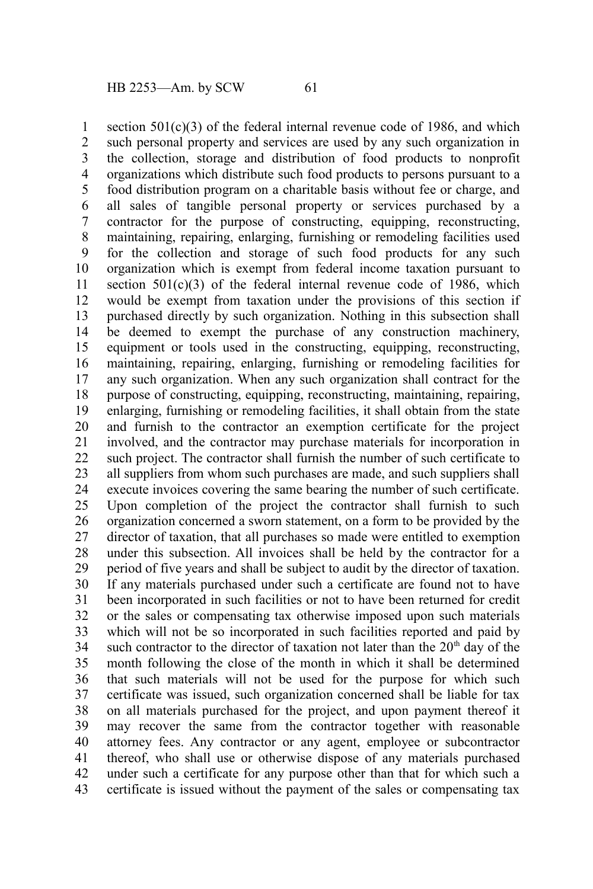section 501(c)(3) of the federal internal revenue code of 1986, and which such personal property and services are used by any such organization in the collection, storage and distribution of food products to nonprofit organizations which distribute such food products to persons pursuant to a food distribution program on a charitable basis without fee or charge, and all sales of tangible personal property or services purchased by a contractor for the purpose of constructing, equipping, reconstructing, maintaining, repairing, enlarging, furnishing or remodeling facilities used for the collection and storage of such food products for any such organization which is exempt from federal income taxation pursuant to section 501(c)(3) of the federal internal revenue code of 1986, which would be exempt from taxation under the provisions of this section if purchased directly by such organization. Nothing in this subsection shall be deemed to exempt the purchase of any construction machinery, equipment or tools used in the constructing, equipping, reconstructing, maintaining, repairing, enlarging, furnishing or remodeling facilities for any such organization. When any such organization shall contract for the purpose of constructing, equipping, reconstructing, maintaining, repairing, enlarging, furnishing or remodeling facilities, it shall obtain from the state and furnish to the contractor an exemption certificate for the project involved, and the contractor may purchase materials for incorporation in such project. The contractor shall furnish the number of such certificate to all suppliers from whom such purchases are made, and such suppliers shall execute invoices covering the same bearing the number of such certificate. Upon completion of the project the contractor shall furnish to such organization concerned a sworn statement, on a form to be provided by the director of taxation, that all purchases so made were entitled to exemption under this subsection. All invoices shall be held by the contractor for a period of five years and shall be subject to audit by the director of taxation. If any materials purchased under such a certificate are found not to have been incorporated in such facilities or not to have been returned for credit or the sales or compensating tax otherwise imposed upon such materials which will not be so incorporated in such facilities reported and paid by such contractor to the director of taxation not later than the 20th day of the month following the close of the month in which it shall be determined that such materials will not be used for the purpose for which such certificate was issued, such organization concerned shall be liable for tax on all materials purchased for the project, and upon payment thereof it may recover the same from the contractor together with reasonable attorney fees. Any contractor or any agent, employee or subcontractor thereof, who shall use or otherwise dispose of any materials purchased under such a certificate for any purpose other than that for which such a certificate is issued without the payment of the sales or compensating tax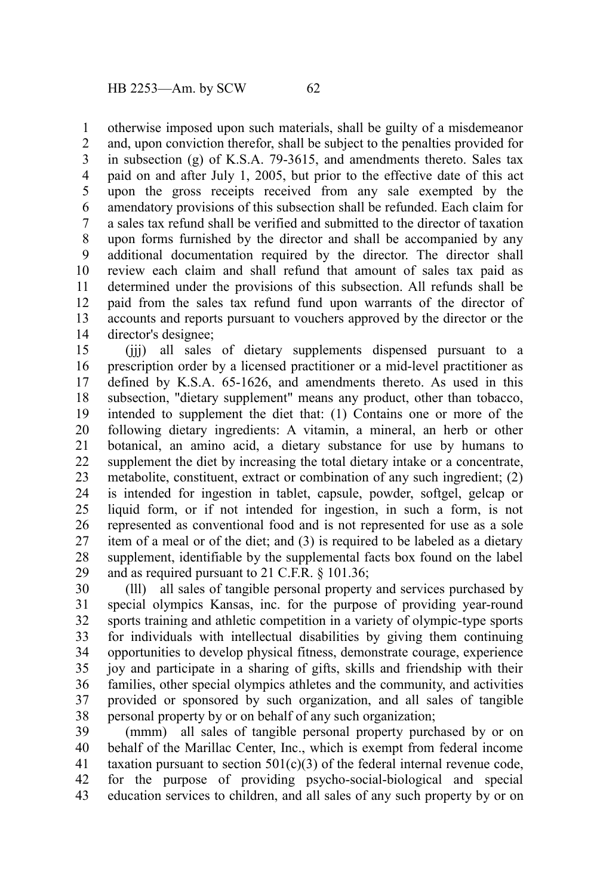otherwise imposed upon such materials, shall be guilty of a misdemeanor and, upon conviction therefor, shall be subject to the penalties provided for in subsection (g) of K.S.A. 79-3615, and amendments thereto. Sales tax paid on and after July 1, 2005, but prior to the effective date of this act upon the gross receipts received from any sale exempted by the amendatory provisions of this subsection shall be refunded. Each claim for a sales tax refund shall be verified and submitted to the director of taxation upon forms furnished by the director and shall be accompanied by any additional documentation required by the director. The director shall review each claim and shall refund that amount of sales tax paid as determined under the provisions of this subsection. All refunds shall be paid from the sales tax refund fund upon warrants of the director of accounts and reports pursuant to vouchers approved by the director or the director's designee;

(jjj) all sales of dietary supplements dispensed pursuant to a prescription order by a licensed practitioner or a mid-level practitioner as defined by K.S.A. 65-1626, and amendments thereto. As used in this subsection, "dietary supplement" means any product, other than tobacco, intended to supplement the diet that: (1) Contains one or more of the following dietary ingredients: A vitamin, a mineral, an herb or other botanical, an amino acid, a dietary substance for use by humans to supplement the diet by increasing the total dietary intake or a concentrate, metabolite, constituent, extract or combination of any such ingredient; (2) is intended for ingestion in tablet, capsule, powder, softgel, gelcap or liquid form, or if not intended for ingestion, in such a form, is not represented as conventional food and is not represented for use as a sole item of a meal or of the diet; and (3) is required to be labeled as a dietary supplement, identifiable by the supplemental facts box found on the label and as required pursuant to 21 C.F.R. § 101.36;

(lll) all sales of tangible personal property and services purchased by special olympics Kansas, inc. for the purpose of providing year-round sports training and athletic competition in a variety of olympic-type sports for individuals with intellectual disabilities by giving them continuing opportunities to develop physical fitness, demonstrate courage, experience joy and participate in a sharing of gifts, skills and friendship with their families, other special olympics athletes and the community, and activities provided or sponsored by such organization, and all sales of tangible personal property by or on behalf of any such organization;

(mmm) all sales of tangible personal property purchased by or on behalf of the Marillac Center, Inc., which is exempt from federal income taxation pursuant to section 501(c)(3) of the federal internal revenue code, for the purpose of providing psycho-social-biological and special education services to children, and all sales of any such property by or on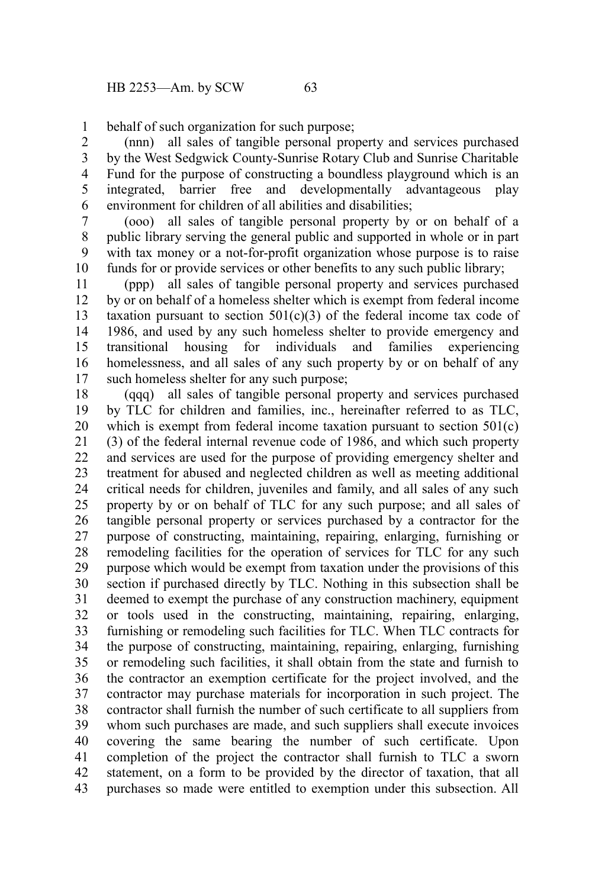behalf of such organization for such purpose;

(nnn) all sales of tangible personal property and services purchased by the West Sedgwick County-Sunrise Rotary Club and Sunrise Charitable Fund for the purpose of constructing a boundless playground which is an integrated, barrier free and developmentally advantageous play environment for children of all abilities and disabilities;

(ooo) all sales of tangible personal property by or on behalf of a public library serving the general public and supported in whole or in part with tax money or a not-for-profit organization whose purpose is to raise funds for or provide services or other benefits to any such public library;

(ppp) all sales of tangible personal property and services purchased by or on behalf of a homeless shelter which is exempt from federal income taxation pursuant to section 501(c)(3) of the federal income tax code of 1986, and used by any such homeless shelter to provide emergency and transitional housing for individuals and families experiencing homelessness, and all sales of any such property by or on behalf of any such homeless shelter for any such purpose;

(qqq) all sales of tangible personal property and services purchased by TLC for children and families, inc., hereinafter referred to as TLC, which is exempt from federal income taxation pursuant to section 501(c)(3) of the federal internal revenue code of 1986, and which such property and services are used for the purpose of providing emergency shelter and treatment for abused and neglected children as well as meeting additional critical needs for children, juveniles and family, and all sales of any such property by or on behalf of TLC for any such purpose; and all sales of tangible personal property or services purchased by a contractor for the purpose of constructing, maintaining, repairing, enlarging, furnishing or remodeling facilities for the operation of services for TLC for any such purpose which would be exempt from taxation under the provisions of this section if purchased directly by TLC. Nothing in this subsection shall be deemed to exempt the purchase of any construction machinery, equipment or tools used in the constructing, maintaining, repairing, enlarging, furnishing or remodeling such facilities for TLC. When TLC contracts for the purpose of constructing, maintaining, repairing, enlarging, furnishing or remodeling such facilities, it shall obtain from the state and furnish to the contractor an exemption certificate for the project involved, and the contractor may purchase materials for incorporation in such project. The contractor shall furnish the number of such certificate to all suppliers from whom such purchases are made, and such suppliers shall execute invoices covering the same bearing the number of such certificate. Upon completion of the project the contractor shall furnish to TLC a sworn statement, on a form to be provided by the director of taxation, that all purchases so made were entitled to exemption under this subsection. All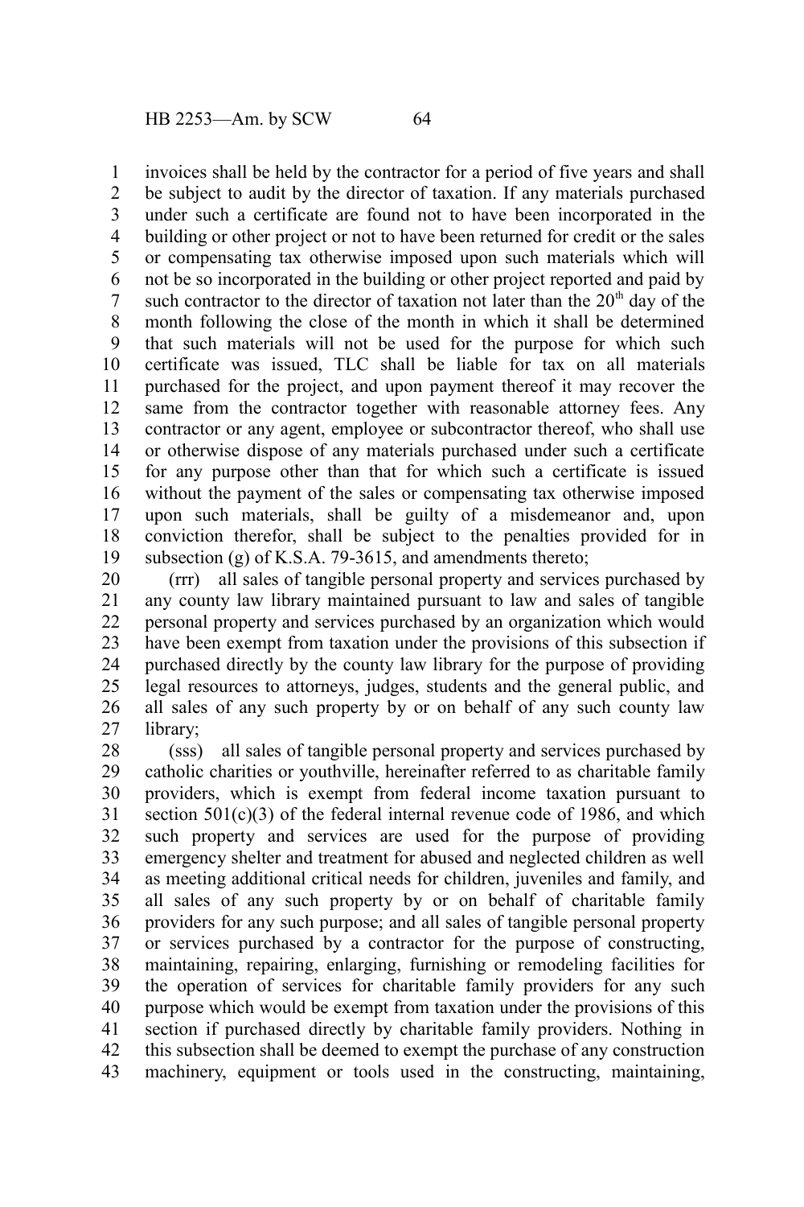invoices shall be held by the contractor for a period of five years and shall be subject to audit by the director of taxation. If any materials purchased under such a certificate are found not to have been incorporated in the building or other project or not to have been returned for credit or the sales or compensating tax otherwise imposed upon such materials which will not be so incorporated in the building or other project reported and paid by such contractor to the director of taxation not later than the 20th day of the month following the close of the month in which it shall be determined that such materials will not be used for the purpose for which such certificate was issued, TLC shall be liable for tax on all materials purchased for the project, and upon payment thereof it may recover the same from the contractor together with reasonable attorney fees. Any contractor or any agent, employee or subcontractor thereof, who shall use or otherwise dispose of any materials purchased under such a certificate for any purpose other than that for which such a certificate is issued without the payment of the sales or compensating tax otherwise imposed upon such materials, shall be guilty of a misdemeanor and, upon conviction therefor, shall be subject to the penalties provided for in subsection (g) of K.S.A. 79-3615, and amendments thereto;

(rrr) all sales of tangible personal property and services purchased by any county law library maintained pursuant to law and sales of tangible personal property and services purchased by an organization which would have been exempt from taxation under the provisions of this subsection if purchased directly by the county law library for the purpose of providing legal resources to attorneys, judges, students and the general public, and all sales of any such property by or on behalf of any such county law library;

(sss) all sales of tangible personal property and services purchased by catholic charities or youthville, hereinafter referred to as charitable family providers, which is exempt from federal income taxation pursuant to section 501(c)(3) of the federal internal revenue code of 1986, and which such property and services are used for the purpose of providing emergency shelter and treatment for abused and neglected children as well as meeting additional critical needs for children, juveniles and family, and all sales of any such property by or on behalf of charitable family providers for any such purpose; and all sales of tangible personal property or services purchased by a contractor for the purpose of constructing, maintaining, repairing, enlarging, furnishing or remodeling facilities for the operation of services for charitable family providers for any such purpose which would be exempt from taxation under the provisions of this section if purchased directly by charitable family providers. Nothing in this subsection shall be deemed to exempt the purchase of any construction machinery, equipment or tools used in the constructing, maintaining,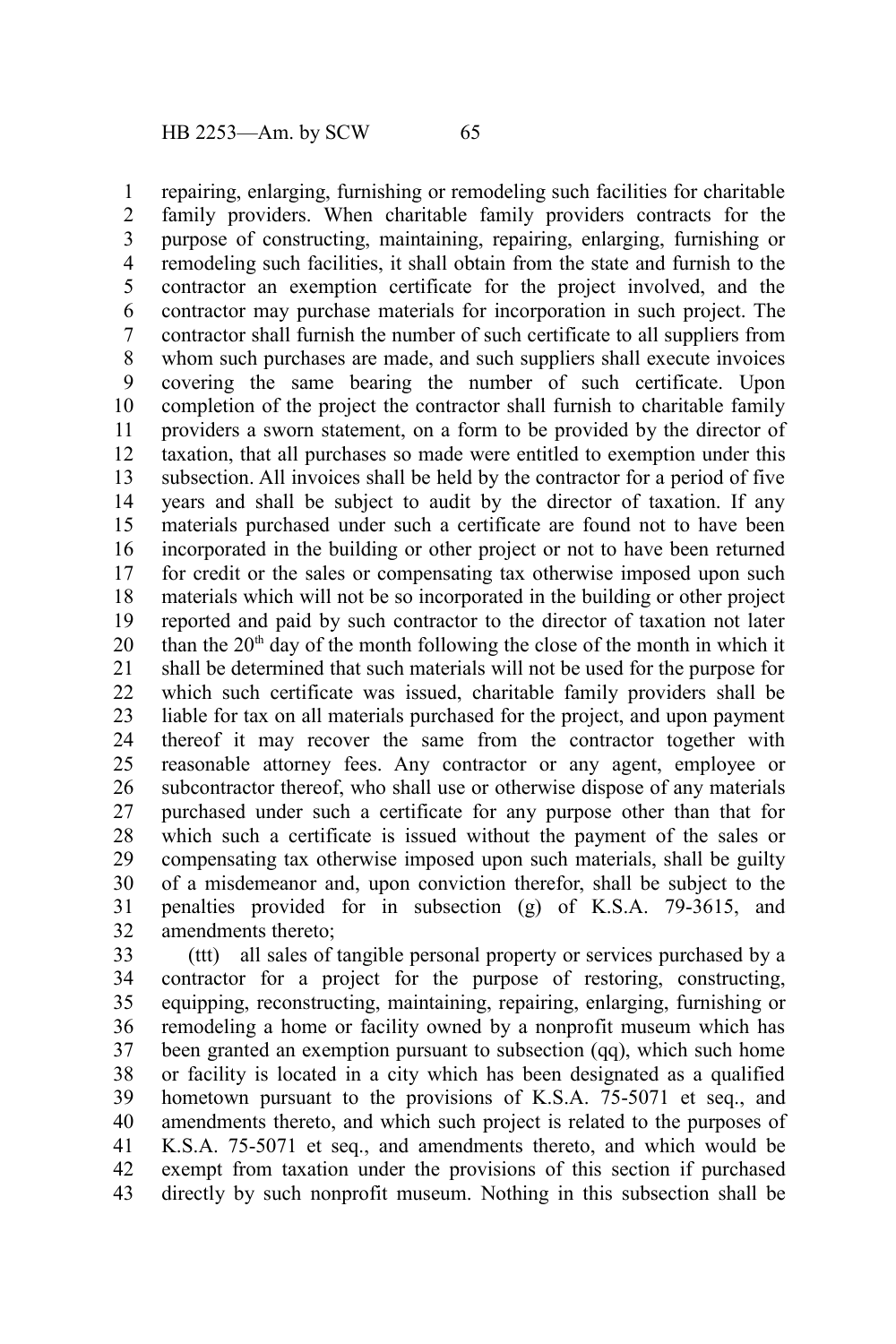repairing, enlarging, furnishing or remodeling such facilities for charitable family providers. When charitable family providers contracts for the purpose of constructing, maintaining, repairing, enlarging, furnishing or remodeling such facilities, it shall obtain from the state and furnish to the contractor an exemption certificate for the project involved, and the contractor may purchase materials for incorporation in such project. The contractor shall furnish the number of such certificate to all suppliers from whom such purchases are made, and such suppliers shall execute invoices covering the same bearing the number of such certificate. Upon completion of the project the contractor shall furnish to charitable family providers a sworn statement, on a form to be provided by the director of taxation, that all purchases so made were entitled to exemption under this subsection. All invoices shall be held by the contractor for a period of five years and shall be subject to audit by the director of taxation. If any materials purchased under such a certificate are found not to have been incorporated in the building or other project or not to have been returned for credit or the sales or compensating tax otherwise imposed upon such materials which will not be so incorporated in the building or other project reported and paid by such contractor to the director of taxation not later than the 20th day of the month following the close of the month in which it shall be determined that such materials will not be used for the purpose for which such certificate was issued, charitable family providers shall be liable for tax on all materials purchased for the project, and upon payment thereof it may recover the same from the contractor together with reasonable attorney fees. Any contractor or any agent, employee or subcontractor thereof, who shall use or otherwise dispose of any materials purchased under such a certificate for any purpose other than that for which such a certificate is issued without the payment of the sales or compensating tax otherwise imposed upon such materials, shall be guilty of a misdemeanor and, upon conviction therefor, shall be subject to the penalties provided for in subsection (g) of K.S.A. 79-3615, and amendments thereto;

(ttt) all sales of tangible personal property or services purchased by a contractor for a project for the purpose of restoring, constructing, equipping, reconstructing, maintaining, repairing, enlarging, furnishing or remodeling a home or facility owned by a nonprofit museum which has been granted an exemption pursuant to subsection (qq), which such home or facility is located in a city which has been designated as a qualified hometown pursuant to the provisions of K.S.A. 75-5071 et seq., and amendments thereto, and which such project is related to the purposes of K.S.A. 75-5071 et seq., and amendments thereto, and which would be exempt from taxation under the provisions of this section if purchased directly by such nonprofit museum. Nothing in this subsection shall be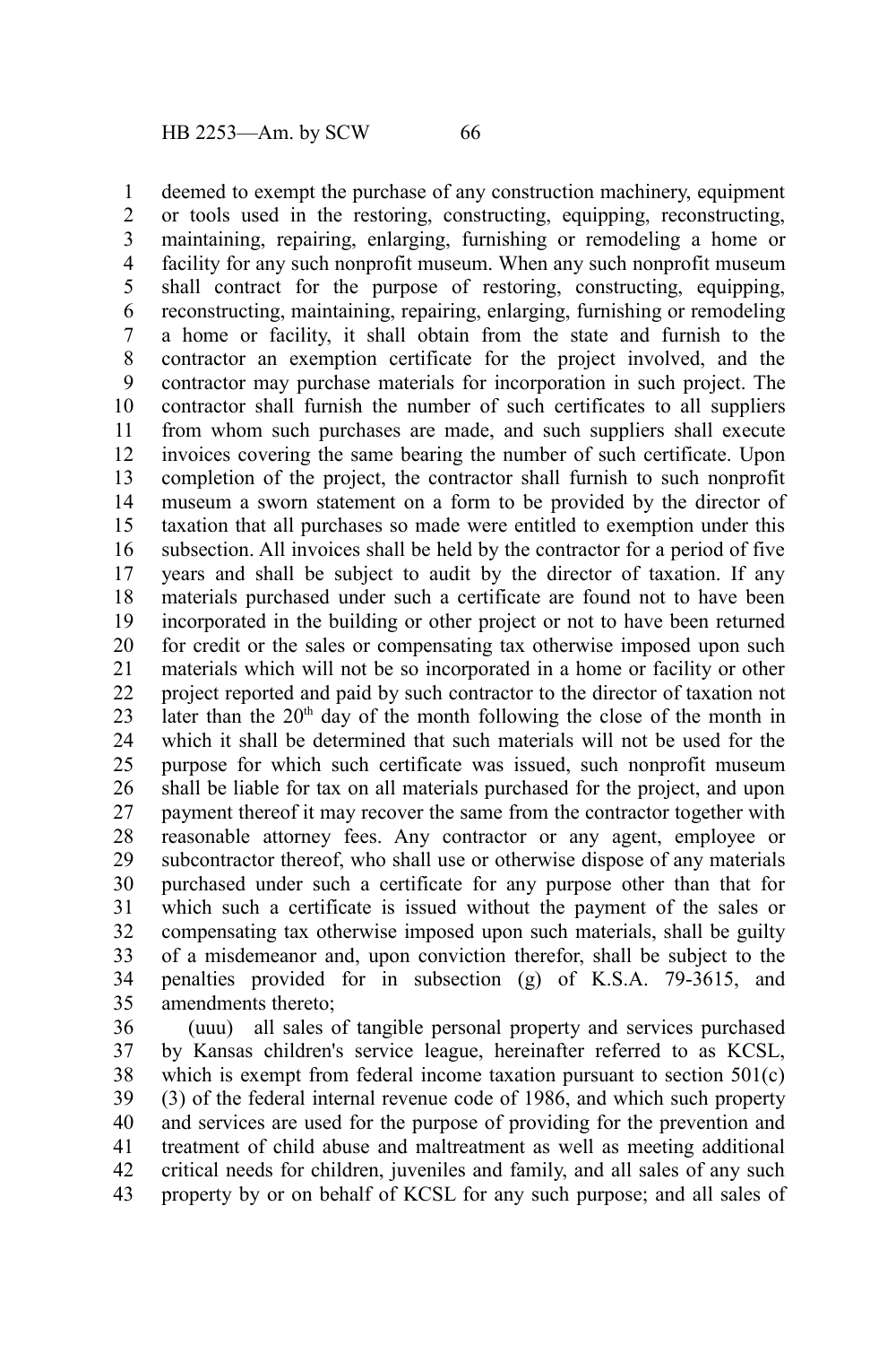deemed to exempt the purchase of any construction machinery, equipment or tools used in the restoring, constructing, equipping, reconstructing, maintaining, repairing, enlarging, furnishing or remodeling a home or facility for any such nonprofit museum. When any such nonprofit museum shall contract for the purpose of restoring, constructing, equipping, reconstructing, maintaining, repairing, enlarging, furnishing or remodeling a home or facility, it shall obtain from the state and furnish to the contractor an exemption certificate for the project involved, and the contractor may purchase materials for incorporation in such project. The contractor shall furnish the number of such certificates to all suppliers from whom such purchases are made, and such suppliers shall execute invoices covering the same bearing the number of such certificate. Upon completion of the project, the contractor shall furnish to such nonprofit museum a sworn statement on a form to be provided by the director of taxation that all purchases so made were entitled to exemption under this subsection. All invoices shall be held by the contractor for a period of five years and shall be subject to audit by the director of taxation. If any materials purchased under such a certificate are found not to have been incorporated in the building or other project or not to have been returned for credit or the sales or compensating tax otherwise imposed upon such materials which will not be so incorporated in a home or facility or other project reported and paid by such contractor to the director of taxation not later than the 20th day of the month following the close of the month in which it shall be determined that such materials will not be used for the purpose for which such certificate was issued, such nonprofit museum shall be liable for tax on all materials purchased for the project, and upon payment thereof it may recover the same from the contractor together with reasonable attorney fees. Any contractor or any agent, employee or subcontractor thereof, who shall use or otherwise dispose of any materials purchased under such a certificate for any purpose other than that for which such a certificate is issued without the payment of the sales or compensating tax otherwise imposed upon such materials, shall be guilty of a misdemeanor and, upon conviction therefor, shall be subject to the penalties provided for in subsection (g) of K.S.A. 79-3615, and amendments thereto;

(uuu) all sales of tangible personal property and services purchased by Kansas children's service league, hereinafter referred to as KCSL, which is exempt from federal income taxation pursuant to section 501(c)(3) of the federal internal revenue code of 1986, and which such property and services are used for the purpose of providing for the prevention and treatment of child abuse and maltreatment as well as meeting additional critical needs for children, juveniles and family, and all sales of any such property by or on behalf of KCSL for any such purpose; and all sales of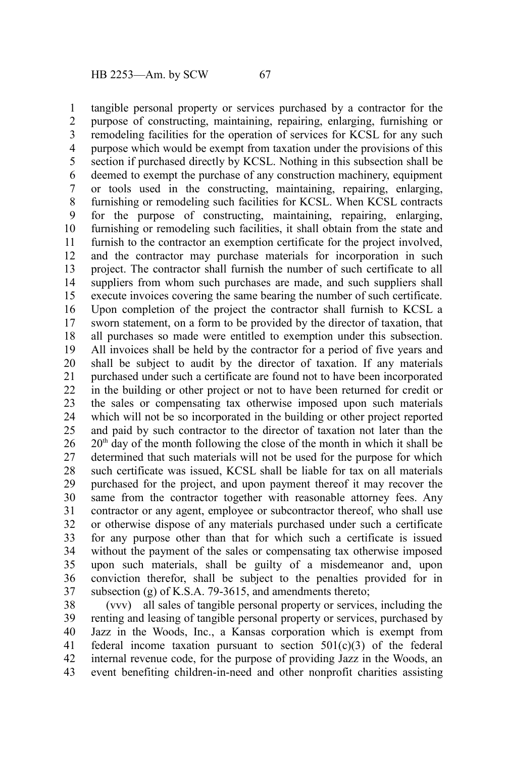tangible personal property or services purchased by a contractor for the purpose of constructing, maintaining, repairing, enlarging, furnishing or remodeling facilities for the operation of services for KCSL for any such purpose which would be exempt from taxation under the provisions of this section if purchased directly by KCSL. Nothing in this subsection shall be deemed to exempt the purchase of any construction machinery, equipment or tools used in the constructing, maintaining, repairing, enlarging, furnishing or remodeling such facilities for KCSL. When KCSL contracts for the purpose of constructing, maintaining, repairing, enlarging, furnishing or remodeling such facilities, it shall obtain from the state and furnish to the contractor an exemption certificate for the project involved, and the contractor may purchase materials for incorporation in such project. The contractor shall furnish the number of such certificate to all suppliers from whom such purchases are made, and such suppliers shall execute invoices covering the same bearing the number of such certificate. Upon completion of the project the contractor shall furnish to KCSL a sworn statement, on a form to be provided by the director of taxation, that all purchases so made were entitled to exemption under this subsection. All invoices shall be held by the contractor for a period of five years and shall be subject to audit by the director of taxation. If any materials purchased under such a certificate are found not to have been incorporated in the building or other project or not to have been returned for credit or the sales or compensating tax otherwise imposed upon such materials which will not be so incorporated in the building or other project reported and paid by such contractor to the director of taxation not later than the 20th day of the month following the close of the month in which it shall be determined that such materials will not be used for the purpose for which such certificate was issued, KCSL shall be liable for tax on all materials purchased for the project, and upon payment thereof it may recover the same from the contractor together with reasonable attorney fees. Any contractor or any agent, employee or subcontractor thereof, who shall use or otherwise dispose of any materials purchased under such a certificate for any purpose other than that for which such a certificate is issued without the payment of the sales or compensating tax otherwise imposed upon such materials, shall be guilty of a misdemeanor and, upon conviction therefor, shall be subject to the penalties provided for in subsection (g) of K.S.A. 79-3615, and amendments thereto;

(vvv) all sales of tangible personal property or services, including the renting and leasing of tangible personal property or services, purchased by Jazz in the Woods, Inc., a Kansas corporation which is exempt from federal income taxation pursuant to section 501(c)(3) of the federal internal revenue code, for the purpose of providing Jazz in the Woods, an event benefiting children-in-need and other nonprofit charities assisting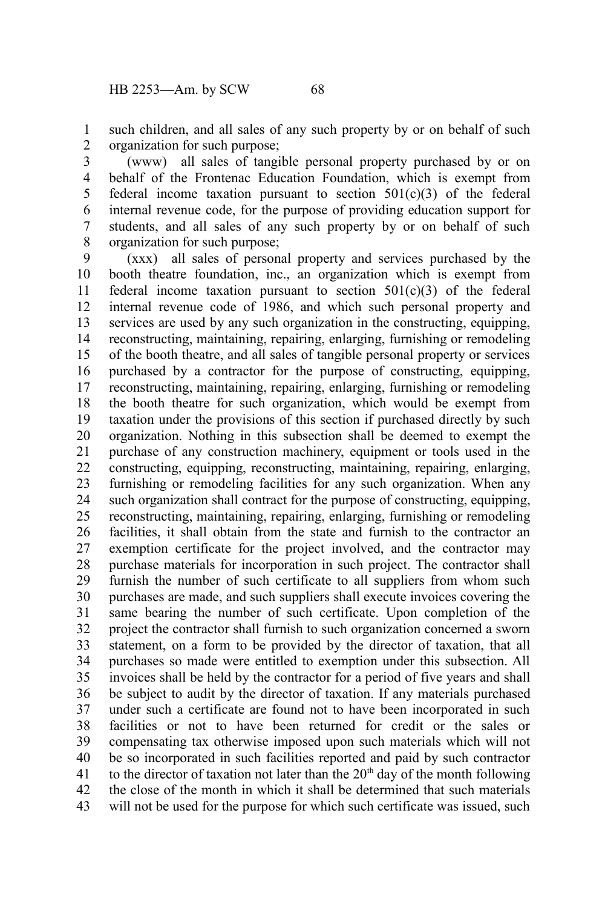such children, and all sales of any such property by or on behalf of such organization for such purpose;

(www) all sales of tangible personal property purchased by or on behalf of the Frontenac Education Foundation, which is exempt from federal income taxation pursuant to section 501(c)(3) of the federal internal revenue code, for the purpose of providing education support for students, and all sales of any such property by or on behalf of such organization for such purpose;

(xxx) all sales of personal property and services purchased by the booth theatre foundation, inc., an organization which is exempt from federal income taxation pursuant to section 501(c)(3) of the federal internal revenue code of 1986, and which such personal property and services are used by any such organization in the constructing, equipping, reconstructing, maintaining, repairing, enlarging, furnishing or remodeling of the booth theatre, and all sales of tangible personal property or services purchased by a contractor for the purpose of constructing, equipping, reconstructing, maintaining, repairing, enlarging, furnishing or remodeling the booth theatre for such organization, which would be exempt from taxation under the provisions of this section if purchased directly by such organization. Nothing in this subsection shall be deemed to exempt the purchase of any construction machinery, equipment or tools used in the constructing, equipping, reconstructing, maintaining, repairing, enlarging, furnishing or remodeling facilities for any such organization. When any such organization shall contract for the purpose of constructing, equipping, reconstructing, maintaining, repairing, enlarging, furnishing or remodeling facilities, it shall obtain from the state and furnish to the contractor an exemption certificate for the project involved, and the contractor may purchase materials for incorporation in such project. The contractor shall furnish the number of such certificate to all suppliers from whom such purchases are made, and such suppliers shall execute invoices covering the same bearing the number of such certificate. Upon completion of the project the contractor shall furnish to such organization concerned a sworn statement, on a form to be provided by the director of taxation, that all purchases so made were entitled to exemption under this subsection. All invoices shall be held by the contractor for a period of five years and shall be subject to audit by the director of taxation. If any materials purchased under such a certificate are found not to have been incorporated in such facilities or not to have been returned for credit or the sales or compensating tax otherwise imposed upon such materials which will not be so incorporated in such facilities reported and paid by such contractor to the director of taxation not later than the 20th day of the month following the close of the month in which it shall be determined that such materials will not be used for the purpose for which such certificate was issued, such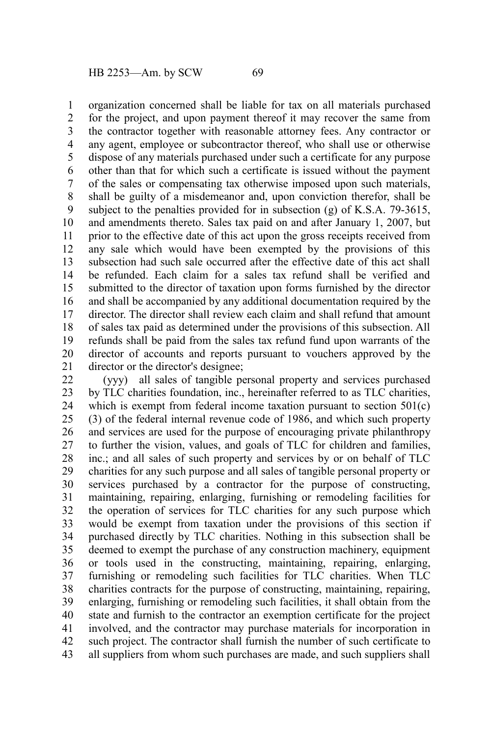organization concerned shall be liable for tax on all materials purchased for the project, and upon payment thereof it may recover the same from the contractor together with reasonable attorney fees. Any contractor or any agent, employee or subcontractor thereof, who shall use or otherwise dispose of any materials purchased under such a certificate for any purpose other than that for which such a certificate is issued without the payment of the sales or compensating tax otherwise imposed upon such materials, shall be guilty of a misdemeanor and, upon conviction therefor, shall be subject to the penalties provided for in subsection (g) of K.S.A. 79-3615, and amendments thereto. Sales tax paid on and after January 1, 2007, but prior to the effective date of this act upon the gross receipts received from any sale which would have been exempted by the provisions of this subsection had such sale occurred after the effective date of this act shall be refunded. Each claim for a sales tax refund shall be verified and submitted to the director of taxation upon forms furnished by the director and shall be accompanied by any additional documentation required by the director. The director shall review each claim and shall refund that amount of sales tax paid as determined under the provisions of this subsection. All refunds shall be paid from the sales tax refund fund upon warrants of the director of accounts and reports pursuant to vouchers approved by the director or the director's designee;

(yyy) all sales of tangible personal property and services purchased by TLC charities foundation, inc., hereinafter referred to as TLC charities, which is exempt from federal income taxation pursuant to section 501(c)(3) of the federal internal revenue code of 1986, and which such property and services are used for the purpose of encouraging private philanthropy to further the vision, values, and goals of TLC for children and families, inc.; and all sales of such property and services by or on behalf of TLC charities for any such purpose and all sales of tangible personal property or services purchased by a contractor for the purpose of constructing, maintaining, repairing, enlarging, furnishing or remodeling facilities for the operation of services for TLC charities for any such purpose which would be exempt from taxation under the provisions of this section if purchased directly by TLC charities. Nothing in this subsection shall be deemed to exempt the purchase of any construction machinery, equipment or tools used in the constructing, maintaining, repairing, enlarging, furnishing or remodeling such facilities for TLC charities. When TLC charities contracts for the purpose of constructing, maintaining, repairing, enlarging, furnishing or remodeling such facilities, it shall obtain from the state and furnish to the contractor an exemption certificate for the project involved, and the contractor may purchase materials for incorporation in such project. The contractor shall furnish the number of such certificate to all suppliers from whom such purchases are made, and such suppliers shall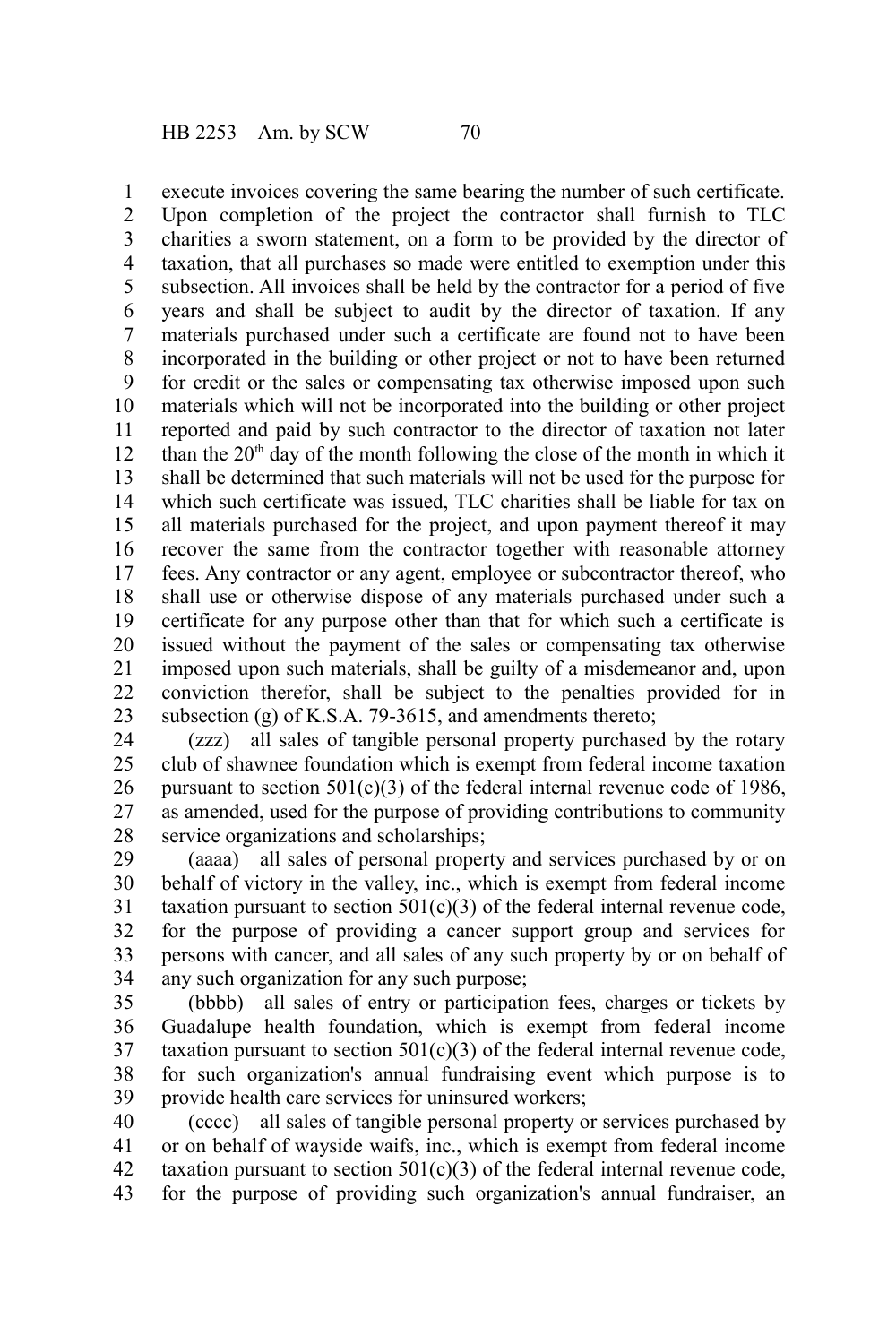execute invoices covering the same bearing the number of such certificate. Upon completion of the project the contractor shall furnish to TLC charities a sworn statement, on a form to be provided by the director of taxation, that all purchases so made were entitled to exemption under this subsection. All invoices shall be held by the contractor for a period of five years and shall be subject to audit by the director of taxation. If any materials purchased under such a certificate are found not to have been incorporated in the building or other project or not to have been returned for credit or the sales or compensating tax otherwise imposed upon such materials which will not be incorporated into the building or other project reported and paid by such contractor to the director of taxation not later than the 20th day of the month following the close of the month in which it shall be determined that such materials will not be used for the purpose for which such certificate was issued, TLC charities shall be liable for tax on all materials purchased for the project, and upon payment thereof it may recover the same from the contractor together with reasonable attorney fees. Any contractor or any agent, employee or subcontractor thereof, who shall use or otherwise dispose of any materials purchased under such a certificate for any purpose other than that for which such a certificate is issued without the payment of the sales or compensating tax otherwise imposed upon such materials, shall be guilty of a misdemeanor and, upon conviction therefor, shall be subject to the penalties provided for in subsection (g) of K.S.A. 79-3615, and amendments thereto;

(zzz) all sales of tangible personal property purchased by the rotary club of shawnee foundation which is exempt from federal income taxation pursuant to section 501(c)(3) of the federal internal revenue code of 1986, as amended, used for the purpose of providing contributions to community service organizations and scholarships;

(aaaa) all sales of personal property and services purchased by or on behalf of victory in the valley, inc., which is exempt from federal income taxation pursuant to section 501(c)(3) of the federal internal revenue code, for the purpose of providing a cancer support group and services for persons with cancer, and all sales of any such property by or on behalf of any such organization for any such purpose;

(bbbb) all sales of entry or participation fees, charges or tickets by Guadalupe health foundation, which is exempt from federal income taxation pursuant to section 501(c)(3) of the federal internal revenue code, for such organization's annual fundraising event which purpose is to provide health care services for uninsured workers;

(cccc) all sales of tangible personal property or services purchased by or on behalf of wayside waifs, inc., which is exempt from federal income taxation pursuant to section 501(c)(3) of the federal internal revenue code, for the purpose of providing such organization's annual fundraiser, an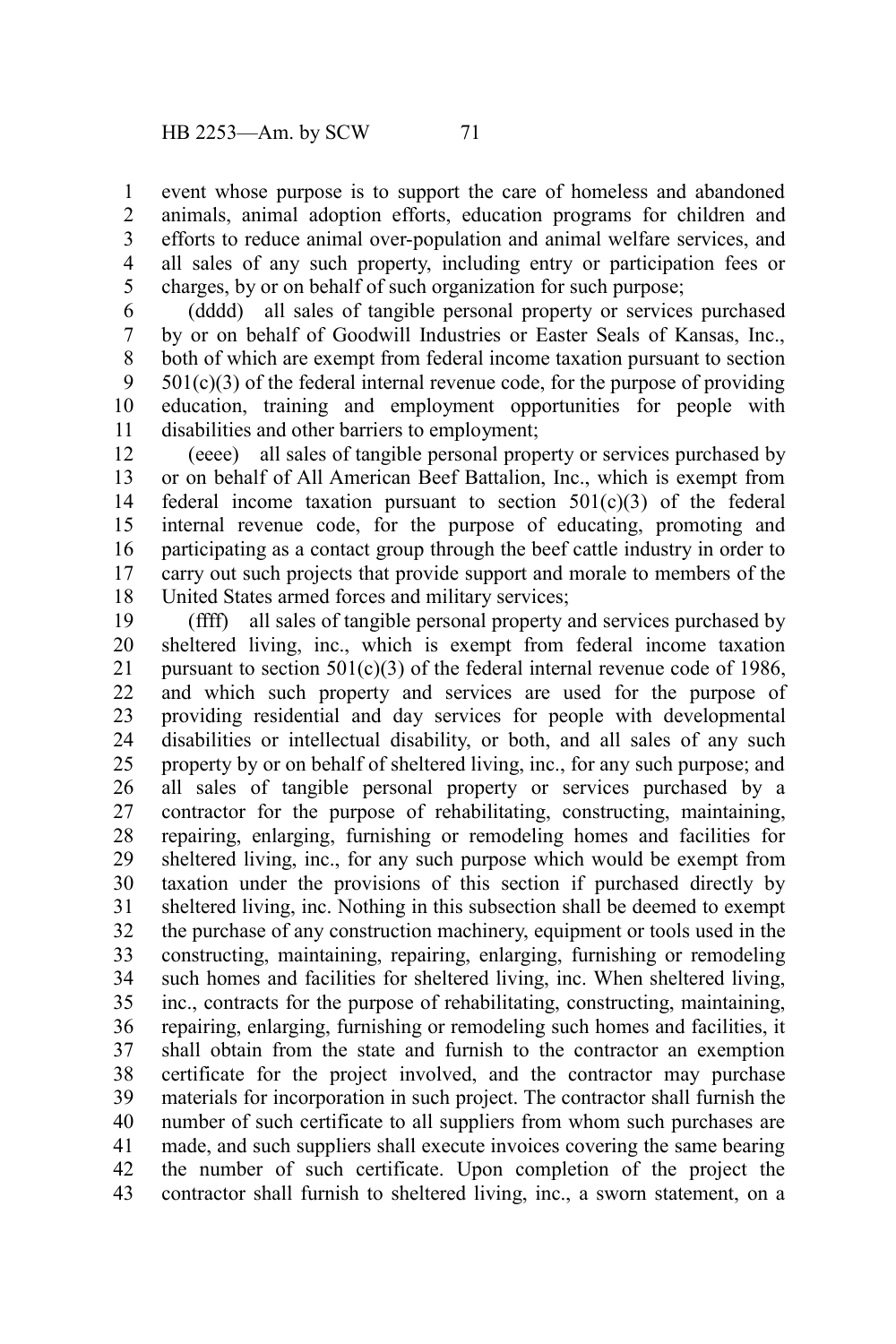event whose purpose is to support the care of homeless and abandoned animals, animal adoption efforts, education programs for children and efforts to reduce animal over-population and animal welfare services, and all sales of any such property, including entry or participation fees or charges, by or on behalf of such organization for such purpose;

(dddd) all sales of tangible personal property or services purchased by or on behalf of Goodwill Industries or Easter Seals of Kansas, Inc., both of which are exempt from federal income taxation pursuant to section 501(c)(3) of the federal internal revenue code, for the purpose of providing education, training and employment opportunities for people with disabilities and other barriers to employment;

(eeee) all sales of tangible personal property or services purchased by or on behalf of All American Beef Battalion, Inc., which is exempt from federal income taxation pursuant to section 501(c)(3) of the federal internal revenue code, for the purpose of educating, promoting and participating as a contact group through the beef cattle industry in order to carry out such projects that provide support and morale to members of the United States armed forces and military services;

(ffff) all sales of tangible personal property and services purchased by sheltered living, inc., which is exempt from federal income taxation pursuant to section 501(c)(3) of the federal internal revenue code of 1986, and which such property and services are used for the purpose of providing residential and day services for people with developmental disabilities or intellectual disability, or both, and all sales of any such property by or on behalf of sheltered living, inc., for any such purpose; and all sales of tangible personal property or services purchased by a contractor for the purpose of rehabilitating, constructing, maintaining, repairing, enlarging, furnishing or remodeling homes and facilities for sheltered living, inc., for any such purpose which would be exempt from taxation under the provisions of this section if purchased directly by sheltered living, inc. Nothing in this subsection shall be deemed to exempt the purchase of any construction machinery, equipment or tools used in the constructing, maintaining, repairing, enlarging, furnishing or remodeling such homes and facilities for sheltered living, inc. When sheltered living, inc., contracts for the purpose of rehabilitating, constructing, maintaining, repairing, enlarging, furnishing or remodeling such homes and facilities, it shall obtain from the state and furnish to the contractor an exemption certificate for the project involved, and the contractor may purchase materials for incorporation in such project. The contractor shall furnish the number of such certificate to all suppliers from whom such purchases are made, and such suppliers shall execute invoices covering the same bearing the number of such certificate. Upon completion of the project the contractor shall furnish to sheltered living, inc., a sworn statement, on a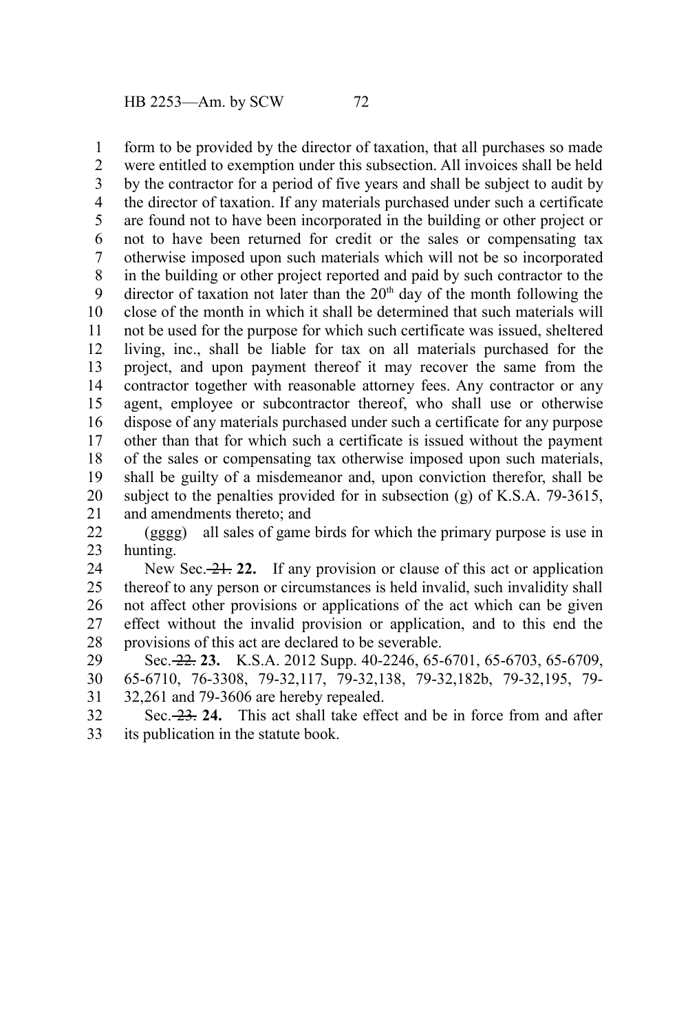form to be provided by the director of taxation, that all purchases so made were entitled to exemption under this subsection. All invoices shall be held by the contractor for a period of five years and shall be subject to audit by the director of taxation. If any materials purchased under such a certificate are found not to have been incorporated in the building or other project or not to have been returned for credit or the sales or compensating tax otherwise imposed upon such materials which will not be so incorporated in the building or other project reported and paid by such contractor to the director of taxation not later than the 20th day of the month following the close of the month in which it shall be determined that such materials will not be used for the purpose for which such certificate was issued, sheltered living, inc., shall be liable for tax on all materials purchased for the project, and upon payment thereof it may recover the same from the contractor together with reasonable attorney fees. Any contractor or any agent, employee or subcontractor thereof, who shall use or otherwise dispose of any materials purchased under such a certificate for any purpose other than that for which such a certificate is issued without the payment of the sales or compensating tax otherwise imposed upon such materials, shall be guilty of a misdemeanor and, upon conviction therefor, shall be subject to the penalties provided for in subsection (g) of K.S.A. 79-3615, and amendments thereto; and

(gggg) all sales of game birds for which the primary purpose is use in hunting.

New Sec. ~~21.~~ **22.** If any provision or clause of this act or application thereof to any person or circumstances is held invalid, such invalidity shall not affect other provisions or applications of the act which can be given effect without the invalid provision or application, and to this end the provisions of this act are declared to be severable.

Sec. ~~22.~~ **23.** K.S.A. 2012 Supp. 40-2246, 65-6701, 65-6703, 65-6709, 65-6710, 76-3308, 79-32,117, 79-32,138, 79-32,182b, 79-32,195, 79-32,261 and 79-3606 are hereby repealed.

Sec. ~~23.~~ **24.** This act shall take effect and be in force from and after its publication in the statute book.